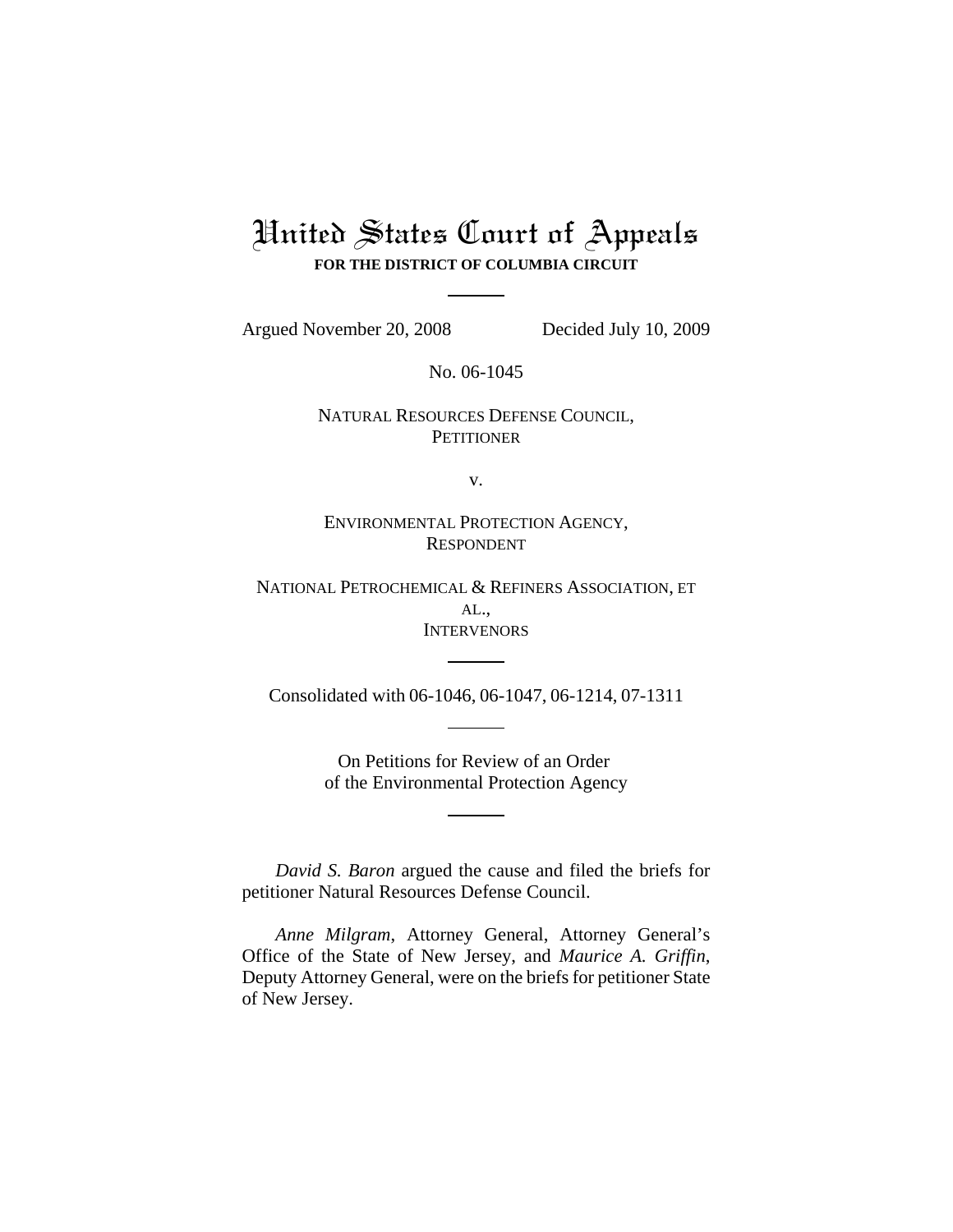# United States Court of Appeals
**FOR THE DISTRICT OF COLUMBIA CIRCUIT**

---

Argued November 20, 2008 Decided July 10, 2009

No. 06-1045

NATURAL RESOURCES DEFENSE COUNCIL,
PETITIONER

v.

ENVIRONMENTAL PROTECTION AGENCY,
RESPONDENT

NATIONAL PETROCHEMICAL & REFINERS ASSOCIATION, ET AL.,
INTERVENORS

---

Consolidated with 06-1046, 06-1047, 06-1214, 07-1311

---

On Petitions for Review of an Order
of the Environmental Protection Agency

---

*David S. Baron* argued the cause and filed the briefs for petitioner Natural Resources Defense Council.

*Anne Milgram*, Attorney General, Attorney General's Office of the State of New Jersey, and *Maurice A. Griffin*, Deputy Attorney General, were on the briefs for petitioner State of New Jersey.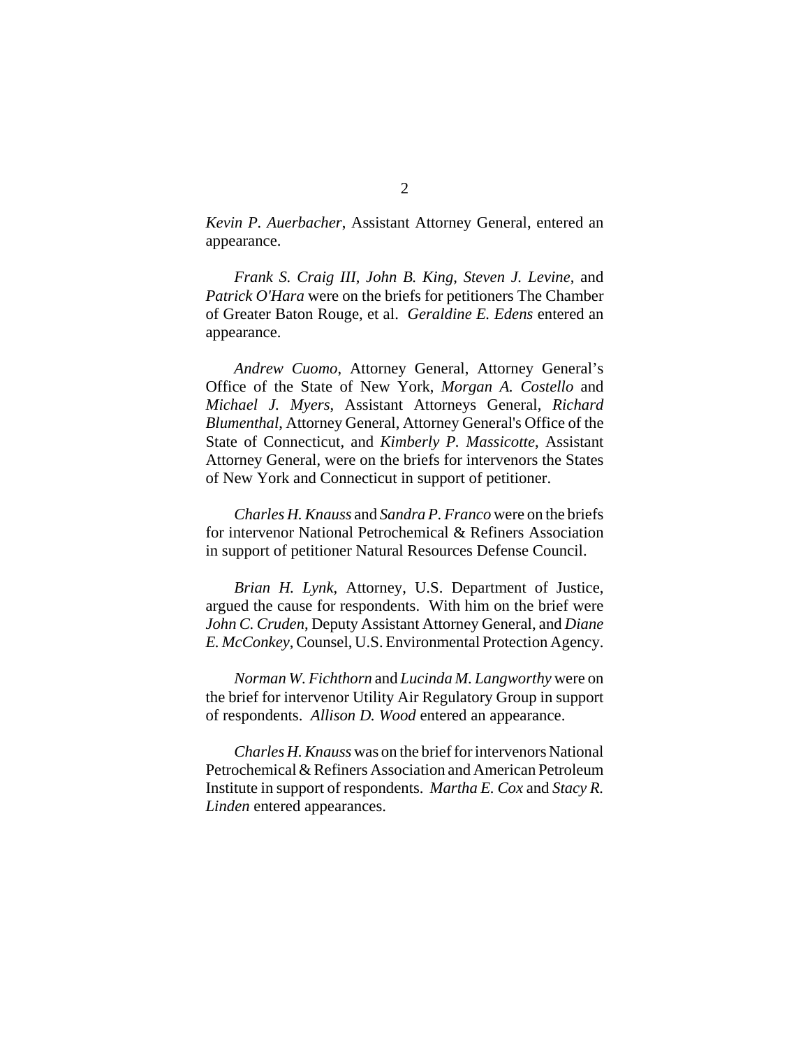*Kevin P. Auerbacher*, Assistant Attorney General, entered an appearance.

*Frank S. Craig III*, *John B. King*, *Steven J. Levine*, and *Patrick O'Hara* were on the briefs for petitioners The Chamber of Greater Baton Rouge, et al. *Geraldine E. Edens* entered an appearance.

*Andrew Cuomo*, Attorney General, Attorney General's Office of the State of New York, *Morgan A. Costello* and *Michael J. Myers*, Assistant Attorneys General, *Richard Blumenthal*, Attorney General, Attorney General's Office of the State of Connecticut, and *Kimberly P. Massicotte*, Assistant Attorney General, were on the briefs for intervenors the States of New York and Connecticut in support of petitioner.

*Charles H. Knauss* and *Sandra P. Franco* were on the briefs for intervenor National Petrochemical & Refiners Association in support of petitioner Natural Resources Defense Council.

*Brian H. Lynk*, Attorney, U.S. Department of Justice, argued the cause for respondents. With him on the brief were *John C. Cruden*, Deputy Assistant Attorney General, and *Diane E. McConkey*, Counsel, U.S. Environmental Protection Agency.

*Norman W. Fichthorn* and *Lucinda M. Langworthy* were on the brief for intervenor Utility Air Regulatory Group in support of respondents. *Allison D. Wood* entered an appearance.

*Charles H. Knauss* was on the brief for intervenors National Petrochemical & Refiners Association and American Petroleum Institute in support of respondents. *Martha E. Cox* and *Stacy R. Linden* entered appearances.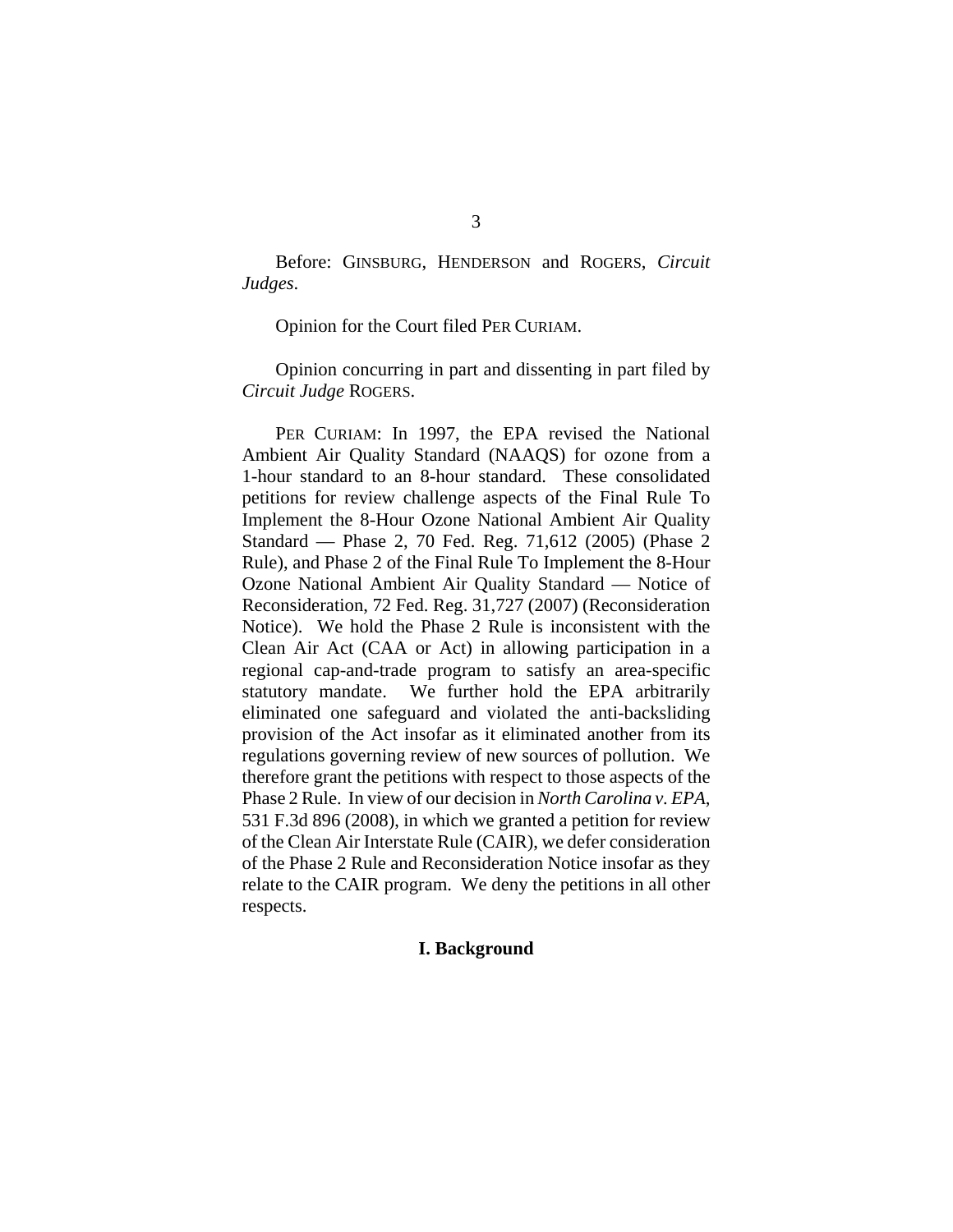Before: GINSBURG, HENDERSON and ROGERS, *Circuit Judges*.

Opinion for the Court filed PER CURIAM.

Opinion concurring in part and dissenting in part filed by *Circuit Judge* ROGERS.

PER CURIAM: In 1997, the EPA revised the National Ambient Air Quality Standard (NAAQS) for ozone from a 1-hour standard to an 8-hour standard. These consolidated petitions for review challenge aspects of the Final Rule To Implement the 8-Hour Ozone National Ambient Air Quality Standard — Phase 2, 70 Fed. Reg. 71,612 (2005) (Phase 2 Rule), and Phase 2 of the Final Rule To Implement the 8-Hour Ozone National Ambient Air Quality Standard — Notice of Reconsideration, 72 Fed. Reg. 31,727 (2007) (Reconsideration Notice). We hold the Phase 2 Rule is inconsistent with the Clean Air Act (CAA or Act) in allowing participation in a regional cap-and-trade program to satisfy an area-specific statutory mandate. We further hold the EPA arbitrarily eliminated one safeguard and violated the anti-backsliding provision of the Act insofar as it eliminated another from its regulations governing review of new sources of pollution. We therefore grant the petitions with respect to those aspects of the Phase 2 Rule. In view of our decision in *North Carolina v. EPA*, 531 F.3d 896 (2008), in which we granted a petition for review of the Clean Air Interstate Rule (CAIR), we defer consideration of the Phase 2 Rule and Reconsideration Notice insofar as they relate to the CAIR program. We deny the petitions in all other respects.

## I. Background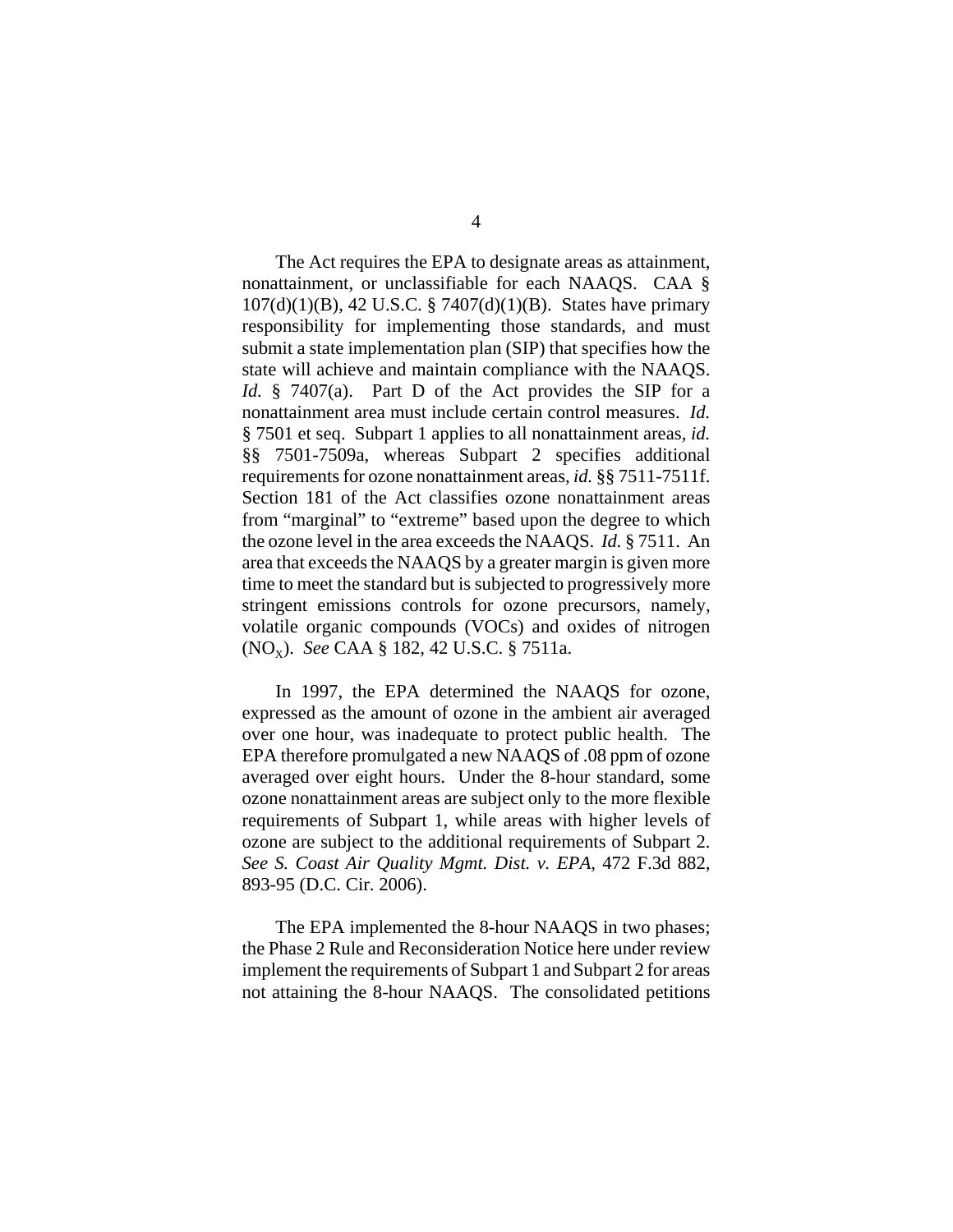The Act requires the EPA to designate areas as attainment, nonattainment, or unclassifiable for each NAAQS. CAA § 107(d)(1)(B), 42 U.S.C. § 7407(d)(1)(B). States have primary responsibility for implementing those standards, and must submit a state implementation plan (SIP) that specifies how the state will achieve and maintain compliance with the NAAQS. *Id.* § 7407(a). Part D of the Act provides the SIP for a nonattainment area must include certain control measures. *Id.* § 7501 et seq. Subpart 1 applies to all nonattainment areas, *id.* §§ 7501-7509a, whereas Subpart 2 specifies additional requirements for ozone nonattainment areas, *id.* §§ 7511-7511f. Section 181 of the Act classifies ozone nonattainment areas from "marginal" to "extreme" based upon the degree to which the ozone level in the area exceeds the NAAQS. *Id.* § 7511. An area that exceeds the NAAQS by a greater margin is given more time to meet the standard but is subjected to progressively more stringent emissions controls for ozone precursors, namely, volatile organic compounds (VOCs) and oxides of nitrogen ($NO_X$). *See* CAA § 182, 42 U.S.C. § 7511a.

In 1997, the EPA determined the NAAQS for ozone, expressed as the amount of ozone in the ambient air averaged over one hour, was inadequate to protect public health. The EPA therefore promulgated a new NAAQS of .08 ppm of ozone averaged over eight hours. Under the 8-hour standard, some ozone nonattainment areas are subject only to the more flexible requirements of Subpart 1, while areas with higher levels of ozone are subject to the additional requirements of Subpart 2. *See S. Coast Air Quality Mgmt. Dist. v. EPA*, 472 F.3d 882, 893-95 (D.C. Cir. 2006).

The EPA implemented the 8-hour NAAQS in two phases; the Phase 2 Rule and Reconsideration Notice here under review implement the requirements of Subpart 1 and Subpart 2 for areas not attaining the 8-hour NAAQS. The consolidated petitions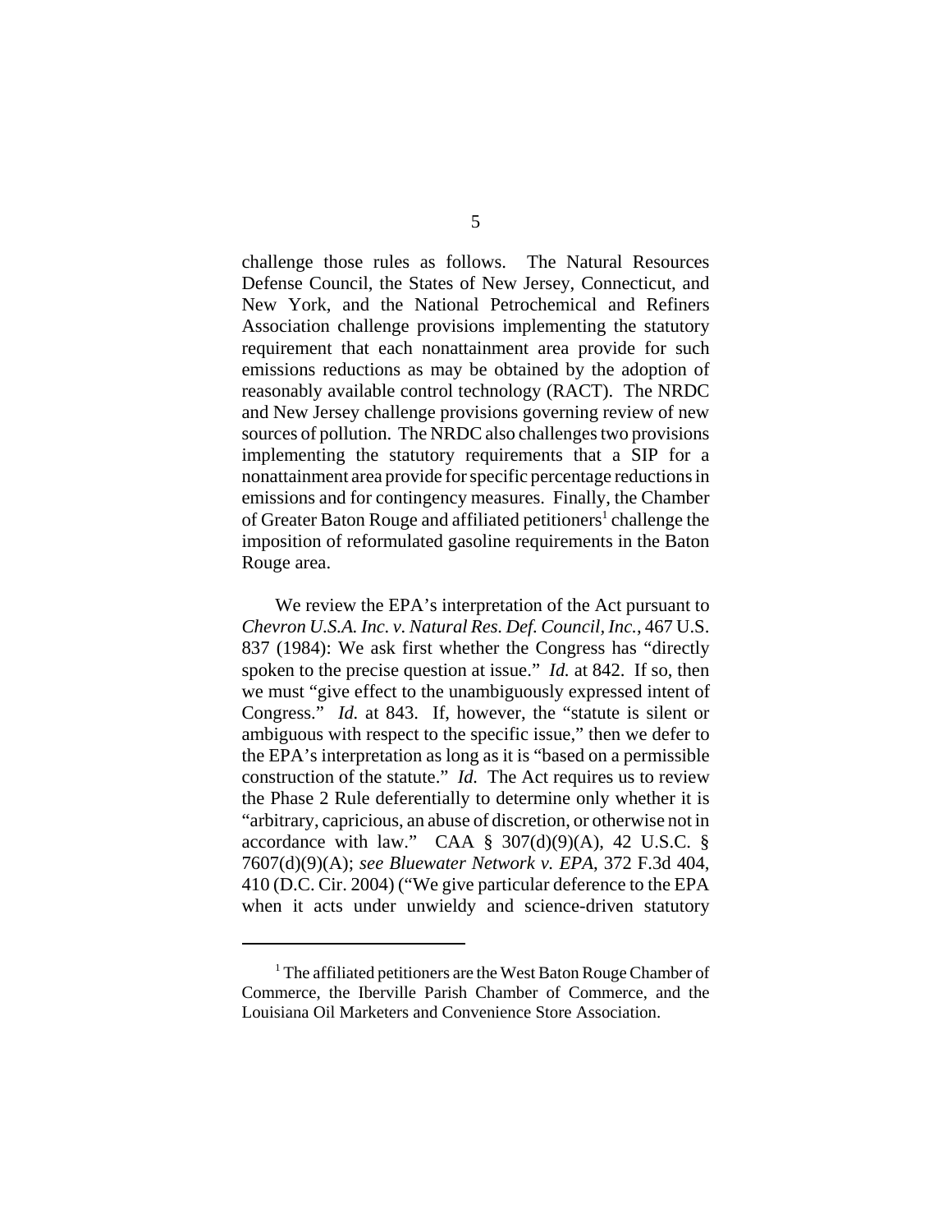challenge those rules as follows. The Natural Resources Defense Council, the States of New Jersey, Connecticut, and New York, and the National Petrochemical and Refiners Association challenge provisions implementing the statutory requirement that each nonattainment area provide for such emissions reductions as may be obtained by the adoption of reasonably available control technology (RACT). The NRDC and New Jersey challenge provisions governing review of new sources of pollution. The NRDC also challenges two provisions implementing the statutory requirements that a SIP for a nonattainment area provide for specific percentage reductions in emissions and for contingency measures. Finally, the Chamber of Greater Baton Rouge and affiliated petitioners[1] challenge the imposition of reformulated gasoline requirements in the Baton Rouge area.

We review the EPA's interpretation of the Act pursuant to *Chevron U.S.A. Inc. v. Natural Res. Def. Council, Inc.*, 467 U.S. 837 (1984): We ask first whether the Congress has "directly spoken to the precise question at issue." *Id.* at 842. If so, then we must "give effect to the unambiguously expressed intent of Congress." *Id.* at 843. If, however, the "statute is silent or ambiguous with respect to the specific issue," then we defer to the EPA's interpretation as long as it is "based on a permissible construction of the statute." *Id.* The Act requires us to review the Phase 2 Rule deferentially to determine only whether it is "arbitrary, capricious, an abuse of discretion, or otherwise not in accordance with law." CAA § 307(d)(9)(A), 42 U.S.C. § 7607(d)(9)(A); *see Bluewater Network v. EPA*, 372 F.3d 404, 410 (D.C. Cir. 2004) ("We give particular deference to the EPA when it acts under unwieldy and science-driven statutory

[1] The affiliated petitioners are the West Baton Rouge Chamber of Commerce, the Iberville Parish Chamber of Commerce, and the Louisiana Oil Marketers and Convenience Store Association.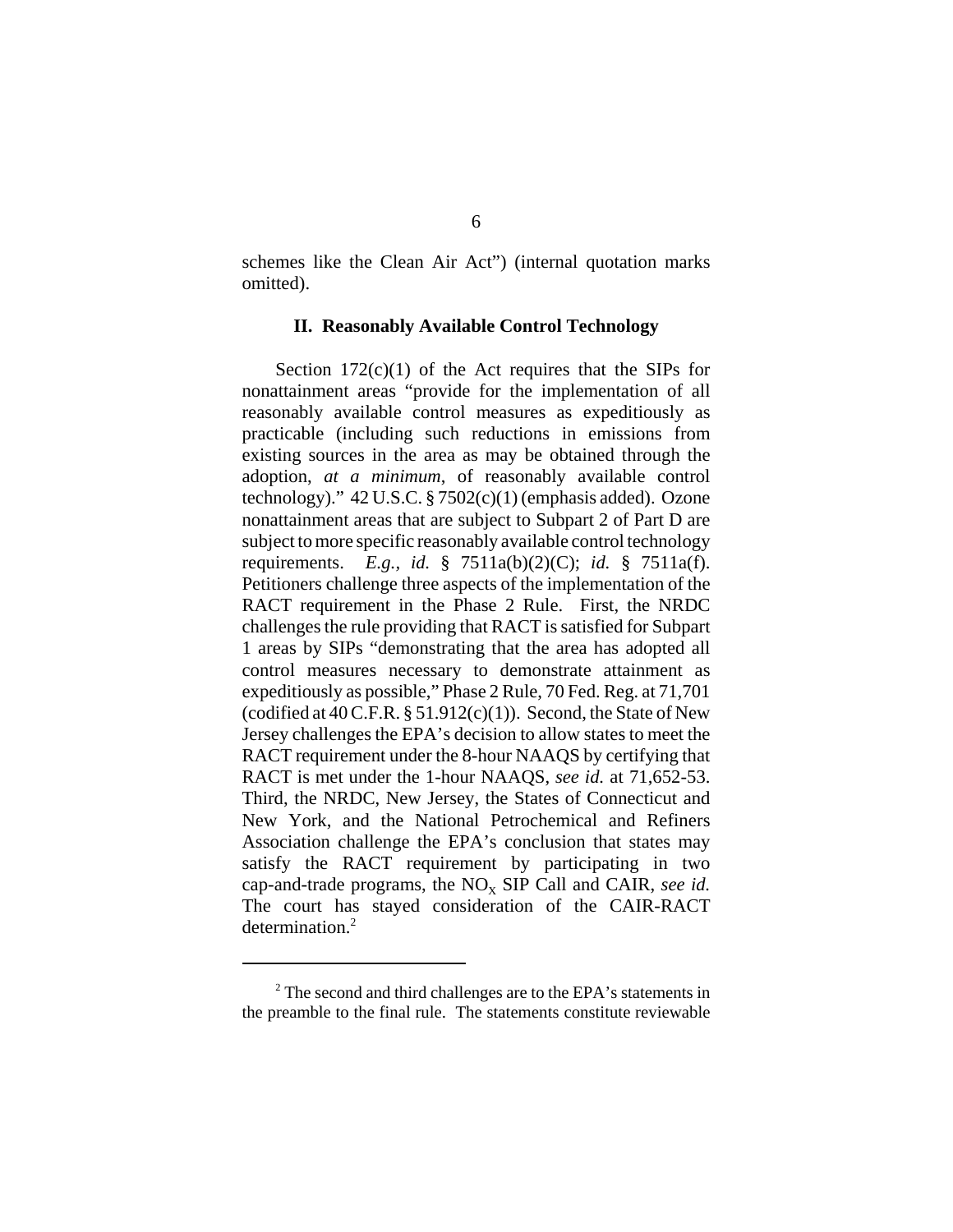schemes like the Clean Air Act") (internal quotation marks omitted).

### II. Reasonably Available Control Technology

Section 172(c)(1) of the Act requires that the SIPs for nonattainment areas "provide for the implementation of all reasonably available control measures as expeditiously as practicable (including such reductions in emissions from existing sources in the area as may be obtained through the adoption, *at a minimum*, of reasonably available control technology)." 42 U.S.C. § 7502(c)(1) (emphasis added). Ozone nonattainment areas that are subject to Subpart 2 of Part D are subject to more specific reasonably available control technology requirements. *E.g., id.* § 7511a(b)(2)(C); *id.* § 7511a(f). Petitioners challenge three aspects of the implementation of the RACT requirement in the Phase 2 Rule. First, the NRDC challenges the rule providing that RACT is satisfied for Subpart 1 areas by SIPs "demonstrating that the area has adopted all control measures necessary to demonstrate attainment as expeditiously as possible," Phase 2 Rule, 70 Fed. Reg. at 71,701 (codified at 40 C.F.R. § 51.912(c)(1)). Second, the State of New Jersey challenges the EPA's decision to allow states to meet the RACT requirement under the 8-hour NAAQS by certifying that RACT is met under the 1-hour NAAQS, *see id.* at 71,652-53. Third, the NRDC, New Jersey, the States of Connecticut and New York, and the National Petrochemical and Refiners Association challenge the EPA's conclusion that states may satisfy the RACT requirement by participating in two cap-and-trade programs, the $NO_X$ SIP Call and CAIR, *see id.* The court has stayed consideration of the CAIR-RACT determination.[2]

---

[2] The second and third challenges are to the EPA's statements in the preamble to the final rule. The statements constitute reviewable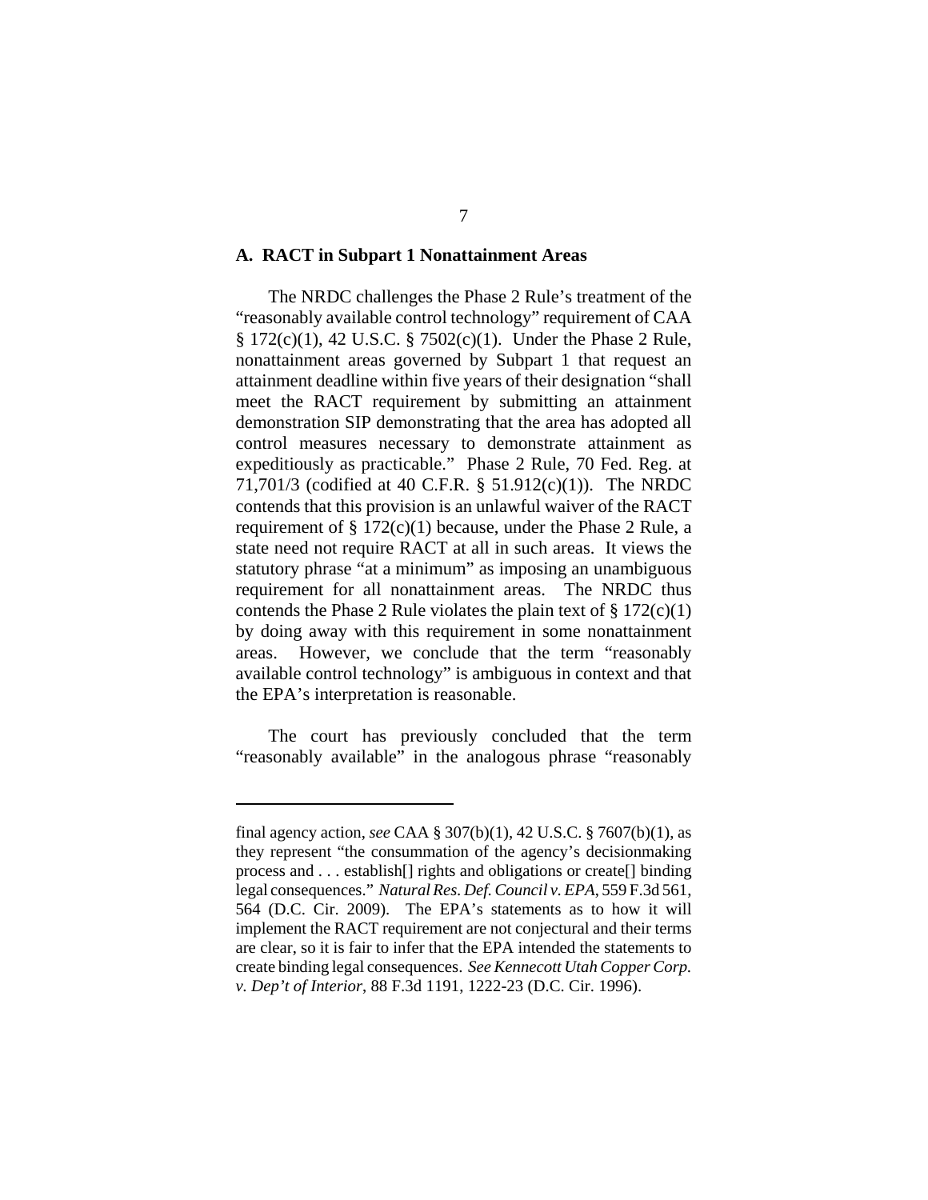### A. RACT in Subpart 1 Nonattainment Areas

The NRDC challenges the Phase 2 Rule's treatment of the "reasonably available control technology" requirement of CAA § 172(c)(1), 42 U.S.C. § 7502(c)(1). Under the Phase 2 Rule, nonattainment areas governed by Subpart 1 that request an attainment deadline within five years of their designation "shall meet the RACT requirement by submitting an attainment demonstration SIP demonstrating that the area has adopted all control measures necessary to demonstrate attainment as expeditiously as practicable." Phase 2 Rule, 70 Fed. Reg. at 71,701/3 (codified at 40 C.F.R. § 51.912(c)(1)). The NRDC contends that this provision is an unlawful waiver of the RACT requirement of § 172(c)(1) because, under the Phase 2 Rule, a state need not require RACT at all in such areas. It views the statutory phrase "at a minimum" as imposing an unambiguous requirement for all nonattainment areas. The NRDC thus contends the Phase 2 Rule violates the plain text of § 172(c)(1) by doing away with this requirement in some nonattainment areas. However, we conclude that the term "reasonably available control technology" is ambiguous in context and that the EPA's interpretation is reasonable.

The court has previously concluded that the term "reasonably available" in the analogous phrase "reasonably

---

final agency action, *see* CAA § 307(b)(1), 42 U.S.C. § 7607(b)(1), as they represent "the consummation of the agency's decisionmaking process and . . . establish[] rights and obligations or create[] binding legal consequences." *Natural Res. Def. Council v. EPA*, 559 F.3d 561, 564 (D.C. Cir. 2009). The EPA's statements as to how it will implement the RACT requirement are not conjectural and their terms are clear, so it is fair to infer that the EPA intended the statements to create binding legal consequences. *See Kennecott Utah Copper Corp. v. Dep't of Interior*, 88 F.3d 1191, 1222-23 (D.C. Cir. 1996).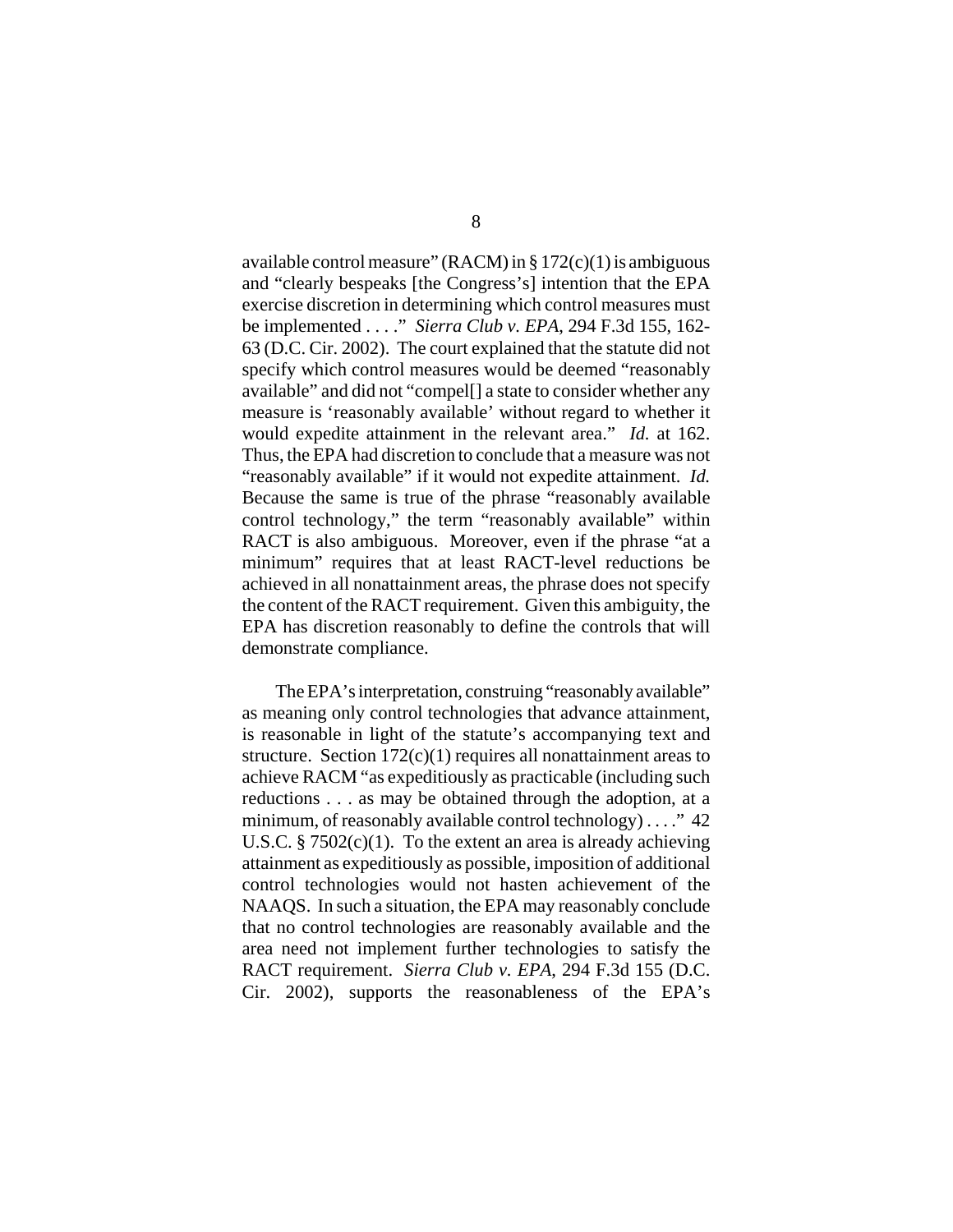available control measure" (RACM) in § 172(c)(1) is ambiguous and "clearly bespeaks [the Congress's] intention that the EPA exercise discretion in determining which control measures must be implemented . . . ." *Sierra Club v. EPA*, 294 F.3d 155, 162-63 (D.C. Cir. 2002). The court explained that the statute did not specify which control measures would be deemed "reasonably available" and did not "compel[] a state to consider whether any measure is 'reasonably available' without regard to whether it would expedite attainment in the relevant area." *Id.* at 162. Thus, the EPA had discretion to conclude that a measure was not "reasonably available" if it would not expedite attainment. *Id.* Because the same is true of the phrase "reasonably available control technology," the term "reasonably available" within RACT is also ambiguous. Moreover, even if the phrase "at a minimum" requires that at least RACT-level reductions be achieved in all nonattainment areas, the phrase does not specify the content of the RACT requirement. Given this ambiguity, the EPA has discretion reasonably to define the controls that will demonstrate compliance.

The EPA's interpretation, construing "reasonably available" as meaning only control technologies that advance attainment, is reasonable in light of the statute's accompanying text and structure. Section 172(c)(1) requires all nonattainment areas to achieve RACM "as expeditiously as practicable (including such reductions . . . as may be obtained through the adoption, at a minimum, of reasonably available control technology) . . . ." 42 U.S.C. § 7502(c)(1). To the extent an area is already achieving attainment as expeditiously as possible, imposition of additional control technologies would not hasten achievement of the NAAQS. In such a situation, the EPA may reasonably conclude that no control technologies are reasonably available and the area need not implement further technologies to satisfy the RACT requirement. *Sierra Club v. EPA*, 294 F.3d 155 (D.C. Cir. 2002), supports the reasonableness of the EPA's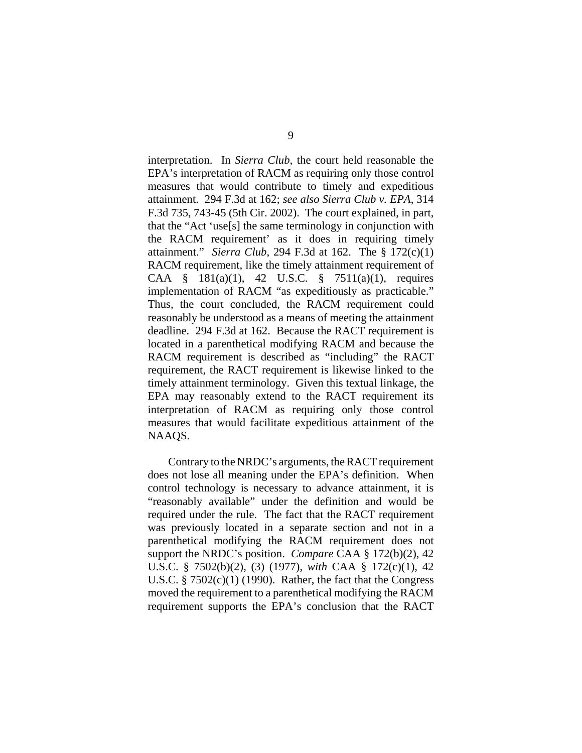interpretation. In *Sierra Club*, the court held reasonable the EPA's interpretation of RACM as requiring only those control measures that would contribute to timely and expeditious attainment. 294 F.3d at 162; *see also Sierra Club v. EPA*, 314 F.3d 735, 743-45 (5th Cir. 2002). The court explained, in part, that the "Act 'use[s] the same terminology in conjunction with the RACM requirement' as it does in requiring timely attainment." *Sierra Club*, 294 F.3d at 162. The § 172(c)(1) RACM requirement, like the timely attainment requirement of CAA § 181(a)(1), 42 U.S.C. § 7511(a)(1), requires implementation of RACM "as expeditiously as practicable." Thus, the court concluded, the RACM requirement could reasonably be understood as a means of meeting the attainment deadline. 294 F.3d at 162. Because the RACT requirement is located in a parenthetical modifying RACM and because the RACM requirement is described as "including" the RACT requirement, the RACT requirement is likewise linked to the timely attainment terminology. Given this textual linkage, the EPA may reasonably extend to the RACT requirement its interpretation of RACM as requiring only those control measures that would facilitate expeditious attainment of the NAAQS.

Contrary to the NRDC's arguments, the RACT requirement does not lose all meaning under the EPA's definition. When control technology is necessary to advance attainment, it is "reasonably available" under the definition and would be required under the rule. The fact that the RACT requirement was previously located in a separate section and not in a parenthetical modifying the RACM requirement does not support the NRDC's position. *Compare* CAA § 172(b)(2), 42 U.S.C. § 7502(b)(2), (3) (1977), *with* CAA § 172(c)(1), 42 U.S.C. § 7502(c)(1) (1990). Rather, the fact that the Congress moved the requirement to a parenthetical modifying the RACM requirement supports the EPA's conclusion that the RACT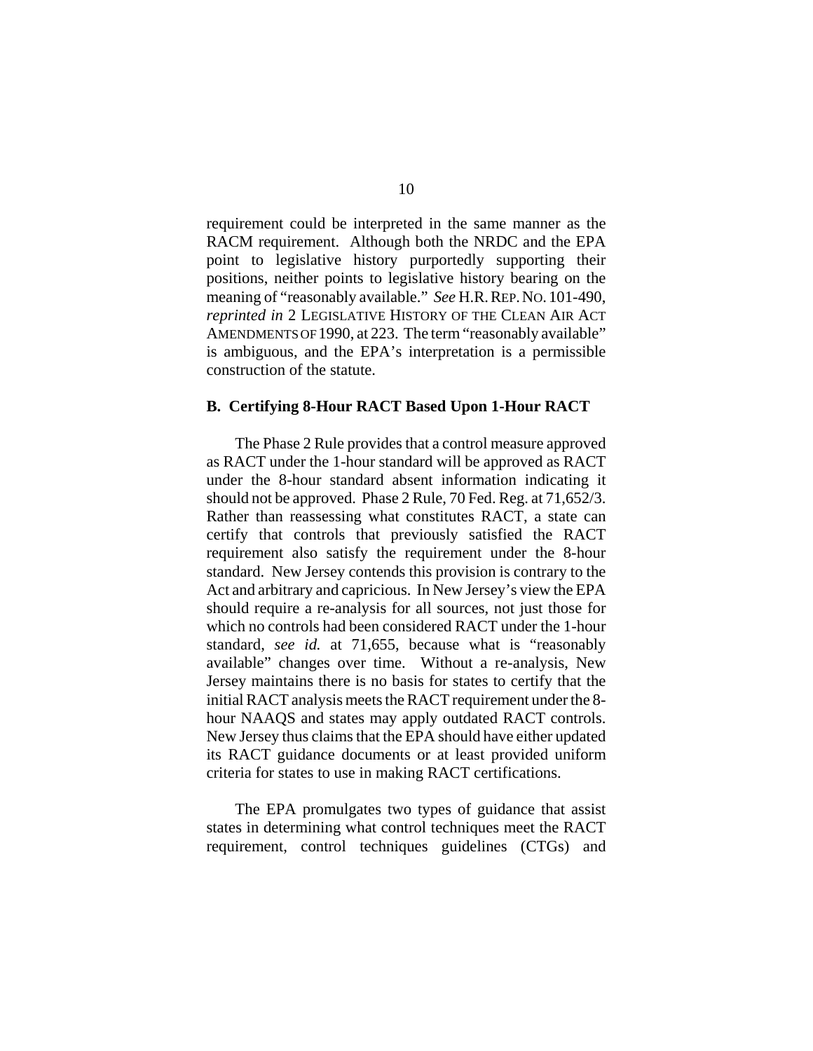requirement could be interpreted in the same manner as the RACM requirement. Although both the NRDC and the EPA point to legislative history purportedly supporting their positions, neither points to legislative history bearing on the meaning of "reasonably available." *See* H.R. REP. NO. 101-490, *reprinted in* 2 LEGISLATIVE HISTORY OF THE CLEAN AIR ACT AMENDMENTS OF 1990, at 223. The term "reasonably available" is ambiguous, and the EPA's interpretation is a permissible construction of the statute.

**B. Certifying 8-Hour RACT Based Upon 1-Hour RACT**

The Phase 2 Rule provides that a control measure approved as RACT under the 1-hour standard will be approved as RACT under the 8-hour standard absent information indicating it should not be approved. Phase 2 Rule, 70 Fed. Reg. at 71,652/3. Rather than reassessing what constitutes RACT, a state can certify that controls that previously satisfied the RACT requirement also satisfy the requirement under the 8-hour standard. New Jersey contends this provision is contrary to the Act and arbitrary and capricious. In New Jersey's view the EPA should require a re-analysis for all sources, not just those for which no controls had been considered RACT under the 1-hour standard, *see id.* at 71,655, because what is "reasonably available" changes over time. Without a re-analysis, New Jersey maintains there is no basis for states to certify that the initial RACT analysis meets the RACT requirement under the 8-hour NAAQS and states may apply outdated RACT controls. New Jersey thus claims that the EPA should have either updated its RACT guidance documents or at least provided uniform criteria for states to use in making RACT certifications.

The EPA promulgates two types of guidance that assist states in determining what control techniques meet the RACT requirement, control techniques guidelines (CTGs) and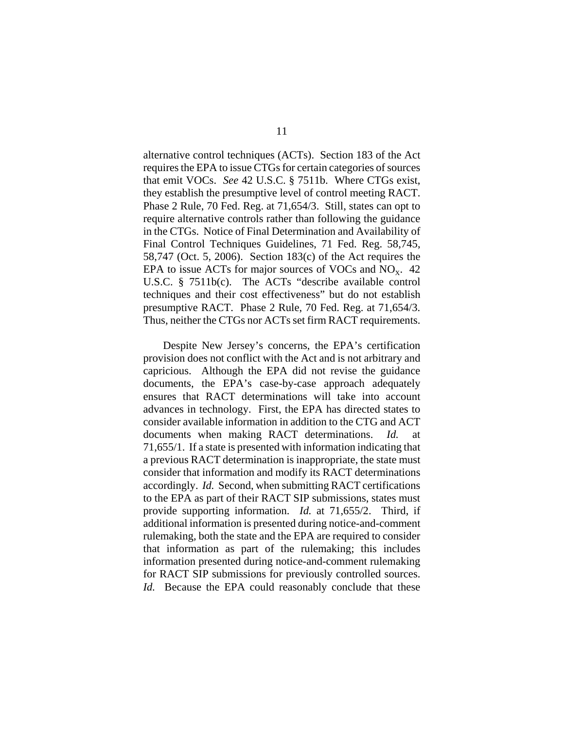alternative control techniques (ACTs). Section 183 of the Act requires the EPA to issue CTGs for certain categories of sources that emit VOCs. *See* 42 U.S.C. § 7511b. Where CTGs exist, they establish the presumptive level of control meeting RACT. Phase 2 Rule, 70 Fed. Reg. at 71,654/3. Still, states can opt to require alternative controls rather than following the guidance in the CTGs. Notice of Final Determination and Availability of Final Control Techniques Guidelines, 71 Fed. Reg. 58,745, 58,747 (Oct. 5, 2006). Section 183(c) of the Act requires the EPA to issue ACTs for major sources of VOCs and $NO_X$. 42 U.S.C. § 7511b(c). The ACTs "describe available control techniques and their cost effectiveness" but do not establish presumptive RACT. Phase 2 Rule, 70 Fed. Reg. at 71,654/3. Thus, neither the CTGs nor ACTs set firm RACT requirements.

Despite New Jersey's concerns, the EPA's certification provision does not conflict with the Act and is not arbitrary and capricious. Although the EPA did not revise the guidance documents, the EPA's case-by-case approach adequately ensures that RACT determinations will take into account advances in technology. First, the EPA has directed states to consider available information in addition to the CTG and ACT documents when making RACT determinations. *Id.* at 71,655/1. If a state is presented with information indicating that a previous RACT determination is inappropriate, the state must consider that information and modify its RACT determinations accordingly. *Id.* Second, when submitting RACT certifications to the EPA as part of their RACT SIP submissions, states must provide supporting information. *Id.* at 71,655/2. Third, if additional information is presented during notice-and-comment rulemaking, both the state and the EPA are required to consider that information as part of the rulemaking; this includes information presented during notice-and-comment rulemaking for RACT SIP submissions for previously controlled sources. *Id.* Because the EPA could reasonably conclude that these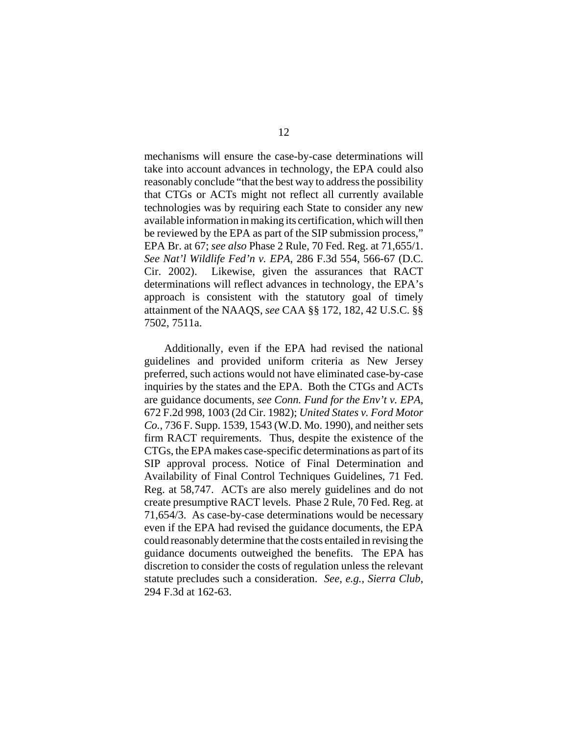mechanisms will ensure the case-by-case determinations will take into account advances in technology, the EPA could also reasonably conclude "that the best way to address the possibility that CTGs or ACTs might not reflect all currently available technologies was by requiring each State to consider any new available information in making its certification, which will then be reviewed by the EPA as part of the SIP submission process," EPA Br. at 67; *see also* Phase 2 Rule, 70 Fed. Reg. at 71,655/1. *See Nat'l Wildlife Fed'n v. EPA*, 286 F.3d 554, 566-67 (D.C. Cir. 2002). Likewise, given the assurances that RACT determinations will reflect advances in technology, the EPA's approach is consistent with the statutory goal of timely attainment of the NAAQS, *see* CAA §§ 172, 182, 42 U.S.C. §§ 7502, 7511a.

Additionally, even if the EPA had revised the national guidelines and provided uniform criteria as New Jersey preferred, such actions would not have eliminated case-by-case inquiries by the states and the EPA. Both the CTGs and ACTs are guidance documents, *see Conn. Fund for the Env't v. EPA*, 672 F.2d 998, 1003 (2d Cir. 1982); *United States v. Ford Motor Co.*, 736 F. Supp. 1539, 1543 (W.D. Mo. 1990), and neither sets firm RACT requirements. Thus, despite the existence of the CTGs, the EPA makes case-specific determinations as part of its SIP approval process. Notice of Final Determination and Availability of Final Control Techniques Guidelines, 71 Fed. Reg. at 58,747. ACTs are also merely guidelines and do not create presumptive RACT levels. Phase 2 Rule, 70 Fed. Reg. at 71,654/3. As case-by-case determinations would be necessary even if the EPA had revised the guidance documents, the EPA could reasonably determine that the costs entailed in revising the guidance documents outweighed the benefits. The EPA has discretion to consider the costs of regulation unless the relevant statute precludes such a consideration. *See, e.g.*, *Sierra Club*, 294 F.3d at 162-63.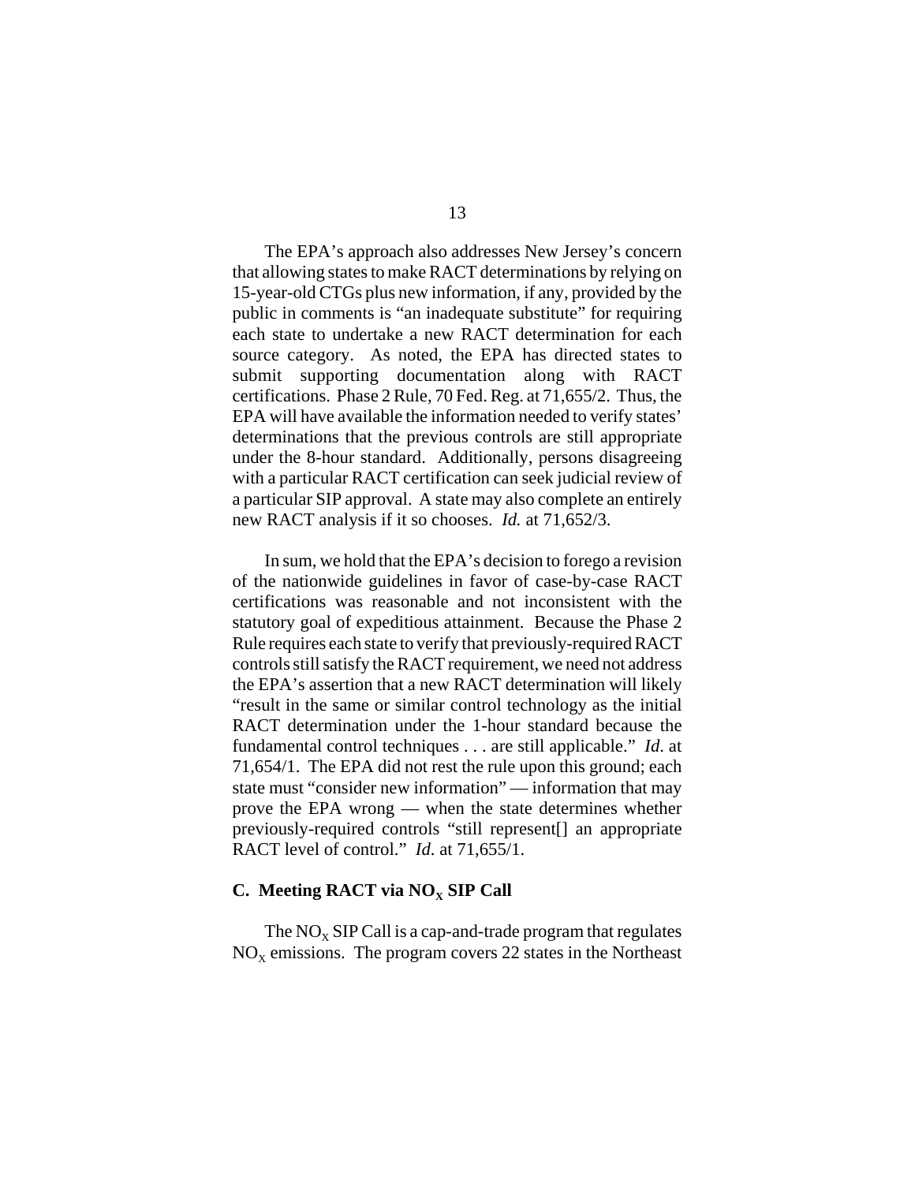The EPA's approach also addresses New Jersey's concern that allowing states to make RACT determinations by relying on 15-year-old CTGs plus new information, if any, provided by the public in comments is "an inadequate substitute" for requiring each state to undertake a new RACT determination for each source category. As noted, the EPA has directed states to submit supporting documentation along with RACT certifications. Phase 2 Rule, 70 Fed. Reg. at 71,655/2. Thus, the EPA will have available the information needed to verify states' determinations that the previous controls are still appropriate under the 8-hour standard. Additionally, persons disagreeing with a particular RACT certification can seek judicial review of a particular SIP approval. A state may also complete an entirely new RACT analysis if it so chooses. *Id.* at 71,652/3.

In sum, we hold that the EPA's decision to forego a revision of the nationwide guidelines in favor of case-by-case RACT certifications was reasonable and not inconsistent with the statutory goal of expeditious attainment. Because the Phase 2 Rule requires each state to verify that previously-required RACT controls still satisfy the RACT requirement, we need not address the EPA's assertion that a new RACT determination will likely "result in the same or similar control technology as the initial RACT determination under the 1-hour standard because the fundamental control techniques . . . are still applicable." *Id*. at 71,654/1. The EPA did not rest the rule upon this ground; each state must "consider new information" — information that may prove the EPA wrong — when the state determines whether previously-required controls "still represent[] an appropriate RACT level of control." *Id*. at 71,655/1.

### C. Meeting RACT via $NO_X$ SIP Call

The $NO_X$ SIP Call is a cap-and-trade program that regulates $NO_X$ emissions. The program covers 22 states in the Northeast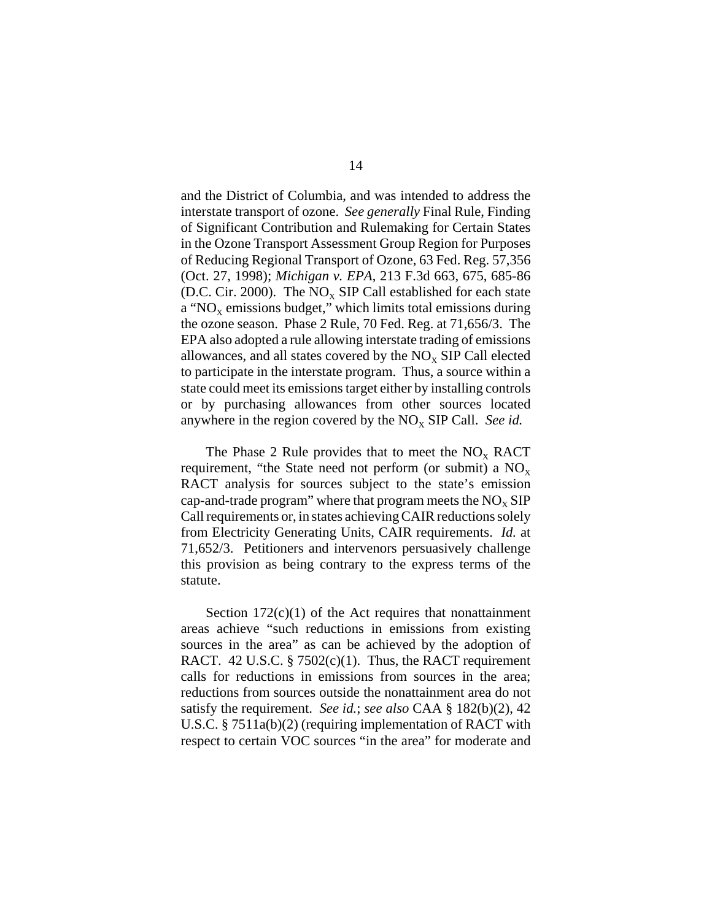and the District of Columbia, and was intended to address the interstate transport of ozone. *See generally* Final Rule, Finding of Significant Contribution and Rulemaking for Certain States in the Ozone Transport Assessment Group Region for Purposes of Reducing Regional Transport of Ozone, 63 Fed. Reg. 57,356 (Oct. 27, 1998); *Michigan v. EPA*, 213 F.3d 663, 675, 685-86 (D.C. Cir. 2000). The $NO_X$ SIP Call established for each state a "$NO_X$ emissions budget," which limits total emissions during the ozone season. Phase 2 Rule, 70 Fed. Reg. at 71,656/3. The EPA also adopted a rule allowing interstate trading of emissions allowances, and all states covered by the $NO_X$ SIP Call elected to participate in the interstate program. Thus, a source within a state could meet its emissions target either by installing controls or by purchasing allowances from other sources located anywhere in the region covered by the $NO_X$ SIP Call. *See id.*

The Phase 2 Rule provides that to meet the $NO_X$ RACT requirement, "the State need not perform (or submit) a $NO_X$ RACT analysis for sources subject to the state's emission cap-and-trade program" where that program meets the $NO_X$ SIP Call requirements or, in states achieving CAIR reductions solely from Electricity Generating Units, CAIR requirements. *Id.* at 71,652/3. Petitioners and intervenors persuasively challenge this provision as being contrary to the express terms of the statute.

Section 172(c)(1) of the Act requires that nonattainment areas achieve "such reductions in emissions from existing sources in the area" as can be achieved by the adoption of RACT. 42 U.S.C. § 7502(c)(1). Thus, the RACT requirement calls for reductions in emissions from sources in the area; reductions from sources outside the nonattainment area do not satisfy the requirement. *See id.*; *see also* CAA § 182(b)(2), 42 U.S.C. § 7511a(b)(2) (requiring implementation of RACT with respect to certain VOC sources "in the area" for moderate and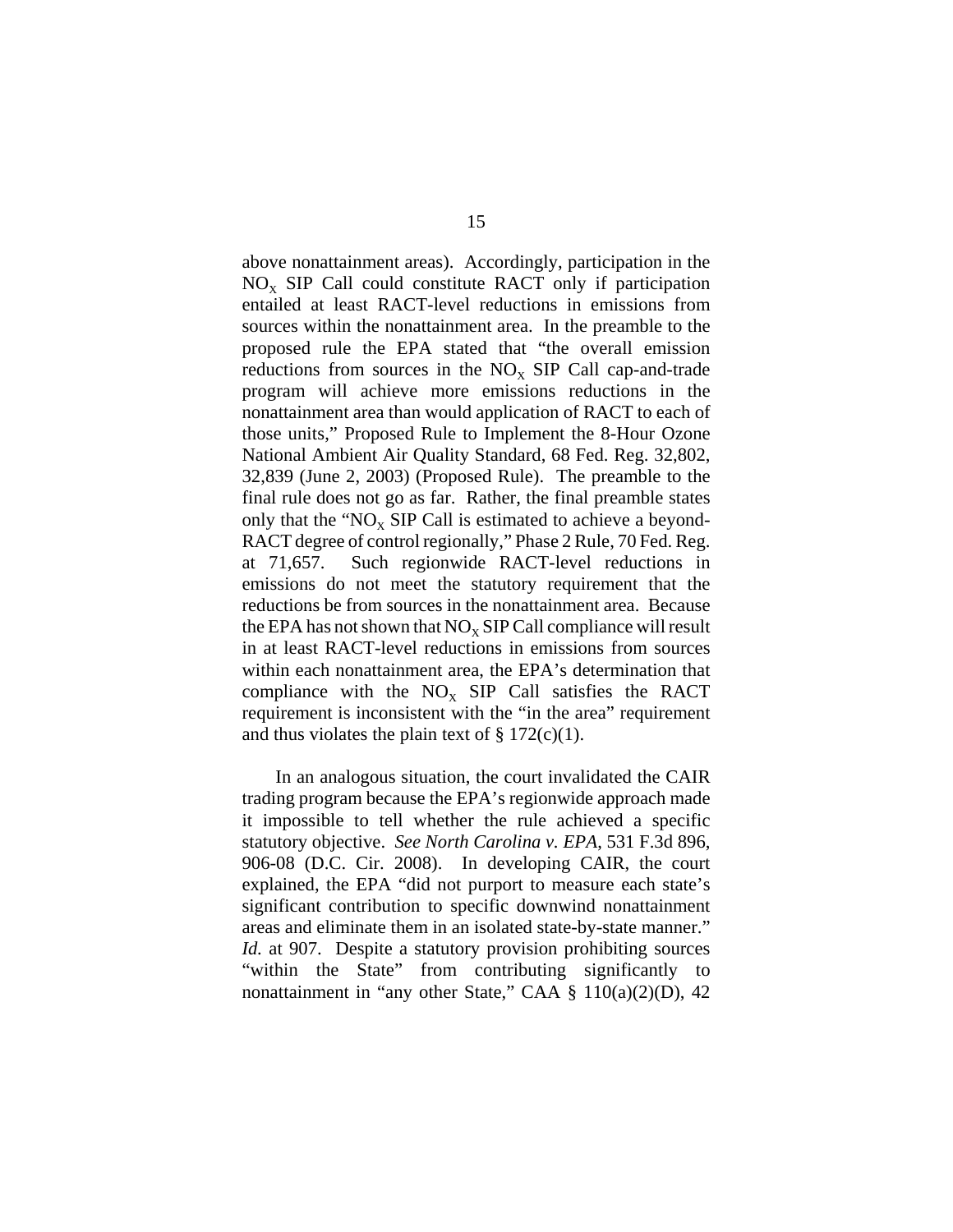above nonattainment areas). Accordingly, participation in the $NO_X$ SIP Call could constitute RACT only if participation entailed at least RACT-level reductions in emissions from sources within the nonattainment area. In the preamble to the proposed rule the EPA stated that "the overall emission reductions from sources in the $NO_X$ SIP Call cap-and-trade program will achieve more emissions reductions in the nonattainment area than would application of RACT to each of those units," Proposed Rule to Implement the 8-Hour Ozone National Ambient Air Quality Standard, 68 Fed. Reg. 32,802, 32,839 (June 2, 2003) (Proposed Rule). The preamble to the final rule does not go as far. Rather, the final preamble states only that the "$NO_X$ SIP Call is estimated to achieve a beyond-RACT degree of control regionally," Phase 2 Rule, 70 Fed. Reg. at 71,657. Such regionwide RACT-level reductions in emissions do not meet the statutory requirement that the reductions be from sources in the nonattainment area. Because the EPA has not shown that $NO_X$ SIP Call compliance will result in at least RACT-level reductions in emissions from sources within each nonattainment area, the EPA's determination that compliance with the $NO_X$ SIP Call satisfies the RACT requirement is inconsistent with the "in the area" requirement and thus violates the plain text of § 172(c)(1).

In an analogous situation, the court invalidated the CAIR trading program because the EPA's regionwide approach made it impossible to tell whether the rule achieved a specific statutory objective. *See North Carolina v. EPA*, 531 F.3d 896, 906-08 (D.C. Cir. 2008). In developing CAIR, the court explained, the EPA "did not purport to measure each state's significant contribution to specific downwind nonattainment areas and eliminate them in an isolated state-by-state manner." *Id.* at 907. Despite a statutory provision prohibiting sources "within the State" from contributing significantly to nonattainment in "any other State," CAA § 110(a)(2)(D), 42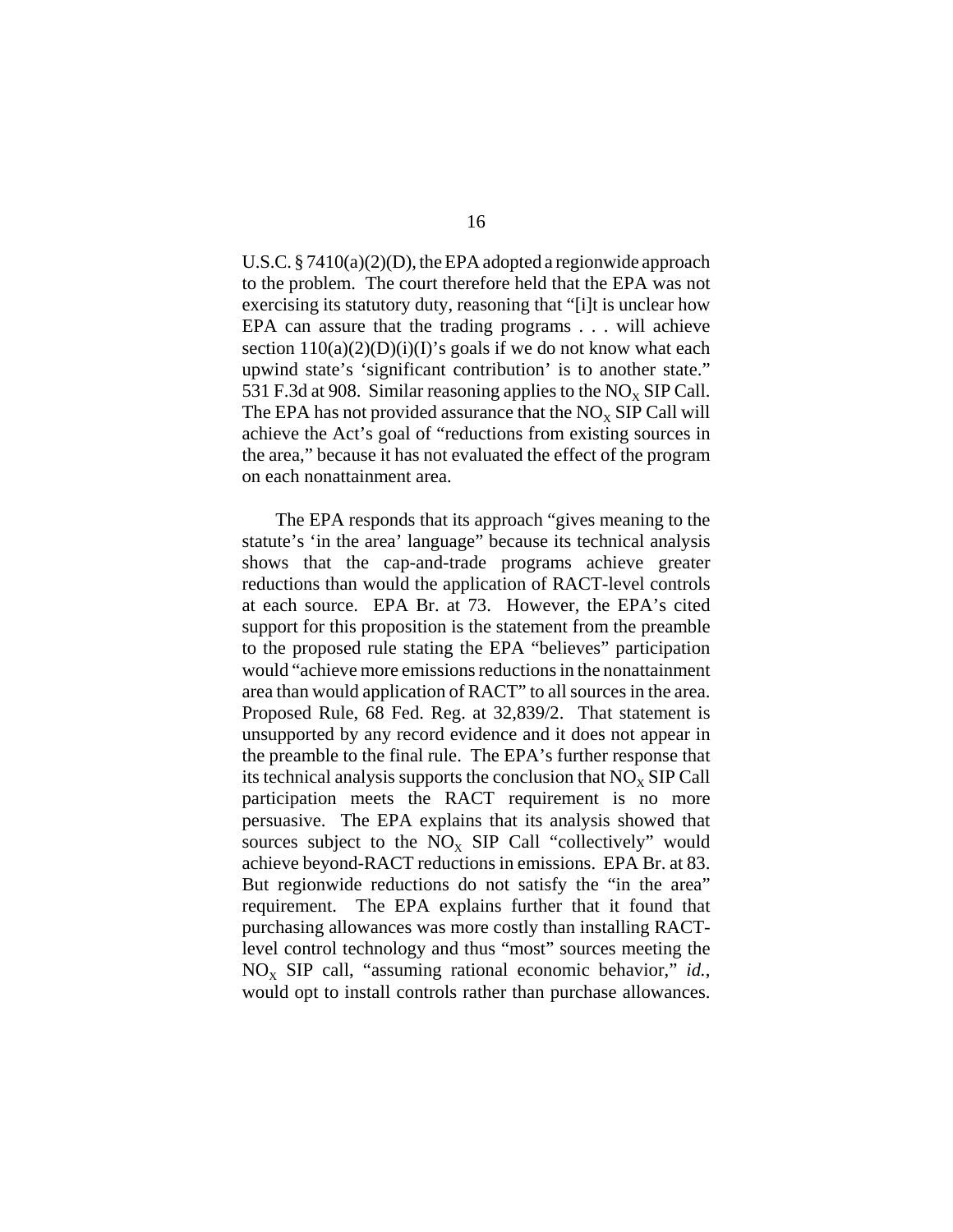U.S.C. § 7410(a)(2)(D), the EPA adopted a regionwide approach to the problem. The court therefore held that the EPA was not exercising its statutory duty, reasoning that "[i]t is unclear how EPA can assure that the trading programs . . . will achieve section 110(a)(2)(D)(i)(I)'s goals if we do not know what each upwind state's 'significant contribution' is to another state." 531 F.3d at 908. Similar reasoning applies to the $NO_X$ SIP Call. The EPA has not provided assurance that the $NO_X$ SIP Call will achieve the Act's goal of "reductions from existing sources in the area," because it has not evaluated the effect of the program on each nonattainment area.

The EPA responds that its approach "gives meaning to the statute's 'in the area' language" because its technical analysis shows that the cap-and-trade programs achieve greater reductions than would the application of RACT-level controls at each source. EPA Br. at 73. However, the EPA's cited support for this proposition is the statement from the preamble to the proposed rule stating the EPA "believes" participation would "achieve more emissions reductions in the nonattainment area than would application of RACT" to all sources in the area. Proposed Rule, 68 Fed. Reg. at 32,839/2. That statement is unsupported by any record evidence and it does not appear in the preamble to the final rule. The EPA's further response that its technical analysis supports the conclusion that $NO_X$ SIP Call participation meets the RACT requirement is no more persuasive. The EPA explains that its analysis showed that sources subject to the $NO_X$ SIP Call "collectively" would achieve beyond-RACT reductions in emissions. EPA Br. at 83. But regionwide reductions do not satisfy the "in the area" requirement. The EPA explains further that it found that purchasing allowances was more costly than installing RACT-level control technology and thus "most" sources meeting the $NO_X$ SIP call, "assuming rational economic behavior," *id.*, would opt to install controls rather than purchase allowances.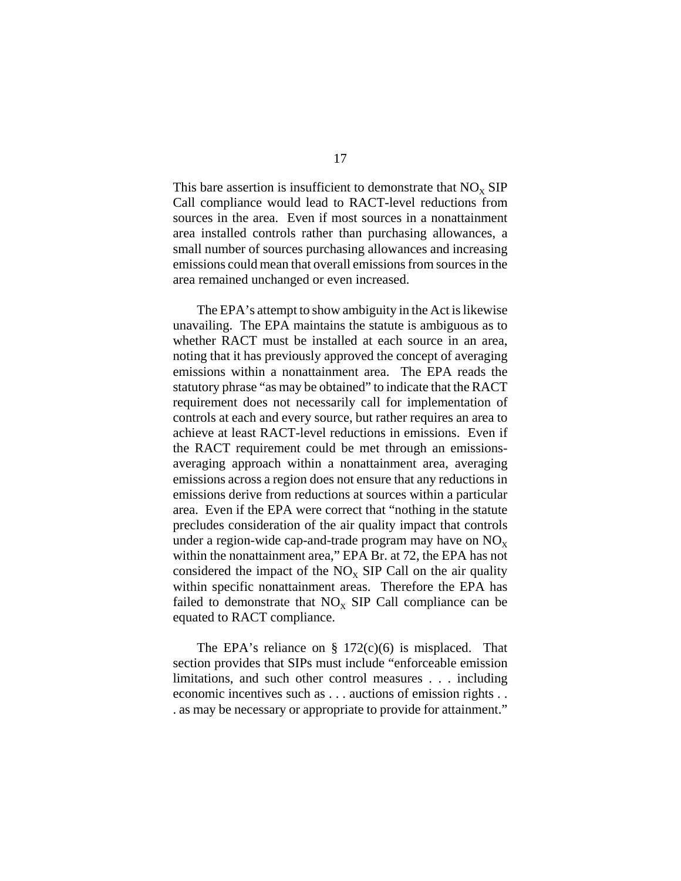This bare assertion is insufficient to demonstrate that $NO_X$ SIP Call compliance would lead to RACT-level reductions from sources in the area. Even if most sources in a nonattainment area installed controls rather than purchasing allowances, a small number of sources purchasing allowances and increasing emissions could mean that overall emissions from sources in the area remained unchanged or even increased.

The EPA's attempt to show ambiguity in the Act is likewise unavailing. The EPA maintains the statute is ambiguous as to whether RACT must be installed at each source in an area, noting that it has previously approved the concept of averaging emissions within a nonattainment area. The EPA reads the statutory phrase "as may be obtained" to indicate that the RACT requirement does not necessarily call for implementation of controls at each and every source, but rather requires an area to achieve at least RACT-level reductions in emissions. Even if the RACT requirement could be met through an emissions-averaging approach within a nonattainment area, averaging emissions across a region does not ensure that any reductions in emissions derive from reductions at sources within a particular area. Even if the EPA were correct that "nothing in the statute precludes consideration of the air quality impact that controls under a region-wide cap-and-trade program may have on $NO_X$ within the nonattainment area," EPA Br. at 72, the EPA has not considered the impact of the $NO_X$ SIP Call on the air quality within specific nonattainment areas. Therefore the EPA has failed to demonstrate that $NO_X$ SIP Call compliance can be equated to RACT compliance.

The EPA's reliance on § 172(c)(6) is misplaced. That section provides that SIPs must include "enforceable emission limitations, and such other control measures . . . including economic incentives such as . . . auctions of emission rights . . . as may be necessary or appropriate to provide for attainment."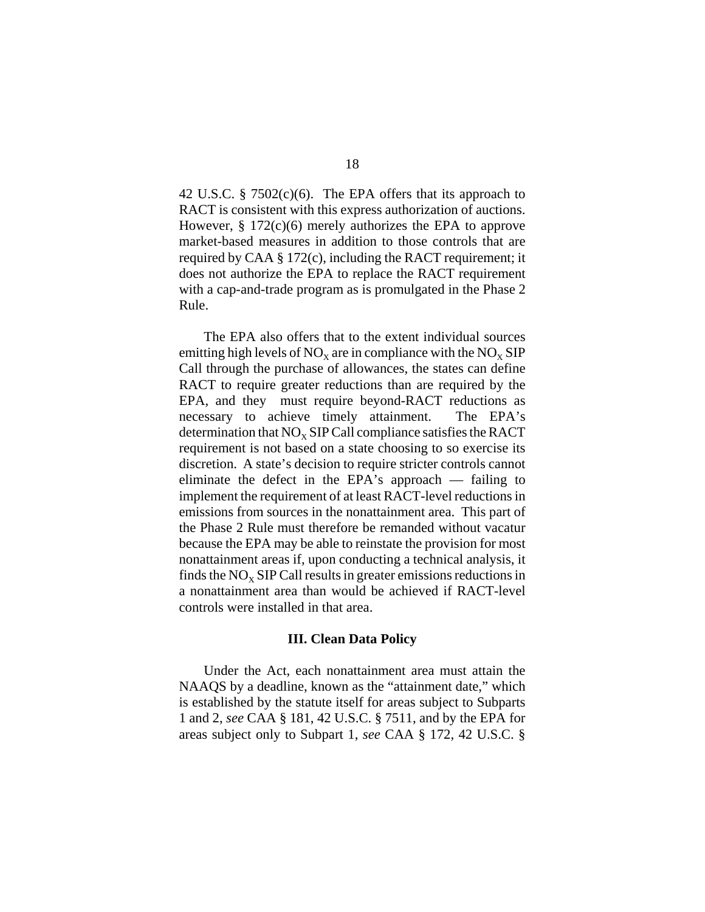42 U.S.C. § 7502(c)(6). The EPA offers that its approach to RACT is consistent with this express authorization of auctions. However, § 172(c)(6) merely authorizes the EPA to approve market-based measures in addition to those controls that are required by CAA § 172(c), including the RACT requirement; it does not authorize the EPA to replace the RACT requirement with a cap-and-trade program as is promulgated in the Phase 2 Rule.

The EPA also offers that to the extent individual sources emitting high levels of $NO_X$ are in compliance with the $NO_X$ SIP Call through the purchase of allowances, the states can define RACT to require greater reductions than are required by the EPA, and they must require beyond-RACT reductions as necessary to achieve timely attainment. The EPA's determination that $NO_X$ SIP Call compliance satisfies the RACT requirement is not based on a state choosing to so exercise its discretion. A state's decision to require stricter controls cannot eliminate the defect in the EPA's approach — failing to implement the requirement of at least RACT-level reductions in emissions from sources in the nonattainment area. This part of the Phase 2 Rule must therefore be remanded without vacatur because the EPA may be able to reinstate the provision for most nonattainment areas if, upon conducting a technical analysis, it finds the $NO_X$ SIP Call results in greater emissions reductions in a nonattainment area than would be achieved if RACT-level controls were installed in that area.

### III. Clean Data Policy

Under the Act, each nonattainment area must attain the NAAQS by a deadline, known as the "attainment date," which is established by the statute itself for areas subject to Subparts 1 and 2, *see* CAA § 181, 42 U.S.C. § 7511, and by the EPA for areas subject only to Subpart 1, *see* CAA § 172, 42 U.S.C. §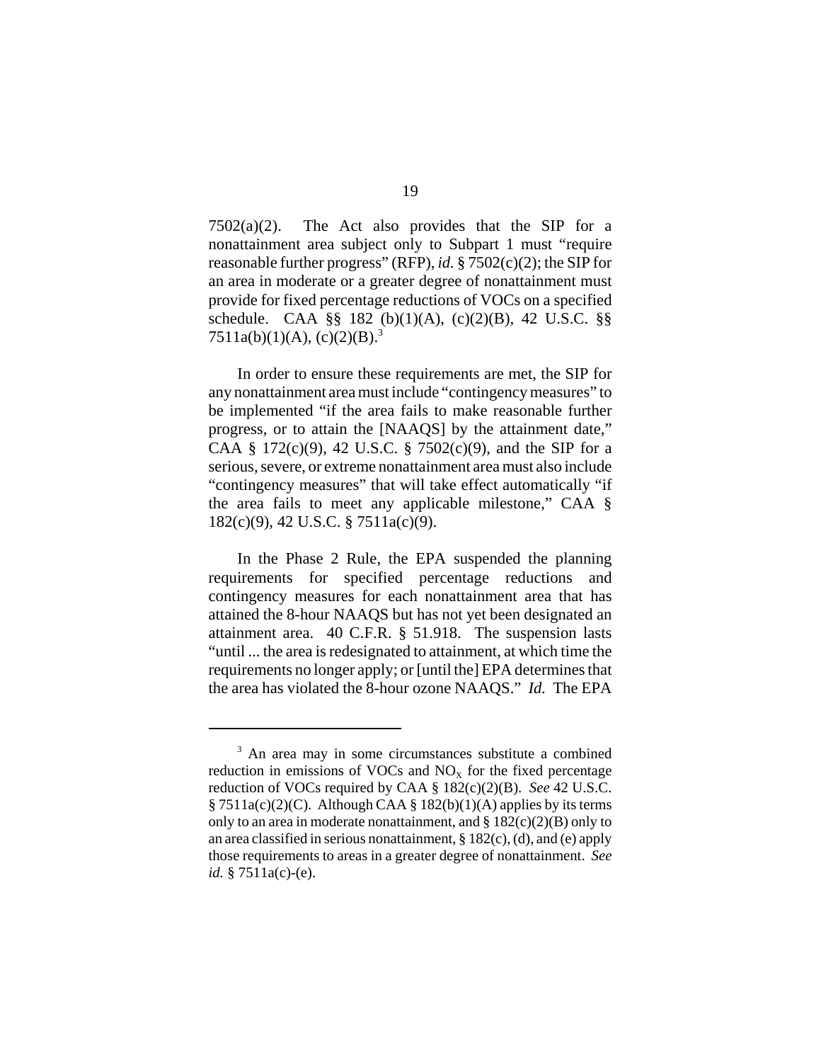7502(a)(2). The Act also provides that the SIP for a nonattainment area subject only to Subpart 1 must "require reasonable further progress" (RFP), *id.* § 7502(c)(2); the SIP for an area in moderate or a greater degree of nonattainment must provide for fixed percentage reductions of VOCs on a specified schedule. CAA §§ 182 (b)(1)(A), (c)(2)(B), 42 U.S.C. §§ 7511a(b)(1)(A), (c)(2)(B).[3]

In order to ensure these requirements are met, the SIP for any nonattainment area must include "contingency measures" to be implemented "if the area fails to make reasonable further progress, or to attain the [NAAQS] by the attainment date," CAA § 172(c)(9), 42 U.S.C. § 7502(c)(9), and the SIP for a serious, severe, or extreme nonattainment area must also include "contingency measures" that will take effect automatically "if the area fails to meet any applicable milestone," CAA § 182(c)(9), 42 U.S.C. § 7511a(c)(9).

In the Phase 2 Rule, the EPA suspended the planning requirements for specified percentage reductions and contingency measures for each nonattainment area that has attained the 8-hour NAAQS but has not yet been designated an attainment area. 40 C.F.R. § 51.918. The suspension lasts "until ... the area is redesignated to attainment, at which time the requirements no longer apply; or [until the] EPA determines that the area has violated the 8-hour ozone NAAQS." *Id.* The EPA

---

[3] An area may in some circumstances substitute a combined reduction in emissions of VOCs and $NO_X$ for the fixed percentage reduction of VOCs required by CAA § 182(c)(2)(B). *See* 42 U.S.C. § 7511a(c)(2)(C). Although CAA § 182(b)(1)(A) applies by its terms only to an area in moderate nonattainment, and § 182(c)(2)(B) only to an area classified in serious nonattainment, § 182(c), (d), and (e) apply those requirements to areas in a greater degree of nonattainment. *See id.* § 7511a(c)-(e).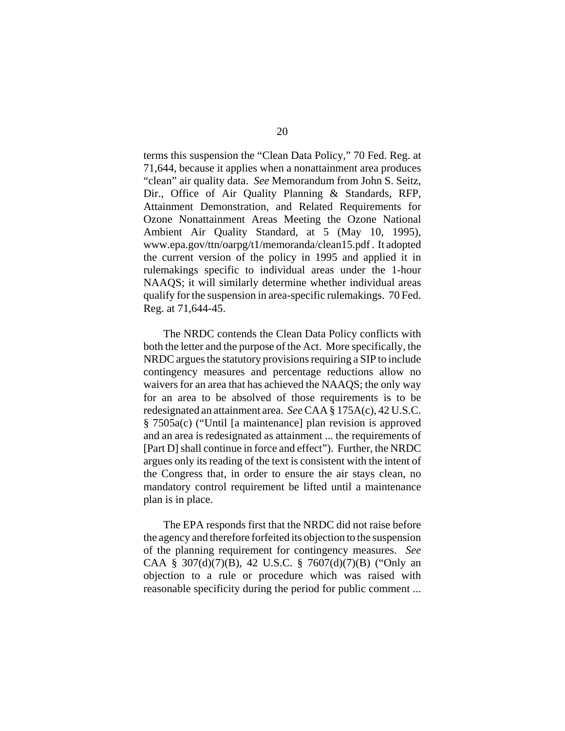terms this suspension the "Clean Data Policy," 70 Fed. Reg. at 71,644, because it applies when a nonattainment area produces "clean" air quality data. *See* Memorandum from John S. Seitz, Dir., Office of Air Quality Planning & Standards, RFP, Attainment Demonstration, and Related Requirements for Ozone Nonattainment Areas Meeting the Ozone National Ambient Air Quality Standard, at 5 (May 10, 1995), www.epa.gov/ttn/oarpg/t1/memoranda/clean15.pdf . It adopted the current version of the policy in 1995 and applied it in rulemakings specific to individual areas under the 1-hour NAAQS; it will similarly determine whether individual areas qualify for the suspension in area-specific rulemakings. 70 Fed. Reg. at 71,644-45.

The NRDC contends the Clean Data Policy conflicts with both the letter and the purpose of the Act. More specifically, the NRDC argues the statutory provisions requiring a SIP to include contingency measures and percentage reductions allow no waivers for an area that has achieved the NAAQS; the only way for an area to be absolved of those requirements is to be redesignated an attainment area. *See* CAA § 175A(c), 42 U.S.C. § 7505a(c) ("Until [a maintenance] plan revision is approved and an area is redesignated as attainment ... the requirements of [Part D] shall continue in force and effect"). Further, the NRDC argues only its reading of the text is consistent with the intent of the Congress that, in order to ensure the air stays clean, no mandatory control requirement be lifted until a maintenance plan is in place.

The EPA responds first that the NRDC did not raise before the agency and therefore forfeited its objection to the suspension of the planning requirement for contingency measures. *See* CAA § 307(d)(7)(B), 42 U.S.C. § 7607(d)(7)(B) ("Only an objection to a rule or procedure which was raised with reasonable specificity during the period for public comment ...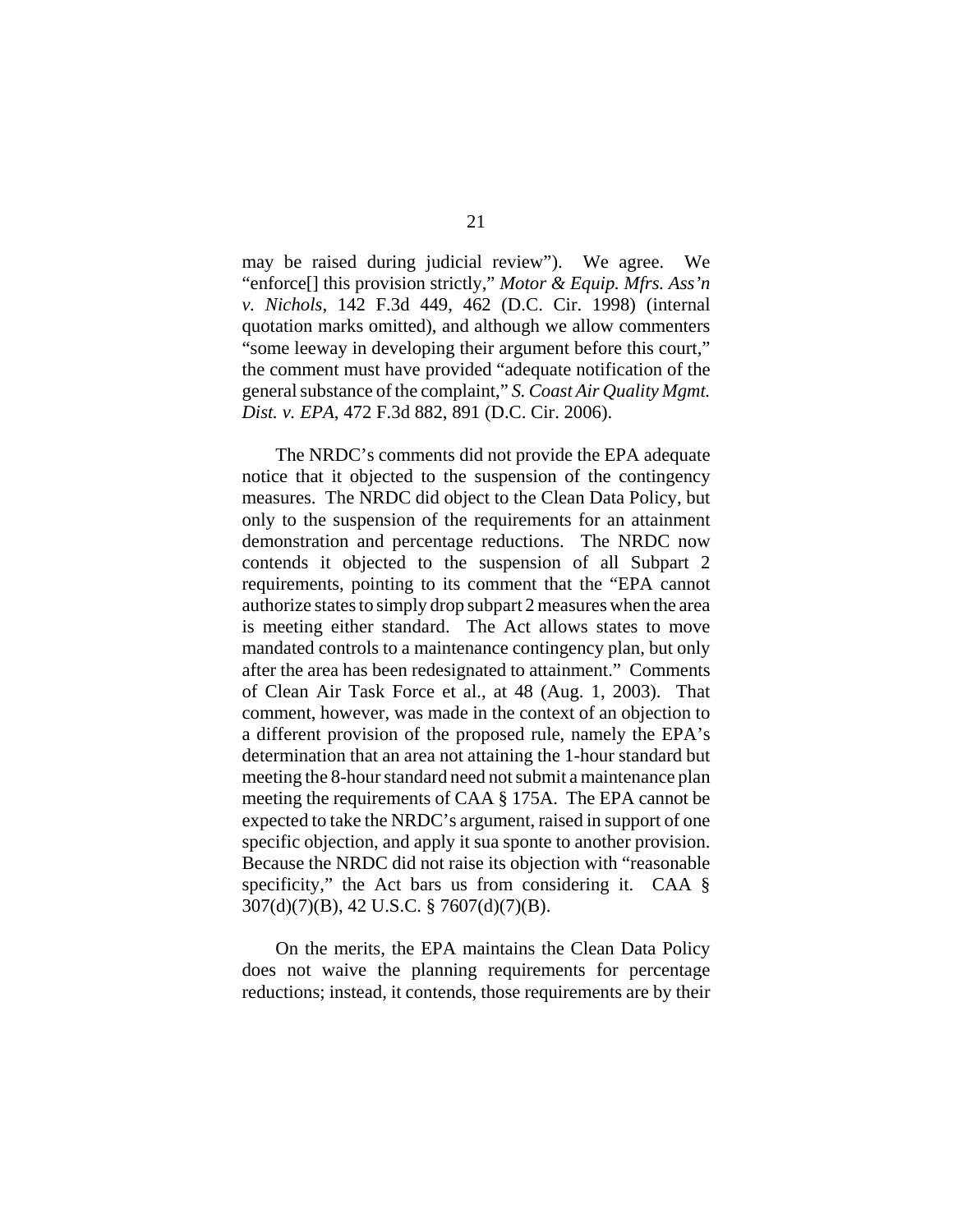may be raised during judicial review"). We agree. We "enforce[] this provision strictly," *Motor & Equip. Mfrs. Ass'n v. Nichols*, 142 F.3d 449, 462 (D.C. Cir. 1998) (internal quotation marks omitted), and although we allow commenters "some leeway in developing their argument before this court," the comment must have provided "adequate notification of the general substance of the complaint," *S. Coast Air Quality Mgmt. Dist. v. EPA*, 472 F.3d 882, 891 (D.C. Cir. 2006).

The NRDC's comments did not provide the EPA adequate notice that it objected to the suspension of the contingency measures. The NRDC did object to the Clean Data Policy, but only to the suspension of the requirements for an attainment demonstration and percentage reductions. The NRDC now contends it objected to the suspension of all Subpart 2 requirements, pointing to its comment that the "EPA cannot authorize states to simply drop subpart 2 measures when the area is meeting either standard. The Act allows states to move mandated controls to a maintenance contingency plan, but only after the area has been redesignated to attainment." Comments of Clean Air Task Force et al., at 48 (Aug. 1, 2003). That comment, however, was made in the context of an objection to a different provision of the proposed rule, namely the EPA's determination that an area not attaining the 1-hour standard but meeting the 8-hour standard need not submit a maintenance plan meeting the requirements of CAA § 175A. The EPA cannot be expected to take the NRDC's argument, raised in support of one specific objection, and apply it sua sponte to another provision. Because the NRDC did not raise its objection with "reasonable specificity," the Act bars us from considering it. CAA § 307(d)(7)(B), 42 U.S.C. § 7607(d)(7)(B).

On the merits, the EPA maintains the Clean Data Policy does not waive the planning requirements for percentage reductions; instead, it contends, those requirements are by their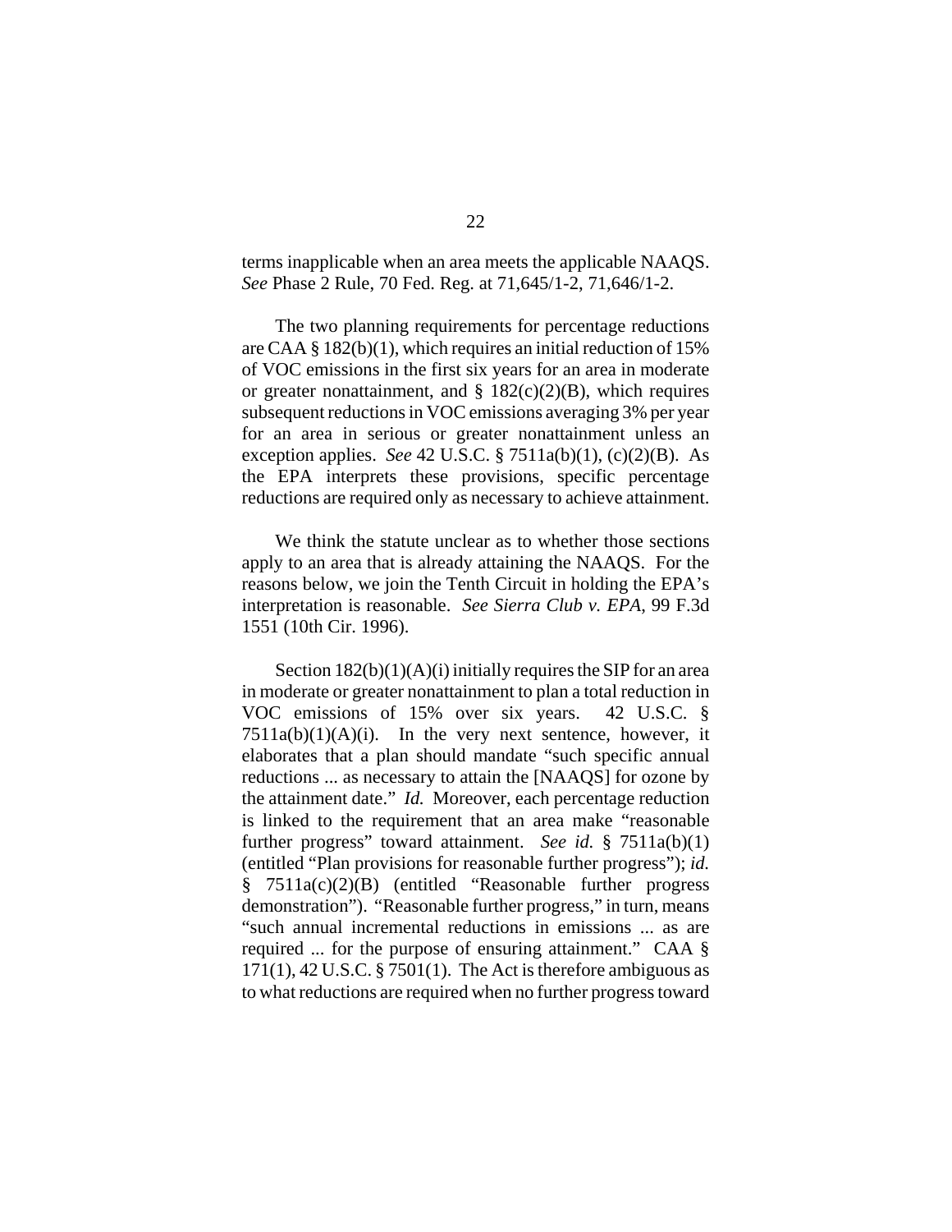terms inapplicable when an area meets the applicable NAAQS. *See* Phase 2 Rule, 70 Fed. Reg. at 71,645/1-2, 71,646/1-2.

The two planning requirements for percentage reductions are CAA § 182(b)(1), which requires an initial reduction of 15% of VOC emissions in the first six years for an area in moderate or greater nonattainment, and § 182(c)(2)(B), which requires subsequent reductions in VOC emissions averaging 3% per year for an area in serious or greater nonattainment unless an exception applies. *See* 42 U.S.C. § 7511a(b)(1), (c)(2)(B). As the EPA interprets these provisions, specific percentage reductions are required only as necessary to achieve attainment.

We think the statute unclear as to whether those sections apply to an area that is already attaining the NAAQS. For the reasons below, we join the Tenth Circuit in holding the EPA's interpretation is reasonable. *See Sierra Club v. EPA*, 99 F.3d 1551 (10th Cir. 1996).

Section 182(b)(1)(A)(i) initially requires the SIP for an area in moderate or greater nonattainment to plan a total reduction in VOC emissions of 15% over six years. 42 U.S.C. § 7511a(b)(1)(A)(i). In the very next sentence, however, it elaborates that a plan should mandate "such specific annual reductions ... as necessary to attain the [NAAQS] for ozone by the attainment date." *Id.* Moreover, each percentage reduction is linked to the requirement that an area make "reasonable further progress" toward attainment. *See id.* § 7511a(b)(1) (entitled "Plan provisions for reasonable further progress"); *id.* § 7511a(c)(2)(B) (entitled "Reasonable further progress demonstration"). "Reasonable further progress," in turn, means "such annual incremental reductions in emissions ... as are required ... for the purpose of ensuring attainment." CAA § 171(1), 42 U.S.C. § 7501(1). The Act is therefore ambiguous as to what reductions are required when no further progress toward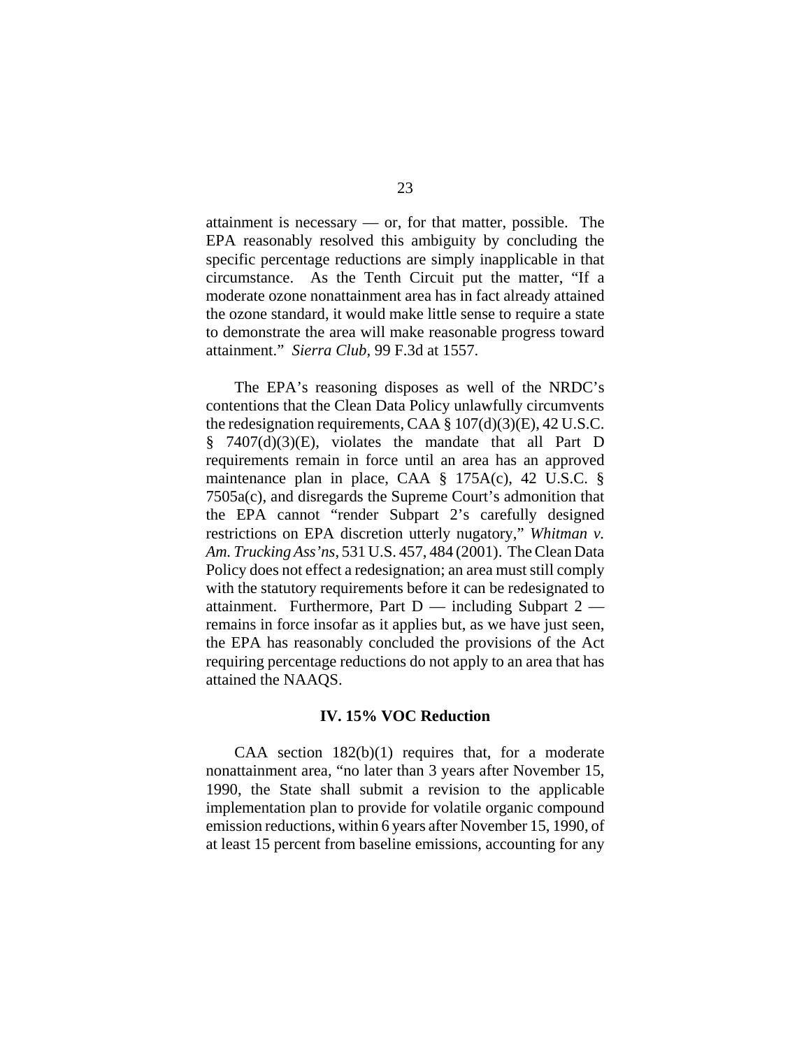attainment is necessary — or, for that matter, possible. The EPA reasonably resolved this ambiguity by concluding the specific percentage reductions are simply inapplicable in that circumstance. As the Tenth Circuit put the matter, "If a moderate ozone nonattainment area has in fact already attained the ozone standard, it would make little sense to require a state to demonstrate the area will make reasonable progress toward attainment." *Sierra Club*, 99 F.3d at 1557.

The EPA's reasoning disposes as well of the NRDC's contentions that the Clean Data Policy unlawfully circumvents the redesignation requirements, CAA § 107(d)(3)(E), 42 U.S.C. § 7407(d)(3)(E), violates the mandate that all Part D requirements remain in force until an area has an approved maintenance plan in place, CAA § 175A(c), 42 U.S.C. § 7505a(c), and disregards the Supreme Court's admonition that the EPA cannot "render Subpart 2's carefully designed restrictions on EPA discretion utterly nugatory," *Whitman v. Am. Trucking Ass'ns*, 531 U.S. 457, 484 (2001). The Clean Data Policy does not effect a redesignation; an area must still comply with the statutory requirements before it can be redesignated to attainment. Furthermore, Part D — including Subpart 2 — remains in force insofar as it applies but, as we have just seen, the EPA has reasonably concluded the provisions of the Act requiring percentage reductions do not apply to an area that has attained the NAAQS.

## IV. 15% VOC Reduction

CAA section 182(b)(1) requires that, for a moderate nonattainment area, "no later than 3 years after November 15, 1990, the State shall submit a revision to the applicable implementation plan to provide for volatile organic compound emission reductions, within 6 years after November 15, 1990, of at least 15 percent from baseline emissions, accounting for any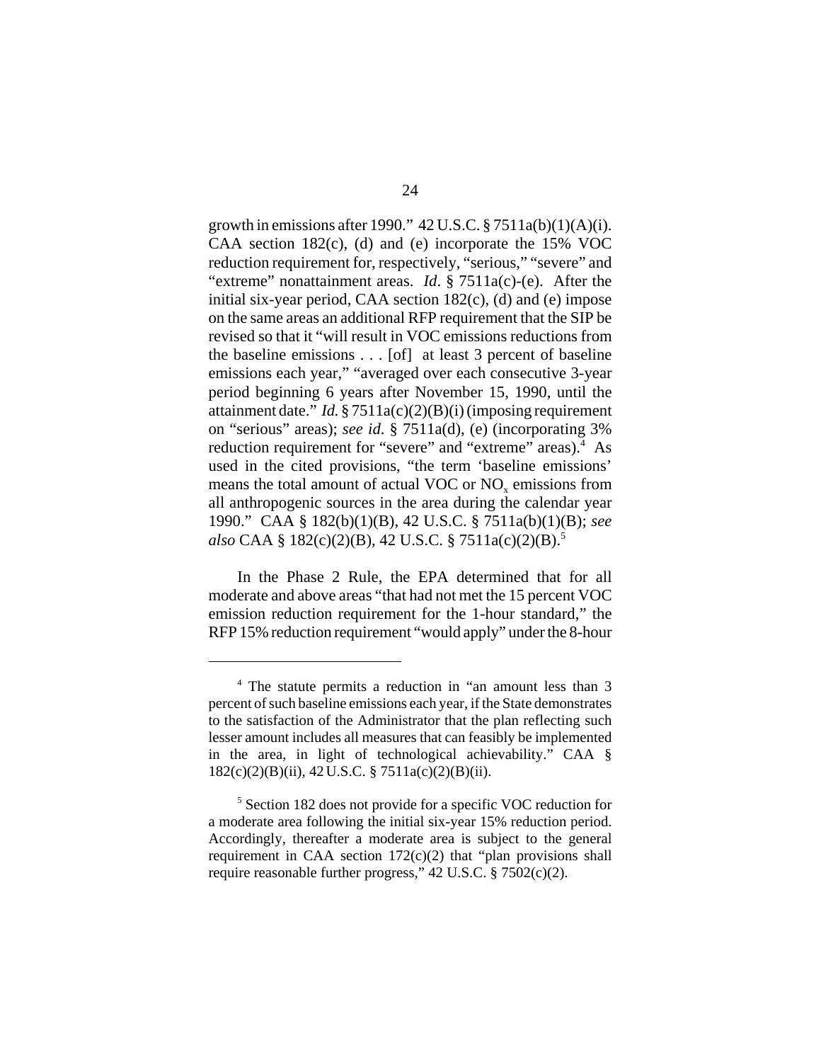growth in emissions after 1990." 42 U.S.C. § 7511a(b)(1)(A)(i). CAA section 182(c), (d) and (e) incorporate the 15% VOC reduction requirement for, respectively, "serious," "severe" and "extreme" nonattainment areas. *Id*. § 7511a(c)-(e). After the initial six-year period, CAA section 182(c), (d) and (e) impose on the same areas an additional RFP requirement that the SIP be revised so that it "will result in VOC emissions reductions from the baseline emissions . . . [of] at least 3 percent of baseline emissions each year," "averaged over each consecutive 3-year period beginning 6 years after November 15, 1990, until the attainment date." *Id.* § 7511a(c)(2)(B)(i) (imposing requirement on "serious" areas); *see id*. § 7511a(d), (e) (incorporating 3% reduction requirement for "severe" and "extreme" areas).[4] As used in the cited provisions, "the term 'baseline emissions' means the total amount of actual VOC or $NO_x$ emissions from all anthropogenic sources in the area during the calendar year 1990." CAA § 182(b)(1)(B), 42 U.S.C. § 7511a(b)(1)(B); *see also* CAA § 182(c)(2)(B), 42 U.S.C. § 7511a(c)(2)(B).[5]

In the Phase 2 Rule, the EPA determined that for all moderate and above areas "that had not met the 15 percent VOC emission reduction requirement for the 1-hour standard," the RFP 15% reduction requirement "would apply" under the 8-hour

---

[4] The statute permits a reduction in "an amount less than 3 percent of such baseline emissions each year, if the State demonstrates to the satisfaction of the Administrator that the plan reflecting such lesser amount includes all measures that can feasibly be implemented in the area, in light of technological achievability." CAA § 182(c)(2)(B)(ii), 42 U.S.C. § 7511a(c)(2)(B)(ii).

[5] Section 182 does not provide for a specific VOC reduction for a moderate area following the initial six-year 15% reduction period. Accordingly, thereafter a moderate area is subject to the general requirement in CAA section 172(c)(2) that "plan provisions shall require reasonable further progress," 42 U.S.C. § 7502(c)(2).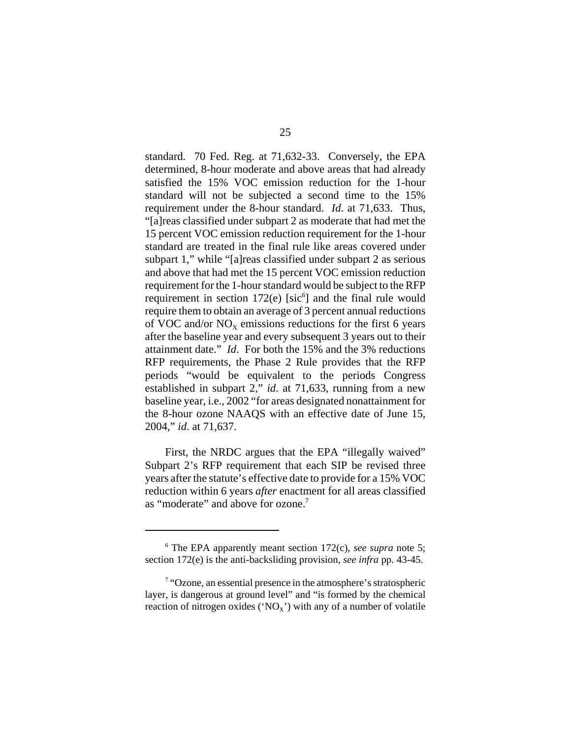standard. 70 Fed. Reg. at 71,632-33. Conversely, the EPA determined, 8-hour moderate and above areas that had already satisfied the 15% VOC emission reduction for the 1-hour standard will not be subjected a second time to the 15% requirement under the 8-hour standard. *Id*. at 71,633. Thus, "[a]reas classified under subpart 2 as moderate that had met the 15 percent VOC emission reduction requirement for the 1-hour standard are treated in the final rule like areas covered under subpart 1," while "[a]reas classified under subpart 2 as serious and above that had met the 15 percent VOC emission reduction requirement for the 1-hour standard would be subject to the RFP requirement in section 172(e) [sic[6]] and the final rule would require them to obtain an average of 3 percent annual reductions of VOC and/or $NO_X$ emissions reductions for the first 6 years after the baseline year and every subsequent 3 years out to their attainment date." *Id*. For both the 15% and the 3% reductions RFP requirements, the Phase 2 Rule provides that the RFP periods "would be equivalent to the periods Congress established in subpart 2," *id*. at 71,633, running from a new baseline year, i.e., 2002 "for areas designated nonattainment for the 8-hour ozone NAAQS with an effective date of June 15, 2004," *id*. at 71,637.

First, the NRDC argues that the EPA "illegally waived" Subpart 2's RFP requirement that each SIP be revised three years after the statute's effective date to provide for a 15% VOC reduction within 6 years *after* enactment for all areas classified as "moderate" and above for ozone.[7]

---

[6] The EPA apparently meant section 172(c), *see supra* note 5; section 172(e) is the anti-backsliding provision, *see infra* pp. 43-45.

[7] "Ozone, an essential presence in the atmosphere's stratospheric layer, is dangerous at ground level" and "is formed by the chemical reaction of nitrogen oxides ('$NO_X$') with any of a number of volatile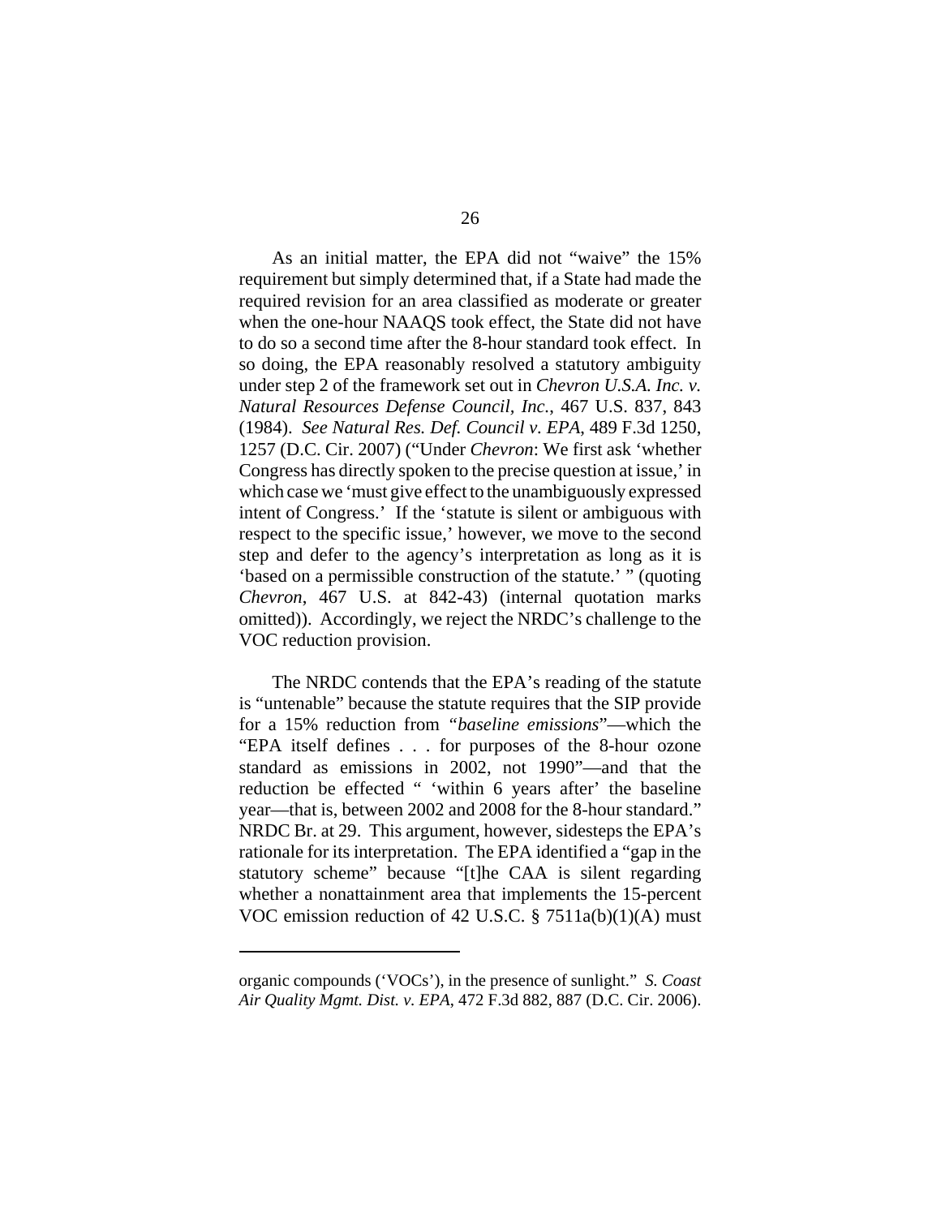As an initial matter, the EPA did not "waive" the 15% requirement but simply determined that, if a State had made the required revision for an area classified as moderate or greater when the one-hour NAAQS took effect, the State did not have to do so a second time after the 8-hour standard took effect. In so doing, the EPA reasonably resolved a statutory ambiguity under step 2 of the framework set out in *Chevron U.S.A. Inc. v. Natural Resources Defense Council, Inc.*, 467 U.S. 837, 843 (1984). *See Natural Res. Def. Council v. EPA*, 489 F.3d 1250, 1257 (D.C. Cir. 2007) ("Under *Chevron*: We first ask 'whether Congress has directly spoken to the precise question at issue,' in which case we 'must give effect to the unambiguously expressed intent of Congress.' If the 'statute is silent or ambiguous with respect to the specific issue,' however, we move to the second step and defer to the agency's interpretation as long as it is 'based on a permissible construction of the statute.' " (quoting *Chevron*, 467 U.S. at 842-43) (internal quotation marks omitted)). Accordingly, we reject the NRDC's challenge to the VOC reduction provision.

The NRDC contends that the EPA's reading of the statute is "untenable" because the statute requires that the SIP provide for a 15% reduction from "*baseline emissions*"—which the "EPA itself defines . . . for purposes of the 8-hour ozone standard as emissions in 2002, not 1990"—and that the reduction be effected " 'within 6 years after' the baseline year—that is, between 2002 and 2008 for the 8-hour standard." NRDC Br. at 29. This argument, however, sidesteps the EPA's rationale for its interpretation. The EPA identified a "gap in the statutory scheme" because "[t]he CAA is silent regarding whether a nonattainment area that implements the 15-percent VOC emission reduction of 42 U.S.C. § 7511a(b)(1)(A) must

---

organic compounds ('VOCs'), in the presence of sunlight." *S. Coast Air Quality Mgmt. Dist. v. EPA*, 472 F.3d 882, 887 (D.C. Cir. 2006).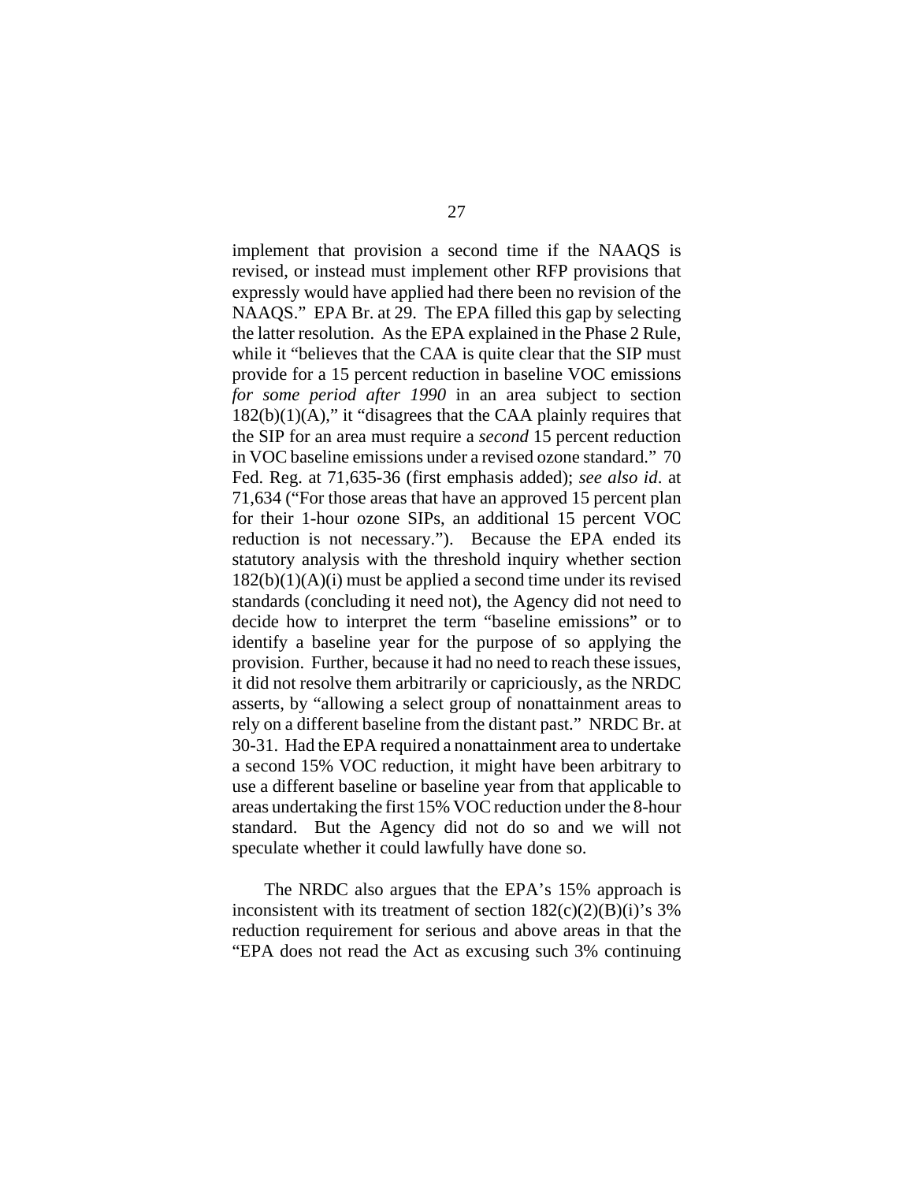implement that provision a second time if the NAAQS is revised, or instead must implement other RFP provisions that expressly would have applied had there been no revision of the NAAQS." EPA Br. at 29. The EPA filled this gap by selecting the latter resolution. As the EPA explained in the Phase 2 Rule, while it "believes that the CAA is quite clear that the SIP must provide for a 15 percent reduction in baseline VOC emissions *for some period after 1990* in an area subject to section 182(b)(1)(A)," it "disagrees that the CAA plainly requires that the SIP for an area must require a *second* 15 percent reduction in VOC baseline emissions under a revised ozone standard." 70 Fed. Reg. at 71,635-36 (first emphasis added); *see also id*. at 71,634 ("For those areas that have an approved 15 percent plan for their 1-hour ozone SIPs, an additional 15 percent VOC reduction is not necessary."). Because the EPA ended its statutory analysis with the threshold inquiry whether section 182(b)(1)(A)(i) must be applied a second time under its revised standards (concluding it need not), the Agency did not need to decide how to interpret the term "baseline emissions" or to identify a baseline year for the purpose of so applying the provision. Further, because it had no need to reach these issues, it did not resolve them arbitrarily or capriciously, as the NRDC asserts, by "allowing a select group of nonattainment areas to rely on a different baseline from the distant past." NRDC Br. at 30-31. Had the EPA required a nonattainment area to undertake a second 15% VOC reduction, it might have been arbitrary to use a different baseline or baseline year from that applicable to areas undertaking the first 15% VOC reduction under the 8-hour standard. But the Agency did not do so and we will not speculate whether it could lawfully have done so.

The NRDC also argues that the EPA's 15% approach is inconsistent with its treatment of section 182(c)(2)(B)(i)'s 3% reduction requirement for serious and above areas in that the "EPA does not read the Act as excusing such 3% continuing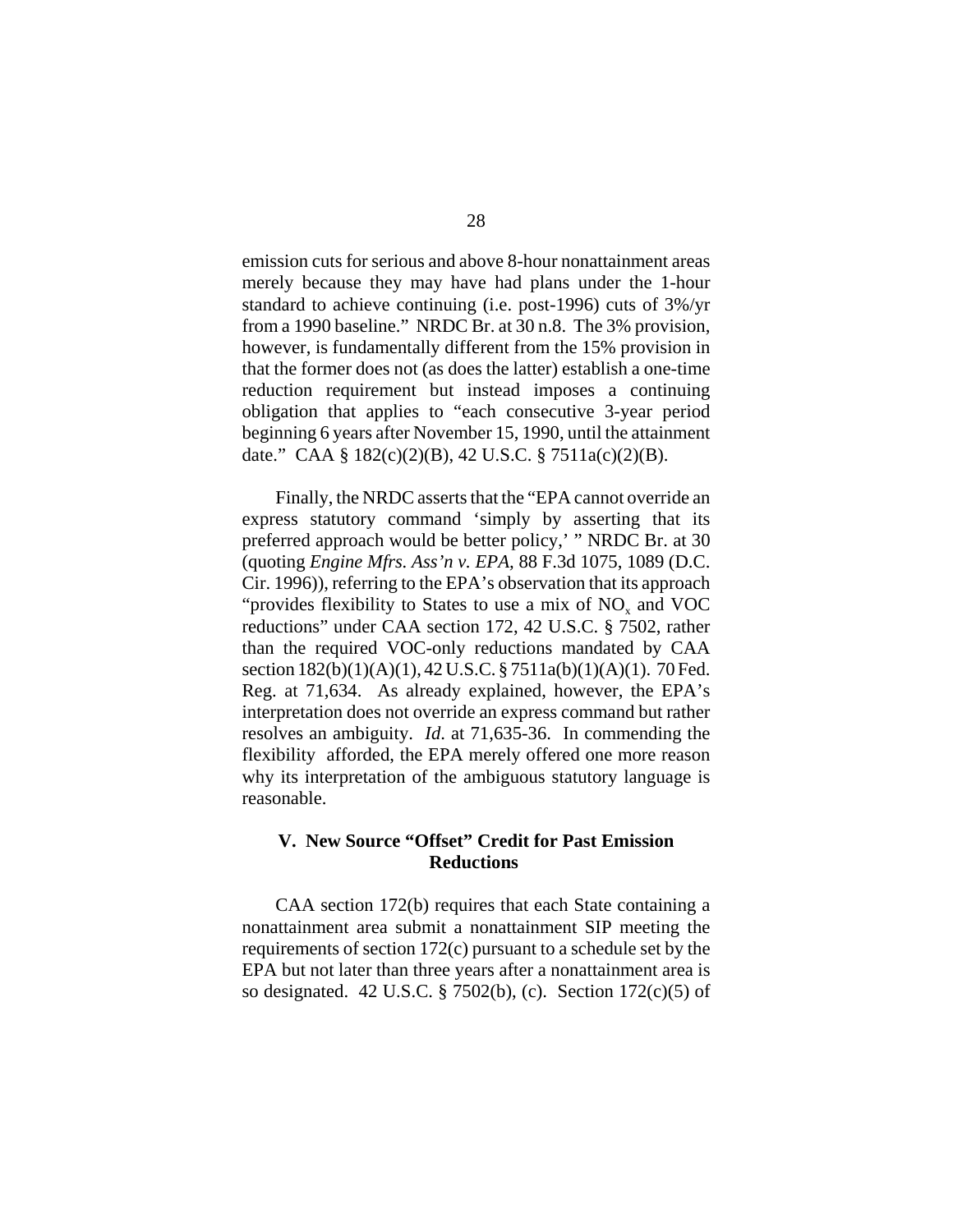emission cuts for serious and above 8-hour nonattainment areas merely because they may have had plans under the 1-hour standard to achieve continuing (i.e. post-1996) cuts of 3%/yr from a 1990 baseline." NRDC Br. at 30 n.8. The 3% provision, however, is fundamentally different from the 15% provision in that the former does not (as does the latter) establish a one-time reduction requirement but instead imposes a continuing obligation that applies to "each consecutive 3-year period beginning 6 years after November 15, 1990, until the attainment date." CAA § 182(c)(2)(B), 42 U.S.C. § 7511a(c)(2)(B).

Finally, the NRDC asserts that the "EPA cannot override an express statutory command 'simply by asserting that its preferred approach would be better policy,' " NRDC Br. at 30 (quoting *Engine Mfrs. Ass'n v. EPA,* 88 F.3d 1075, 1089 (D.C. Cir. 1996)), referring to the EPA's observation that its approach "provides flexibility to States to use a mix of $NO_x$ and VOC reductions" under CAA section 172, 42 U.S.C. § 7502, rather than the required VOC-only reductions mandated by CAA section 182(b)(1)(A)(1), 42 U.S.C. § 7511a(b)(1)(A)(1). 70 Fed. Reg. at 71,634. As already explained, however, the EPA's interpretation does not override an express command but rather resolves an ambiguity. *Id.* at 71,635-36. In commending the flexibility afforded, the EPA merely offered one more reason why its interpretation of the ambiguous statutory language is reasonable.

### V. New Source "Offset" Credit for Past Emission Reductions

CAA section 172(b) requires that each State containing a nonattainment area submit a nonattainment SIP meeting the requirements of section 172(c) pursuant to a schedule set by the EPA but not later than three years after a nonattainment area is so designated. 42 U.S.C. § 7502(b), (c). Section 172(c)(5) of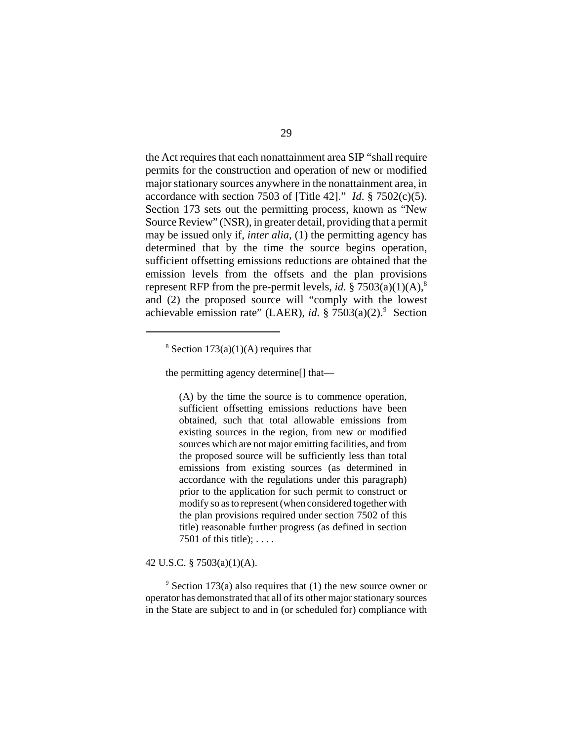the Act requires that each nonattainment area SIP "shall require permits for the construction and operation of new or modified major stationary sources anywhere in the nonattainment area, in accordance with section 7503 of [Title 42]." *Id*. § 7502(c)(5). Section 173 sets out the permitting process, known as "New Source Review" (NSR), in greater detail, providing that a permit may be issued only if, *inter alia*, (1) the permitting agency has determined that by the time the source begins operation, sufficient offsetting emissions reductions are obtained that the emission levels from the offsets and the plan provisions represent RFP from the pre-permit levels, *id*. § 7503(a)(1)(A),[8] and (2) the proposed source will "comply with the lowest achievable emission rate" (LAER), *id*. § 7503(a)(2).[9] Section

---

[8] Section 173(a)(1)(A) requires that

the permitting agency determine[] that—

> (A) by the time the source is to commence operation, sufficient offsetting emissions reductions have been obtained, such that total allowable emissions from existing sources in the region, from new or modified sources which are not major emitting facilities, and from the proposed source will be sufficiently less than total emissions from existing sources (as determined in accordance with the regulations under this paragraph) prior to the application for such permit to construct or modify so as to represent (when considered together with the plan provisions required under section 7502 of this title) reasonable further progress (as defined in section 7501 of this title); . . . .

42 U.S.C. § 7503(a)(1)(A).

[9] Section 173(a) also requires that (1) the new source owner or operator has demonstrated that all of its other major stationary sources in the State are subject to and in (or scheduled for) compliance with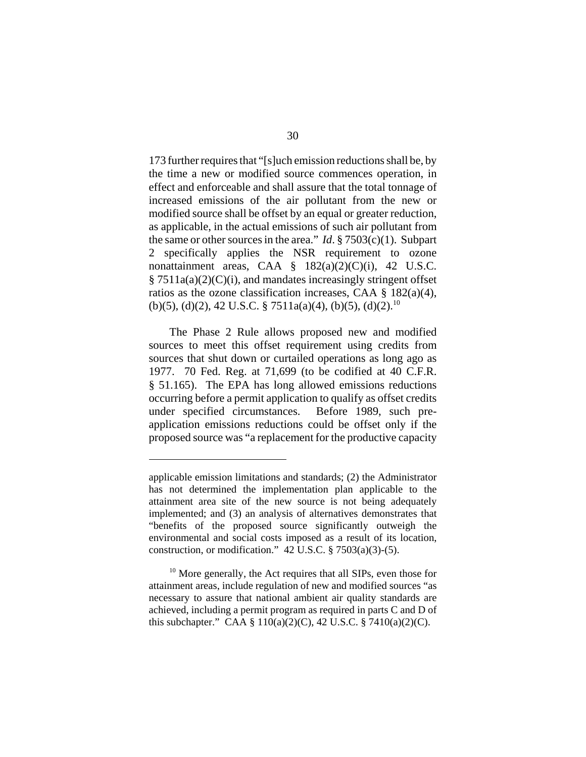173 further requires that "[s]uch emission reductions shall be, by the time a new or modified source commences operation, in effect and enforceable and shall assure that the total tonnage of increased emissions of the air pollutant from the new or modified source shall be offset by an equal or greater reduction, as applicable, in the actual emissions of such air pollutant from the same or other sources in the area." *Id*. § 7503(c)(1). Subpart 2 specifically applies the NSR requirement to ozone nonattainment areas, CAA § 182(a)(2)(C)(i), 42 U.S.C. § 7511a(a)(2)(C)(i), and mandates increasingly stringent offset ratios as the ozone classification increases, CAA § 182(a)(4), (b)(5), (d)(2), 42 U.S.C. § 7511a(a)(4), (b)(5), (d)(2).[10]

The Phase 2 Rule allows proposed new and modified sources to meet this offset requirement using credits from sources that shut down or curtailed operations as long ago as 1977. 70 Fed. Reg. at 71,699 (to be codified at 40 C.F.R. § 51.165). The EPA has long allowed emissions reductions occurring before a permit application to qualify as offset credits under specified circumstances. Before 1989, such pre-application emissions reductions could be offset only if the proposed source was "a replacement for the productive capacity

---

applicable emission limitations and standards; (2) the Administrator has not determined the implementation plan applicable to the attainment area site of the new source is not being adequately implemented; and (3) an analysis of alternatives demonstrates that "benefits of the proposed source significantly outweigh the environmental and social costs imposed as a result of its location, construction, or modification." 42 U.S.C. § 7503(a)(3)-(5).

[10] More generally, the Act requires that all SIPs, even those for attainment areas, include regulation of new and modified sources "as necessary to assure that national ambient air quality standards are achieved, including a permit program as required in parts C and D of this subchapter." CAA § 110(a)(2)(C), 42 U.S.C. § 7410(a)(2)(C).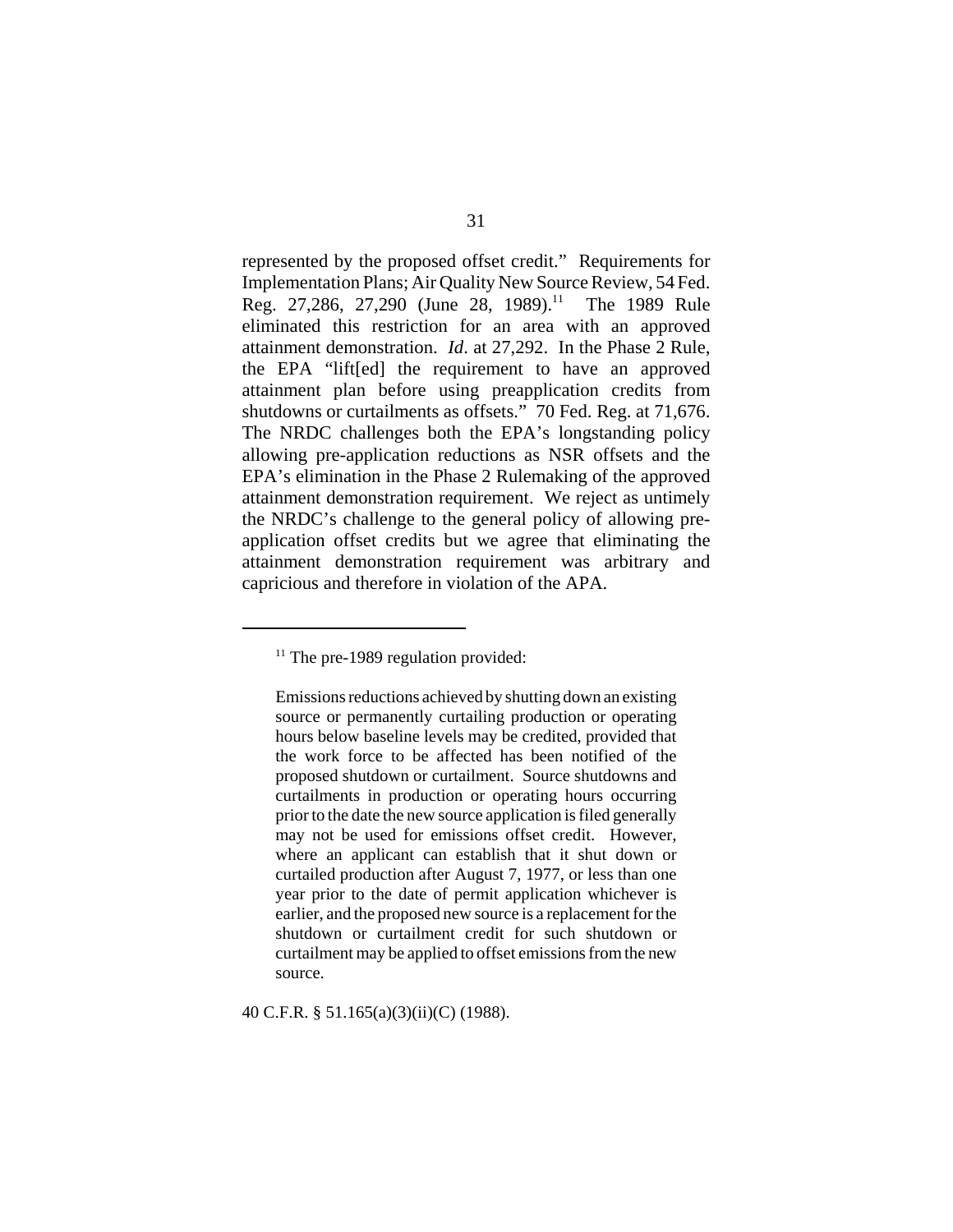represented by the proposed offset credit." Requirements for Implementation Plans; Air Quality New Source Review, 54 Fed. Reg. 27,286, 27,290 (June 28, 1989).[11] The 1989 Rule eliminated this restriction for an area with an approved attainment demonstration. *Id*. at 27,292. In the Phase 2 Rule, the EPA "lift[ed] the requirement to have an approved attainment plan before using preapplication credits from shutdowns or curtailments as offsets." 70 Fed. Reg. at 71,676. The NRDC challenges both the EPA's longstanding policy allowing pre-application reductions as NSR offsets and the EPA's elimination in the Phase 2 Rulemaking of the approved attainment demonstration requirement. We reject as untimely the NRDC's challenge to the general policy of allowing pre-application offset credits but we agree that eliminating the attainment demonstration requirement was arbitrary and capricious and therefore in violation of the APA.

---

[11] The pre-1989 regulation provided:

> Emissions reductions achieved by shutting down an existing source or permanently curtailing production or operating hours below baseline levels may be credited, provided that the work force to be affected has been notified of the proposed shutdown or curtailment. Source shutdowns and curtailments in production or operating hours occurring prior to the date the new source application is filed generally may not be used for emissions offset credit. However, where an applicant can establish that it shut down or curtailed production after August 7, 1977, or less than one year prior to the date of permit application whichever is earlier, and the proposed new source is a replacement for the shutdown or curtailment credit for such shutdown or curtailment may be applied to offset emissions from the new source.

40 C.F.R. § 51.165(a)(3)(ii)(C) (1988).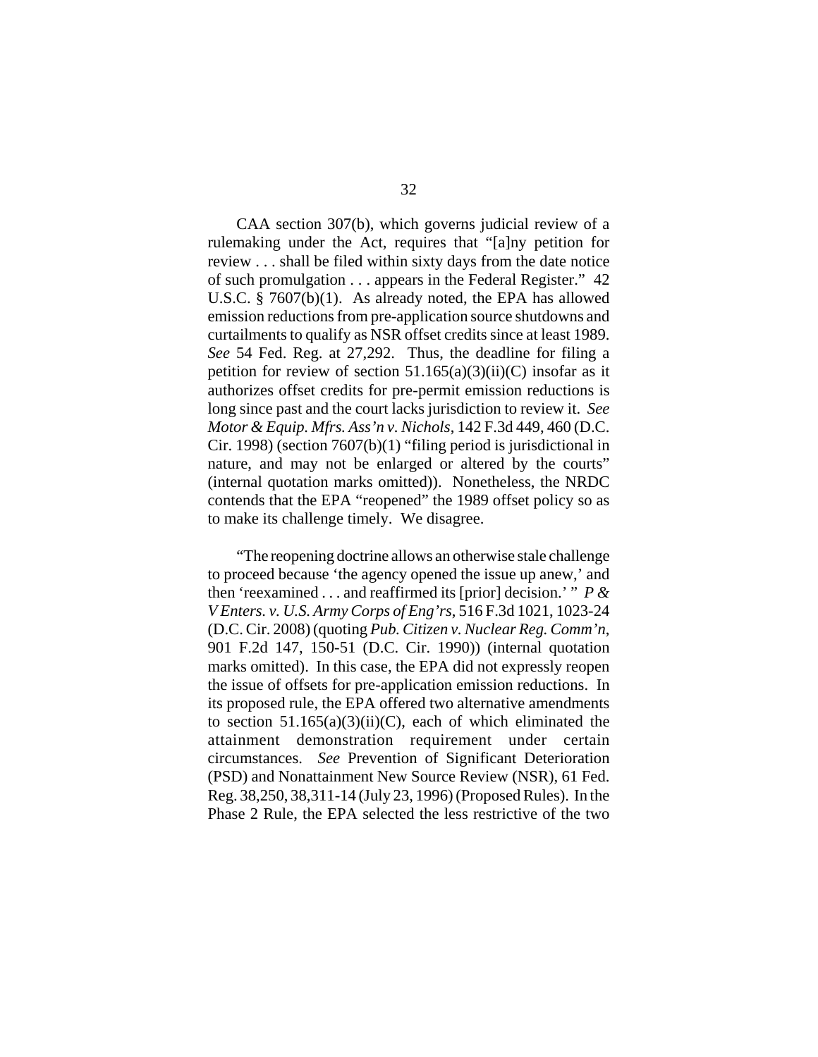CAA section 307(b), which governs judicial review of a rulemaking under the Act, requires that "[a]ny petition for review . . . shall be filed within sixty days from the date notice of such promulgation . . . appears in the Federal Register." 42 U.S.C. § 7607(b)(1). As already noted, the EPA has allowed emission reductions from pre-application source shutdowns and curtailments to qualify as NSR offset credits since at least 1989. *See* 54 Fed. Reg. at 27,292. Thus, the deadline for filing a petition for review of section 51.165(a)(3)(ii)(C) insofar as it authorizes offset credits for pre-permit emission reductions is long since past and the court lacks jurisdiction to review it. *See Motor & Equip. Mfrs. Ass'n v. Nichols*, 142 F.3d 449, 460 (D.C. Cir. 1998) (section 7607(b)(1) "filing period is jurisdictional in nature, and may not be enlarged or altered by the courts" (internal quotation marks omitted)). Nonetheless, the NRDC contends that the EPA "reopened" the 1989 offset policy so as to make its challenge timely. We disagree.

"The reopening doctrine allows an otherwise stale challenge to proceed because 'the agency opened the issue up anew,' and then 'reexamined . . . and reaffirmed its [prior] decision.' " *P & V Enters. v. U.S. Army Corps of Eng'rs*, 516 F.3d 1021, 1023-24 (D.C. Cir. 2008) (quoting *Pub. Citizen v. Nuclear Reg. Comm'n*, 901 F.2d 147, 150-51 (D.C. Cir. 1990)) (internal quotation marks omitted). In this case, the EPA did not expressly reopen the issue of offsets for pre-application emission reductions. In its proposed rule, the EPA offered two alternative amendments to section 51.165(a)(3)(ii)(C), each of which eliminated the attainment demonstration requirement under certain circumstances. *See* Prevention of Significant Deterioration (PSD) and Nonattainment New Source Review (NSR), 61 Fed. Reg. 38,250, 38,311-14 (July 23, 1996) (Proposed Rules). In the Phase 2 Rule, the EPA selected the less restrictive of the two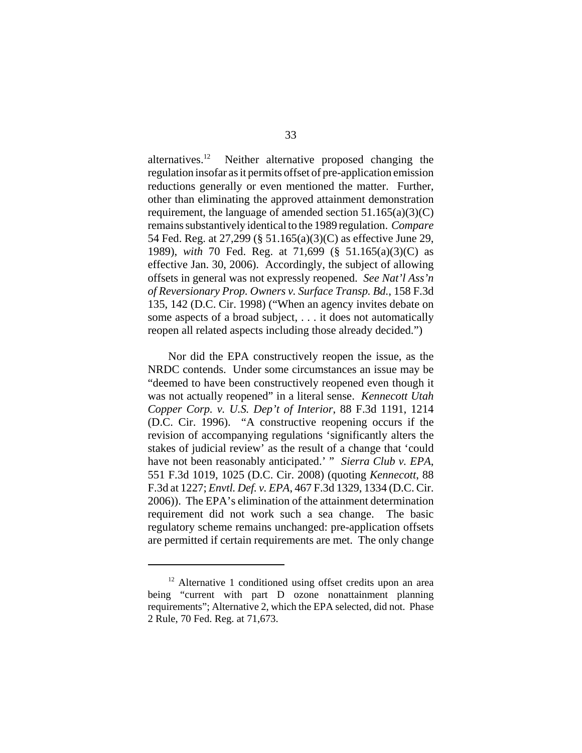alternatives.[12] Neither alternative proposed changing the regulation insofar as it permits offset of pre-application emission reductions generally or even mentioned the matter. Further, other than eliminating the approved attainment demonstration requirement, the language of amended section 51.165(a)(3)(C) remains substantively identical to the 1989 regulation. *Compare* 54 Fed. Reg. at 27,299 (§ 51.165(a)(3)(C) as effective June 29, 1989), *with* 70 Fed. Reg. at 71,699 (§ 51.165(a)(3)(C) as effective Jan. 30, 2006). Accordingly, the subject of allowing offsets in general was not expressly reopened. *See Nat'l Ass'n of Reversionary Prop. Owners v. Surface Transp. Bd.*, 158 F.3d 135, 142 (D.C. Cir. 1998) ("When an agency invites debate on some aspects of a broad subject, . . . it does not automatically reopen all related aspects including those already decided.")

Nor did the EPA constructively reopen the issue, as the NRDC contends. Under some circumstances an issue may be "deemed to have been constructively reopened even though it was not actually reopened" in a literal sense. *Kennecott Utah Copper Corp. v. U.S. Dep't of Interior*, 88 F.3d 1191, 1214 (D.C. Cir. 1996). "A constructive reopening occurs if the revision of accompanying regulations 'significantly alters the stakes of judicial review' as the result of a change that 'could have not been reasonably anticipated.' " *Sierra Club v. EPA*, 551 F.3d 1019, 1025 (D.C. Cir. 2008) (quoting *Kennecott*, 88 F.3d at 1227; *Envtl. Def. v. EPA*, 467 F.3d 1329, 1334 (D.C. Cir. 2006)). The EPA's elimination of the attainment determination requirement did not work such a sea change. The basic regulatory scheme remains unchanged: pre-application offsets are permitted if certain requirements are met. The only change

[12] Alternative 1 conditioned using offset credits upon an area being "current with part D ozone nonattainment planning requirements"; Alternative 2, which the EPA selected, did not. Phase 2 Rule, 70 Fed. Reg. at 71,673.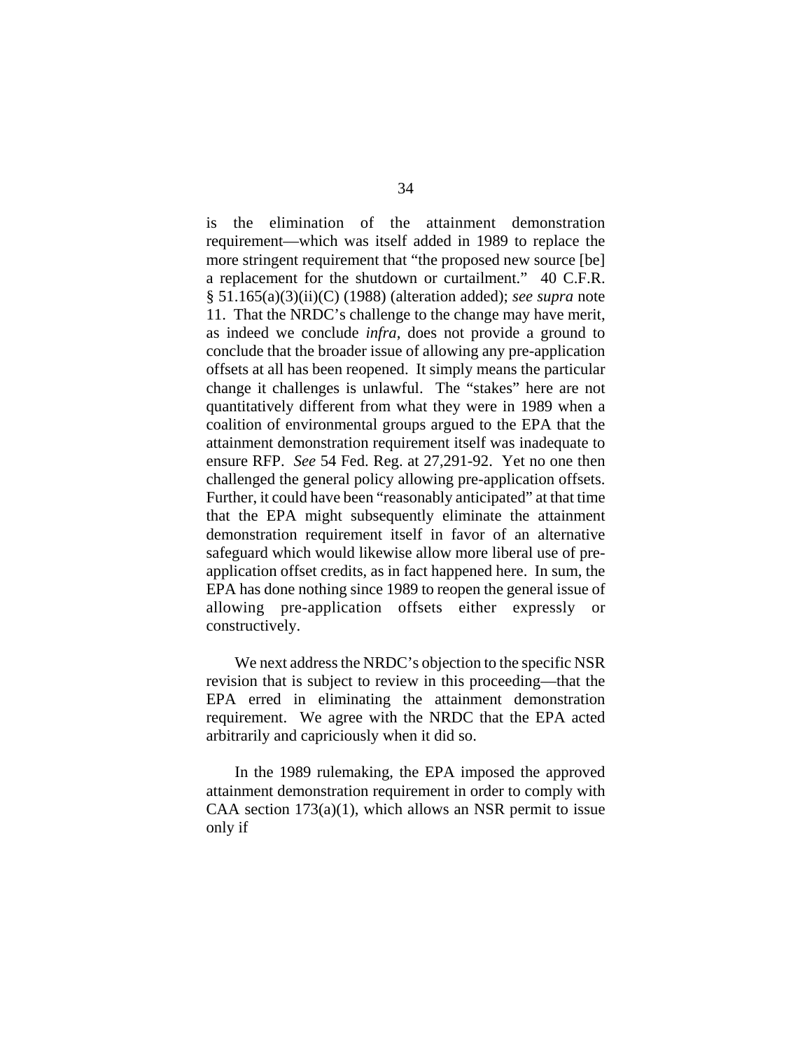is the elimination of the attainment demonstration requirement—which was itself added in 1989 to replace the more stringent requirement that "the proposed new source [be] a replacement for the shutdown or curtailment." 40 C.F.R. § 51.165(a)(3)(ii)(C) (1988) (alteration added); *see supra* note 11. That the NRDC's challenge to the change may have merit, as indeed we conclude *infra*, does not provide a ground to conclude that the broader issue of allowing any pre-application offsets at all has been reopened. It simply means the particular change it challenges is unlawful. The "stakes" here are not quantitatively different from what they were in 1989 when a coalition of environmental groups argued to the EPA that the attainment demonstration requirement itself was inadequate to ensure RFP. *See* 54 Fed. Reg. at 27,291-92. Yet no one then challenged the general policy allowing pre-application offsets. Further, it could have been "reasonably anticipated" at that time that the EPA might subsequently eliminate the attainment demonstration requirement itself in favor of an alternative safeguard which would likewise allow more liberal use of pre-application offset credits, as in fact happened here. In sum, the EPA has done nothing since 1989 to reopen the general issue of allowing pre-application offsets either expressly or constructively.

We next address the NRDC's objection to the specific NSR revision that is subject to review in this proceeding—that the EPA erred in eliminating the attainment demonstration requirement. We agree with the NRDC that the EPA acted arbitrarily and capriciously when it did so.

In the 1989 rulemaking, the EPA imposed the approved attainment demonstration requirement in order to comply with CAA section 173(a)(1), which allows an NSR permit to issue only if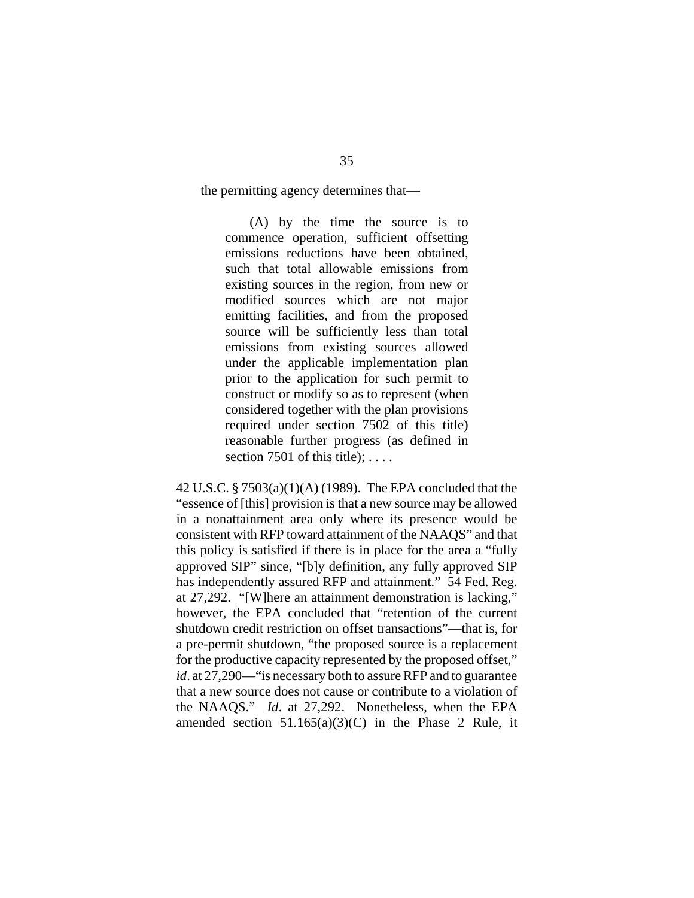the permitting agency determines that—

> (A) by the time the source is to commence operation, sufficient offsetting emissions reductions have been obtained, such that total allowable emissions from existing sources in the region, from new or modified sources which are not major emitting facilities, and from the proposed source will be sufficiently less than total emissions from existing sources allowed under the applicable implementation plan prior to the application for such permit to construct or modify so as to represent (when considered together with the plan provisions required under section 7502 of this title) reasonable further progress (as defined in section 7501 of this title); . . . .

42 U.S.C. § 7503(a)(1)(A) (1989). The EPA concluded that the "essence of [this] provision is that a new source may be allowed in a nonattainment area only where its presence would be consistent with RFP toward attainment of the NAAQS" and that this policy is satisfied if there is in place for the area a "fully approved SIP" since, "[b]y definition, any fully approved SIP has independently assured RFP and attainment." 54 Fed. Reg. at 27,292. "[W]here an attainment demonstration is lacking," however, the EPA concluded that "retention of the current shutdown credit restriction on offset transactions"—that is, for a pre-permit shutdown, "the proposed source is a replacement for the productive capacity represented by the proposed offset," *id*. at 27,290—"is necessary both to assure RFP and to guarantee that a new source does not cause or contribute to a violation of the NAAQS." *Id*. at 27,292. Nonetheless, when the EPA amended section 51.165(a)(3)(C) in the Phase 2 Rule, it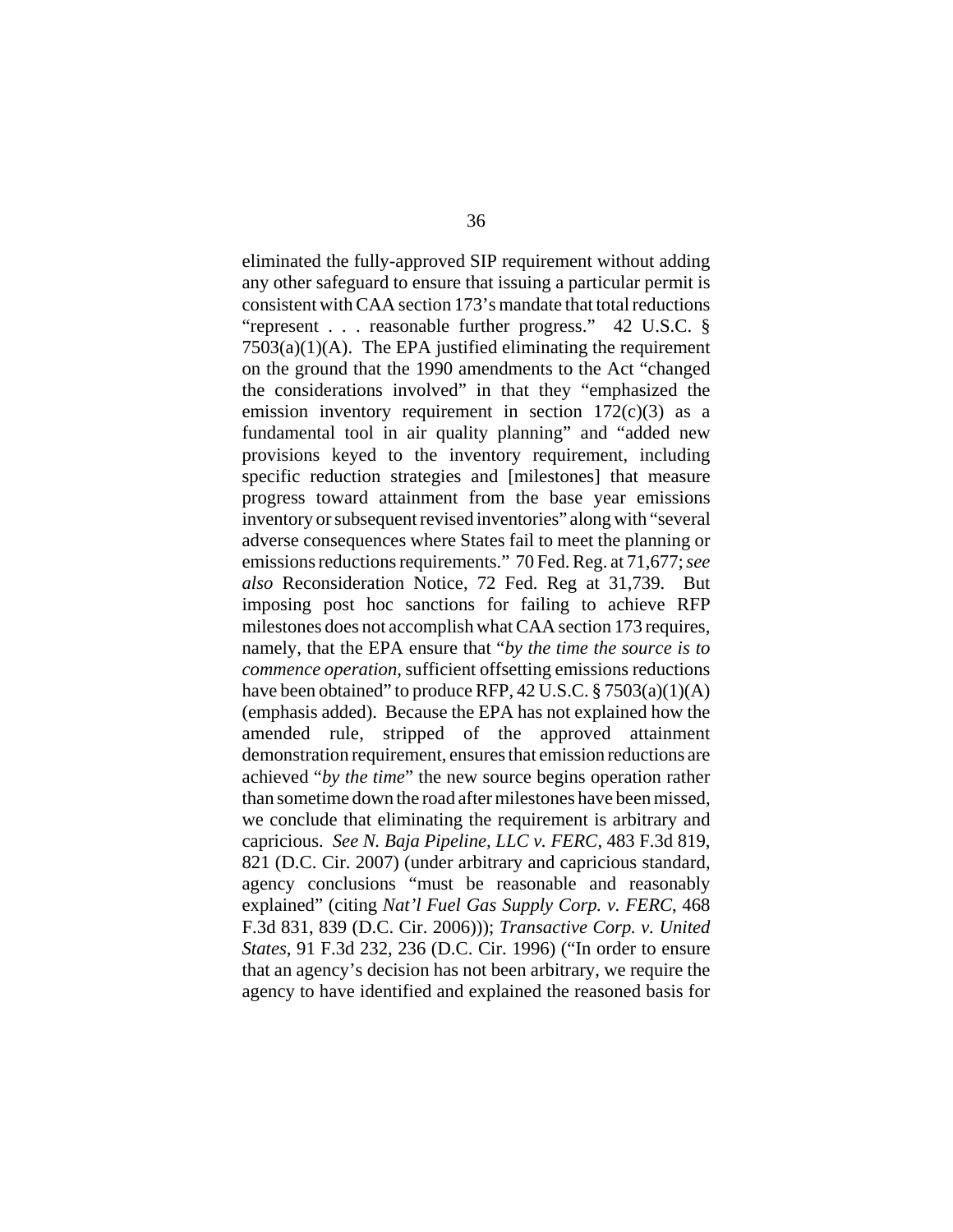eliminated the fully-approved SIP requirement without adding any other safeguard to ensure that issuing a particular permit is consistent with CAA section 173's mandate that total reductions "represent . . . reasonable further progress." 42 U.S.C. § 7503(a)(1)(A). The EPA justified eliminating the requirement on the ground that the 1990 amendments to the Act "changed the considerations involved" in that they "emphasized the emission inventory requirement in section 172(c)(3) as a fundamental tool in air quality planning" and "added new provisions keyed to the inventory requirement, including specific reduction strategies and [milestones] that measure progress toward attainment from the base year emissions inventory or subsequent revised inventories" along with "several adverse consequences where States fail to meet the planning or emissions reductions requirements." 70 Fed. Reg. at 71,677; *see also* Reconsideration Notice, 72 Fed. Reg at 31,739. But imposing post hoc sanctions for failing to achieve RFP milestones does not accomplish what CAA section 173 requires, namely, that the EPA ensure that "*by the time the source is to commence operation*, sufficient offsetting emissions reductions have been obtained" to produce RFP, 42 U.S.C. § 7503(a)(1)(A) (emphasis added). Because the EPA has not explained how the amended rule, stripped of the approved attainment demonstration requirement, ensures that emission reductions are achieved "*by the time*" the new source begins operation rather than sometime down the road after milestones have been missed, we conclude that eliminating the requirement is arbitrary and capricious. *See N. Baja Pipeline, LLC v. FERC*, 483 F.3d 819, 821 (D.C. Cir. 2007) (under arbitrary and capricious standard, agency conclusions "must be reasonable and reasonably explained" (citing *Nat'l Fuel Gas Supply Corp. v. FERC*, 468 F.3d 831, 839 (D.C. Cir. 2006))); *Transactive Corp. v. United States*, 91 F.3d 232, 236 (D.C. Cir. 1996) ("In order to ensure that an agency's decision has not been arbitrary, we require the agency to have identified and explained the reasoned basis for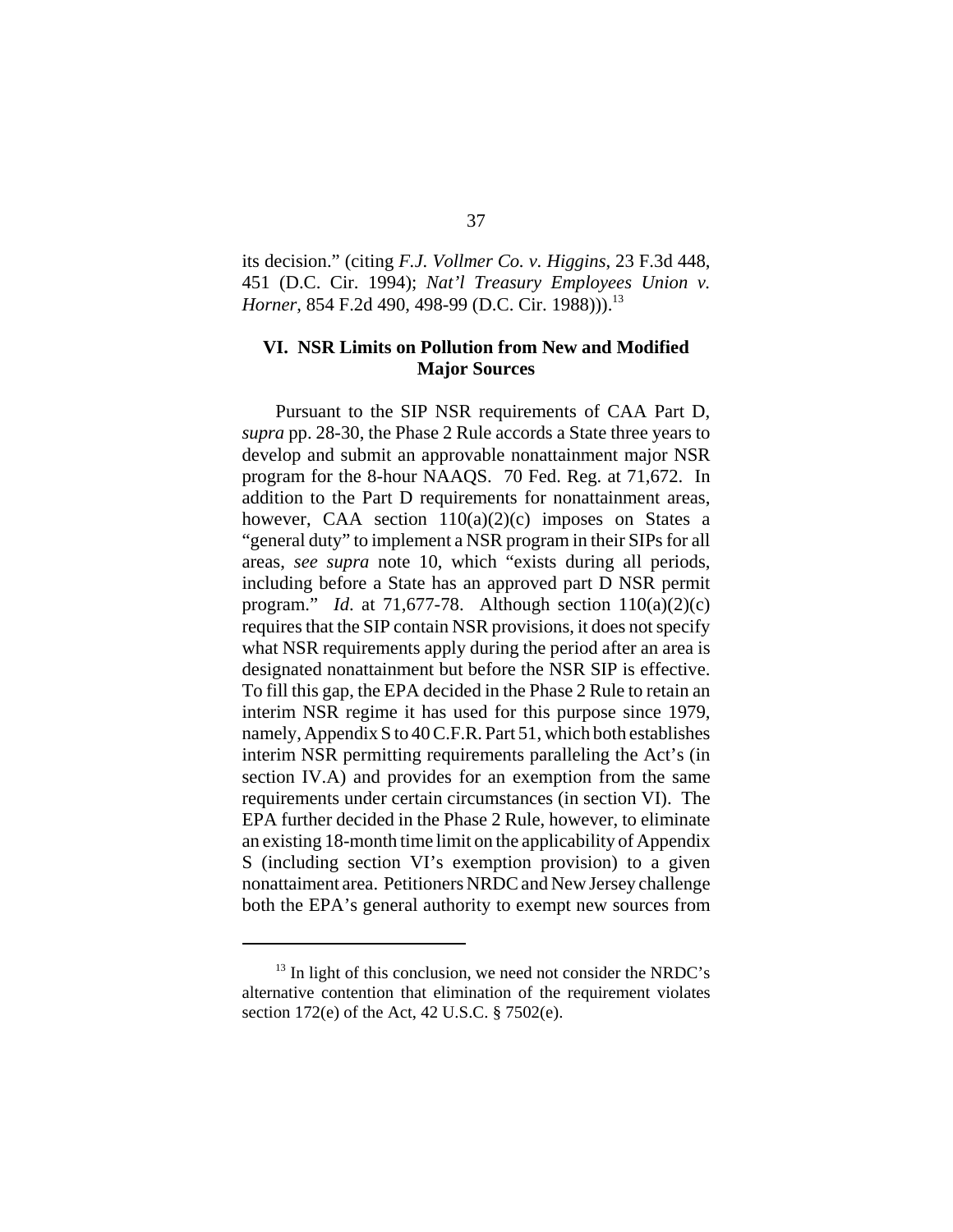its decision." (citing *F.J. Vollmer Co. v. Higgins*, 23 F.3d 448, 451 (D.C. Cir. 1994); *Nat'l Treasury Employees Union v. Horner*, 854 F.2d 490, 498-99 (D.C. Cir. 1988))).[13]

## VI. NSR Limits on Pollution from New and Modified Major Sources

Pursuant to the SIP NSR requirements of CAA Part D, *supra* pp. 28-30, the Phase 2 Rule accords a State three years to develop and submit an approvable nonattainment major NSR program for the 8-hour NAAQS. 70 Fed. Reg. at 71,672. In addition to the Part D requirements for nonattainment areas, however, CAA section 110(a)(2)(c) imposes on States a "general duty" to implement a NSR program in their SIPs for all areas, *see supra* note 10, which "exists during all periods, including before a State has an approved part D NSR permit program." *Id*. at 71,677-78. Although section 110(a)(2)(c) requires that the SIP contain NSR provisions, it does not specify what NSR requirements apply during the period after an area is designated nonattainment but before the NSR SIP is effective. To fill this gap, the EPA decided in the Phase 2 Rule to retain an interim NSR regime it has used for this purpose since 1979, namely, Appendix S to 40 C.F.R. Part 51, which both establishes interim NSR permitting requirements paralleling the Act's (in section IV.A) and provides for an exemption from the same requirements under certain circumstances (in section VI). The EPA further decided in the Phase 2 Rule, however, to eliminate an existing 18-month time limit on the applicability of Appendix S (including section VI's exemption provision) to a given nonattaiment area. Petitioners NRDC and New Jersey challenge both the EPA's general authority to exempt new sources from

---

[13] In light of this conclusion, we need not consider the NRDC's alternative contention that elimination of the requirement violates section 172(e) of the Act, 42 U.S.C. § 7502(e).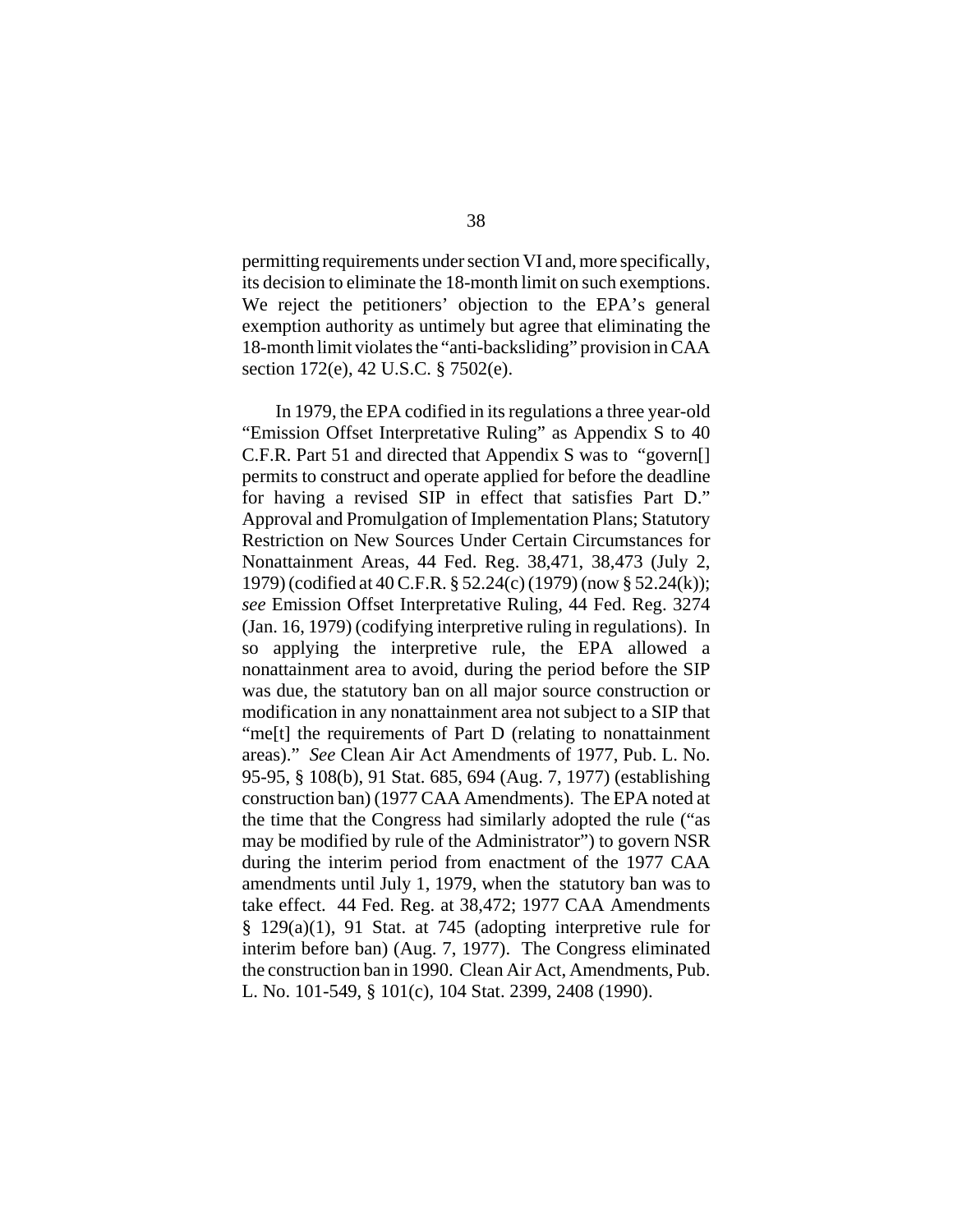permitting requirements under section VI and, more specifically, its decision to eliminate the 18-month limit on such exemptions. We reject the petitioners' objection to the EPA's general exemption authority as untimely but agree that eliminating the 18-month limit violates the "anti-backsliding" provision in CAA section 172(e), 42 U.S.C. § 7502(e).

In 1979, the EPA codified in its regulations a three year-old "Emission Offset Interpretative Ruling" as Appendix S to 40 C.F.R. Part 51 and directed that Appendix S was to "govern[] permits to construct and operate applied for before the deadline for having a revised SIP in effect that satisfies Part D." Approval and Promulgation of Implementation Plans; Statutory Restriction on New Sources Under Certain Circumstances for Nonattainment Areas, 44 Fed. Reg. 38,471, 38,473 (July 2, 1979) (codified at 40 C.F.R. § 52.24(c) (1979) (now § 52.24(k)); *see* Emission Offset Interpretative Ruling, 44 Fed. Reg. 3274 (Jan. 16, 1979) (codifying interpretive ruling in regulations). In so applying the interpretive rule, the EPA allowed a nonattainment area to avoid, during the period before the SIP was due, the statutory ban on all major source construction or modification in any nonattainment area not subject to a SIP that "me[t] the requirements of Part D (relating to nonattainment areas)." *See* Clean Air Act Amendments of 1977, Pub. L. No. 95-95, § 108(b), 91 Stat. 685, 694 (Aug. 7, 1977) (establishing construction ban) (1977 CAA Amendments). The EPA noted at the time that the Congress had similarly adopted the rule ("as may be modified by rule of the Administrator") to govern NSR during the interim period from enactment of the 1977 CAA amendments until July 1, 1979, when the statutory ban was to take effect. 44 Fed. Reg. at 38,472; 1977 CAA Amendments § 129(a)(1), 91 Stat. at 745 (adopting interpretive rule for interim before ban) (Aug. 7, 1977). The Congress eliminated the construction ban in 1990. Clean Air Act, Amendments, Pub. L. No. 101-549, § 101(c), 104 Stat. 2399, 2408 (1990).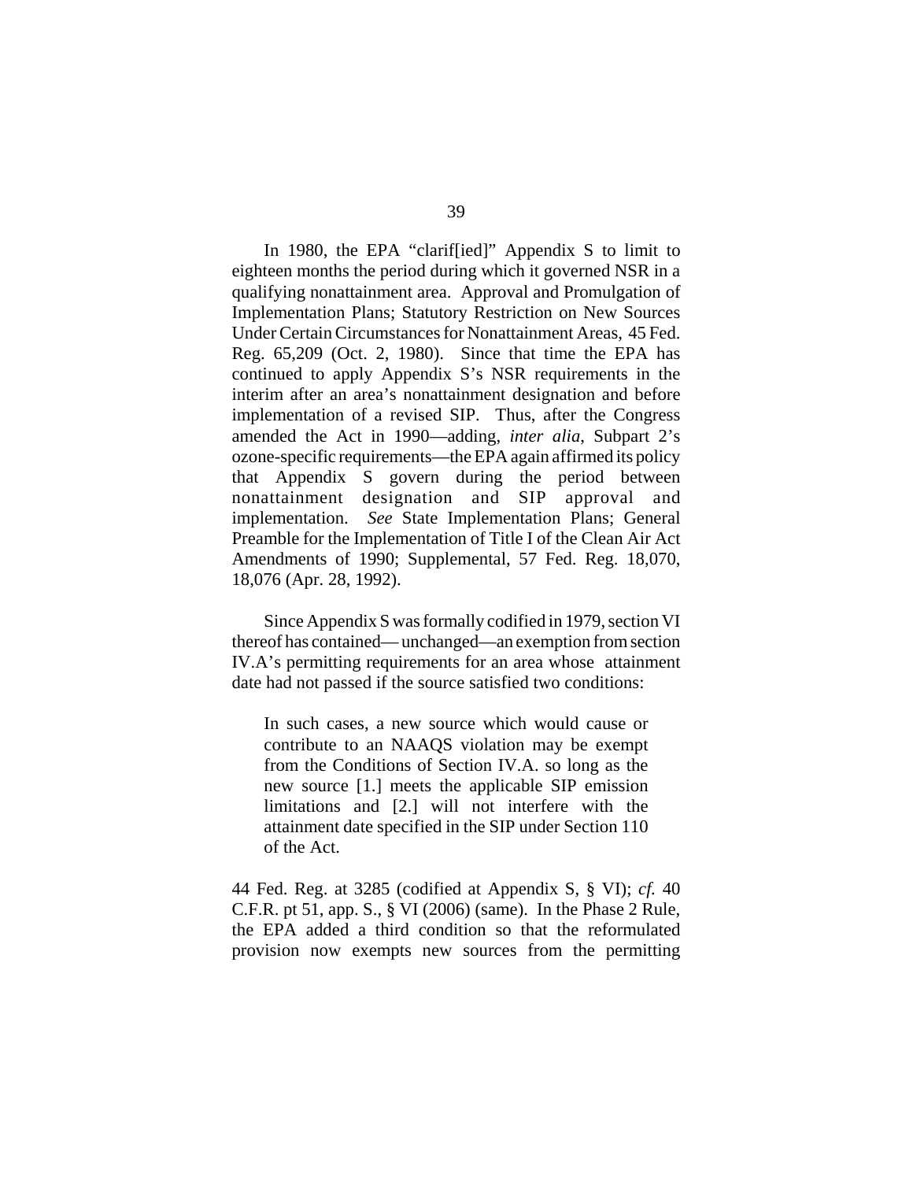In 1980, the EPA "clarif[ied]" Appendix S to limit to eighteen months the period during which it governed NSR in a qualifying nonattainment area. Approval and Promulgation of Implementation Plans; Statutory Restriction on New Sources Under Certain Circumstances for Nonattainment Areas, 45 Fed. Reg. 65,209 (Oct. 2, 1980). Since that time the EPA has continued to apply Appendix S's NSR requirements in the interim after an area's nonattainment designation and before implementation of a revised SIP. Thus, after the Congress amended the Act in 1990—adding, *inter alia*, Subpart 2's ozone-specific requirements—the EPA again affirmed its policy that Appendix S govern during the period between nonattainment designation and SIP approval and implementation. *See* State Implementation Plans; General Preamble for the Implementation of Title I of the Clean Air Act Amendments of 1990; Supplemental, 57 Fed. Reg. 18,070, 18,076 (Apr. 28, 1992).

Since Appendix S was formally codified in 1979, section VI thereof has contained—unchanged—an exemption from section IV.A's permitting requirements for an area whose attainment date had not passed if the source satisfied two conditions:

> In such cases, a new source which would cause or contribute to an NAAQS violation may be exempt from the Conditions of Section IV.A. so long as the new source [1.] meets the applicable SIP emission limitations and [2.] will not interfere with the attainment date specified in the SIP under Section 110 of the Act.

44 Fed. Reg. at 3285 (codified at Appendix S, § VI); *cf.* 40 C.F.R. pt 51, app. S., § VI (2006) (same). In the Phase 2 Rule, the EPA added a third condition so that the reformulated provision now exempts new sources from the permitting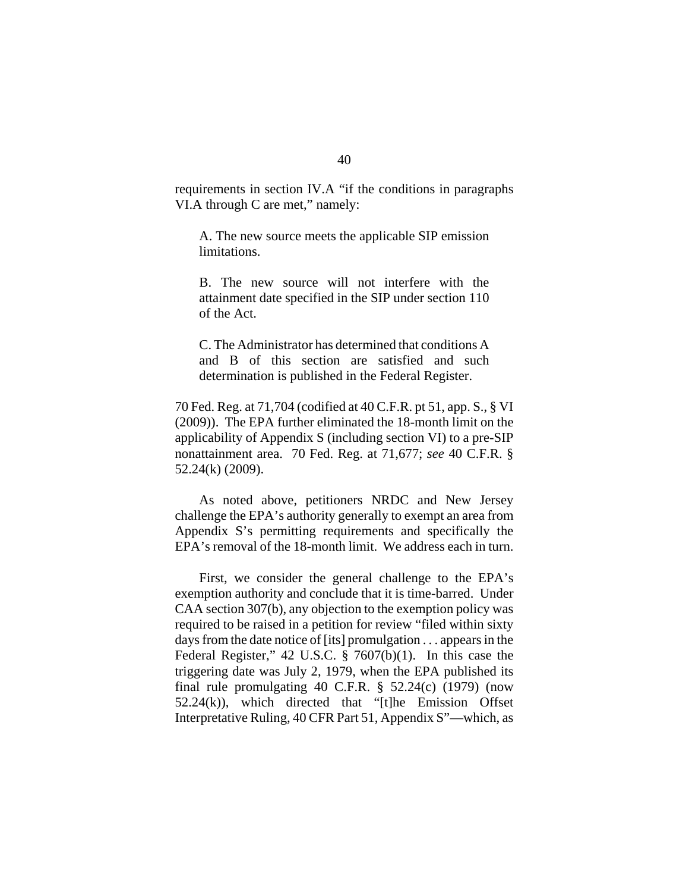requirements in section IV.A "if the conditions in paragraphs VI.A through C are met," namely:

> A. The new source meets the applicable SIP emission limitations.
>
> B. The new source will not interfere with the attainment date specified in the SIP under section 110 of the Act.
>
> C. The Administrator has determined that conditions A and B of this section are satisfied and such determination is published in the Federal Register.

70 Fed. Reg. at 71,704 (codified at 40 C.F.R. pt 51, app. S., § VI (2009)). The EPA further eliminated the 18-month limit on the applicability of Appendix S (including section VI) to a pre-SIP nonattainment area. 70 Fed. Reg. at 71,677; *see* 40 C.F.R. § 52.24(k) (2009).

As noted above, petitioners NRDC and New Jersey challenge the EPA's authority generally to exempt an area from Appendix S's permitting requirements and specifically the EPA's removal of the 18-month limit. We address each in turn.

First, we consider the general challenge to the EPA's exemption authority and conclude that it is time-barred. Under CAA section 307(b), any objection to the exemption policy was required to be raised in a petition for review "filed within sixty days from the date notice of [its] promulgation . . . appears in the Federal Register," 42 U.S.C. § 7607(b)(1). In this case the triggering date was July 2, 1979, when the EPA published its final rule promulgating 40 C.F.R. § 52.24(c) (1979) (now 52.24(k)), which directed that "[t]he Emission Offset Interpretative Ruling, 40 CFR Part 51, Appendix S"—which, as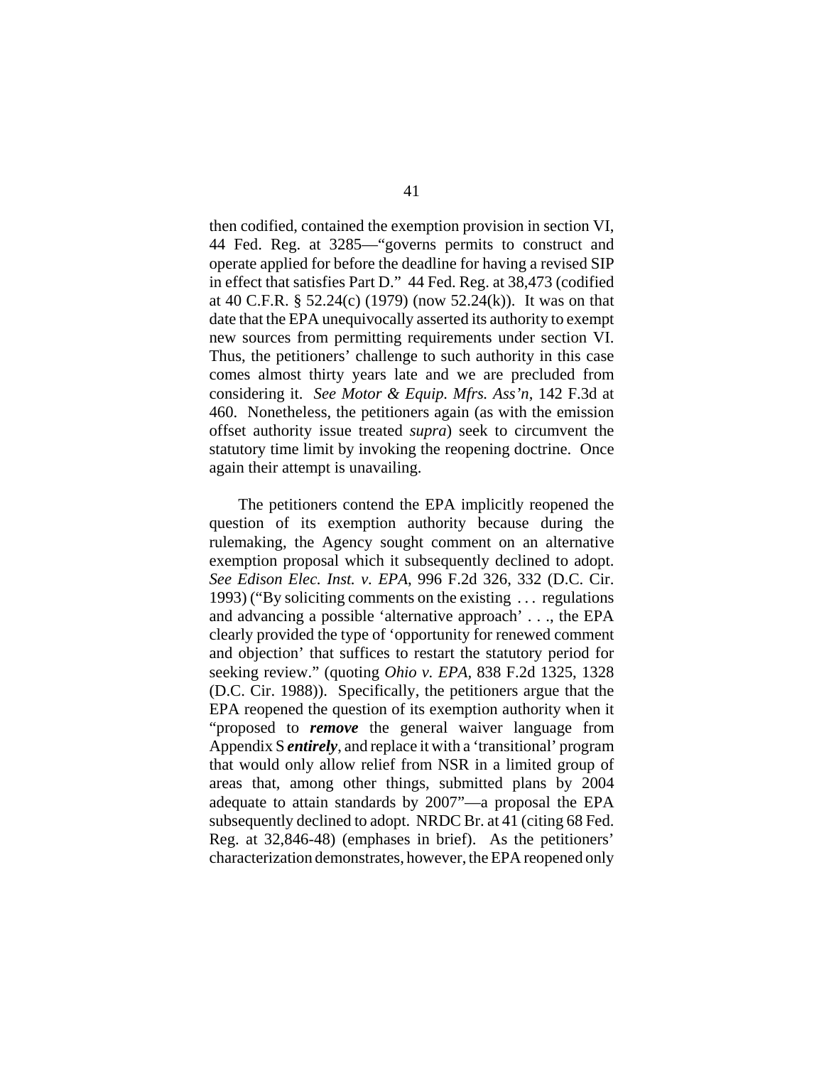then codified, contained the exemption provision in section VI, 44 Fed. Reg. at 3285—"governs permits to construct and operate applied for before the deadline for having a revised SIP in effect that satisfies Part D." 44 Fed. Reg. at 38,473 (codified at 40 C.F.R. § 52.24(c) (1979) (now 52.24(k)). It was on that date that the EPA unequivocally asserted its authority to exempt new sources from permitting requirements under section VI. Thus, the petitioners' challenge to such authority in this case comes almost thirty years late and we are precluded from considering it. *See Motor & Equip. Mfrs. Ass'n*, 142 F.3d at 460. Nonetheless, the petitioners again (as with the emission offset authority issue treated *supra*) seek to circumvent the statutory time limit by invoking the reopening doctrine. Once again their attempt is unavailing.

The petitioners contend the EPA implicitly reopened the question of its exemption authority because during the rulemaking, the Agency sought comment on an alternative exemption proposal which it subsequently declined to adopt. *See Edison Elec. Inst. v. EPA*, 996 F.2d 326, 332 (D.C. Cir. 1993) ("By soliciting comments on the existing . . . regulations and advancing a possible 'alternative approach' . . ., the EPA clearly provided the type of 'opportunity for renewed comment and objection' that suffices to restart the statutory period for seeking review." (quoting *Ohio v. EPA*, 838 F.2d 1325, 1328 (D.C. Cir. 1988)). Specifically, the petitioners argue that the EPA reopened the question of its exemption authority when it "proposed to ***remove*** the general waiver language from Appendix S ***entirely***, and replace it with a 'transitional' program that would only allow relief from NSR in a limited group of areas that, among other things, submitted plans by 2004 adequate to attain standards by 2007"—a proposal the EPA subsequently declined to adopt. NRDC Br. at 41 (citing 68 Fed. Reg. at 32,846-48) (emphases in brief). As the petitioners' characterization demonstrates, however, the EPA reopened only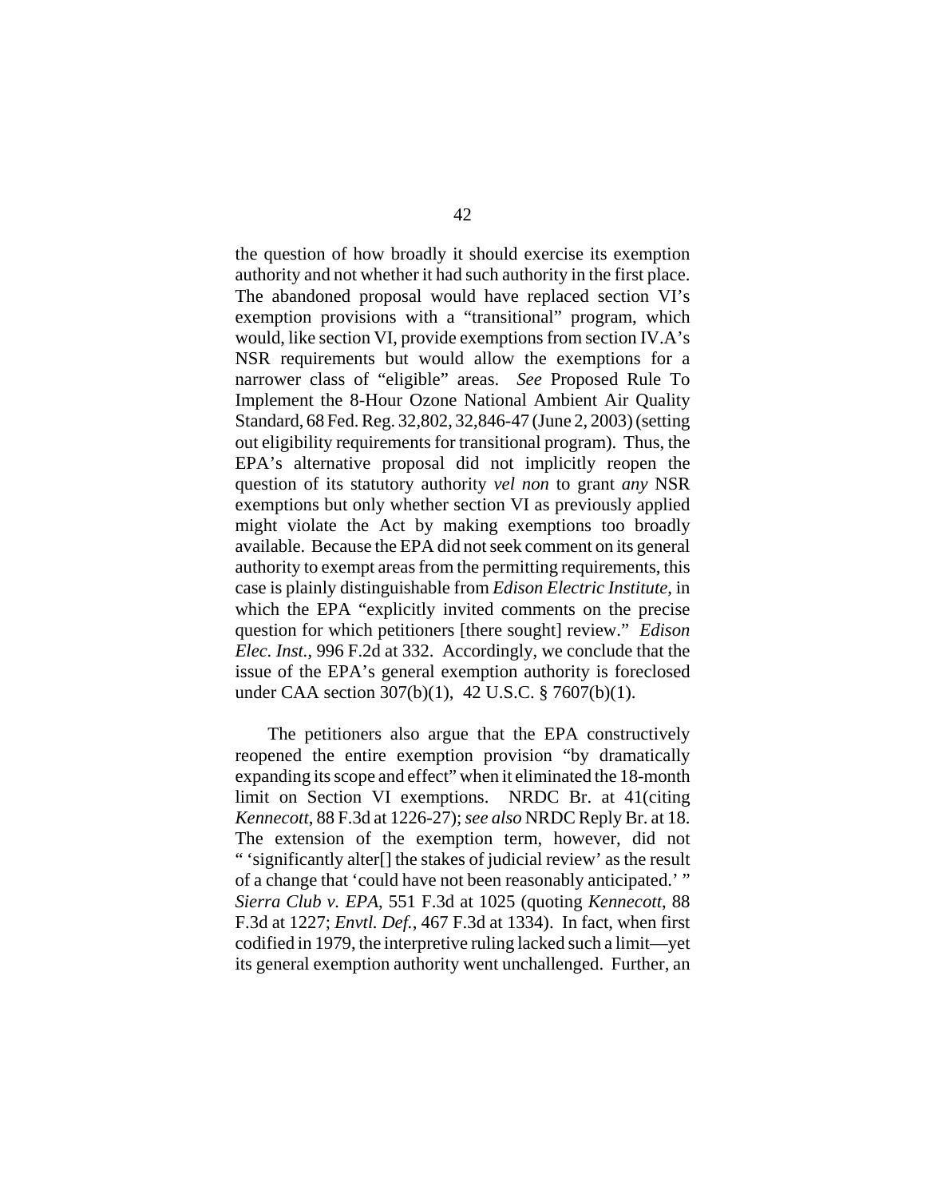the question of how broadly it should exercise its exemption authority and not whether it had such authority in the first place. The abandoned proposal would have replaced section VI's exemption provisions with a "transitional" program, which would, like section VI, provide exemptions from section IV.A's NSR requirements but would allow the exemptions for a narrower class of "eligible" areas. *See* Proposed Rule To Implement the 8-Hour Ozone National Ambient Air Quality Standard, 68 Fed. Reg. 32,802, 32,846-47 (June 2, 2003) (setting out eligibility requirements for transitional program). Thus, the EPA's alternative proposal did not implicitly reopen the question of its statutory authority *vel non* to grant *any* NSR exemptions but only whether section VI as previously applied might violate the Act by making exemptions too broadly available. Because the EPA did not seek comment on its general authority to exempt areas from the permitting requirements, this case is plainly distinguishable from *Edison Electric Institute*, in which the EPA "explicitly invited comments on the precise question for which petitioners [there sought] review." *Edison Elec. Inst.*, 996 F.2d at 332. Accordingly, we conclude that the issue of the EPA's general exemption authority is foreclosed under CAA section 307(b)(1), 42 U.S.C. § 7607(b)(1).

The petitioners also argue that the EPA constructively reopened the entire exemption provision "by dramatically expanding its scope and effect" when it eliminated the 18-month limit on Section VI exemptions. NRDC Br. at 41(citing *Kennecott*, 88 F.3d at 1226-27); *see also* NRDC Reply Br. at 18. The extension of the exemption term, however, did not " 'significantly alter[] the stakes of judicial review' as the result of a change that 'could have not been reasonably anticipated.' " *Sierra Club v. EPA*, 551 F.3d at 1025 (quoting *Kennecott*, 88 F.3d at 1227; *Envtl. Def.*, 467 F.3d at 1334). In fact, when first codified in 1979, the interpretive ruling lacked such a limit—yet its general exemption authority went unchallenged. Further, an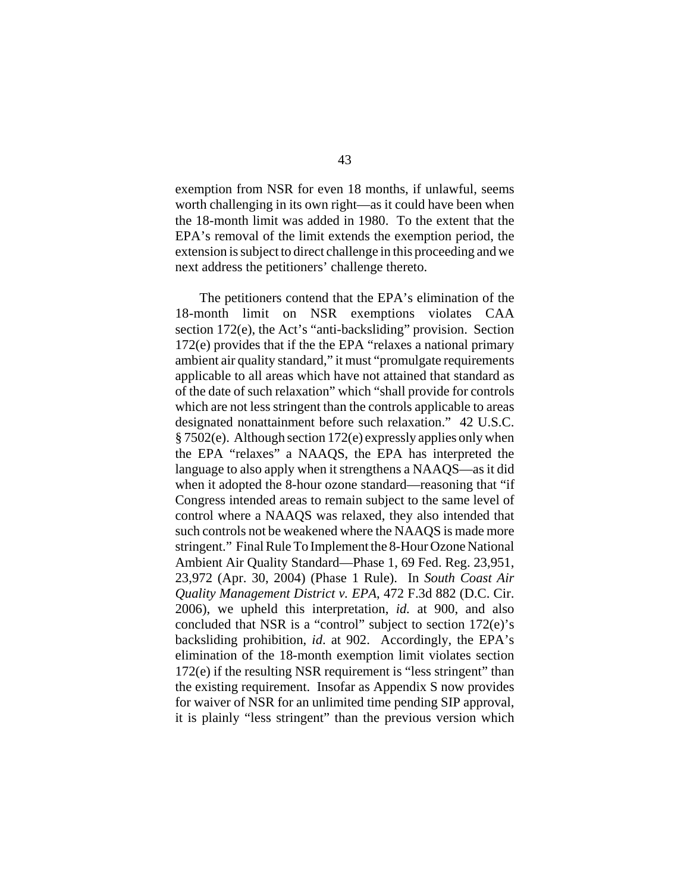exemption from NSR for even 18 months, if unlawful, seems worth challenging in its own right—as it could have been when the 18-month limit was added in 1980. To the extent that the EPA's removal of the limit extends the exemption period, the extension is subject to direct challenge in this proceeding and we next address the petitioners' challenge thereto.

The petitioners contend that the EPA's elimination of the 18-month limit on NSR exemptions violates CAA section 172(e), the Act's "anti-backsliding" provision. Section 172(e) provides that if the the EPA "relaxes a national primary ambient air quality standard," it must "promulgate requirements applicable to all areas which have not attained that standard as of the date of such relaxation" which "shall provide for controls which are not less stringent than the controls applicable to areas designated nonattainment before such relaxation." 42 U.S.C. § 7502(e). Although section 172(e) expressly applies only when the EPA "relaxes" a NAAQS, the EPA has interpreted the language to also apply when it strengthens a NAAQS—as it did when it adopted the 8-hour ozone standard—reasoning that "if Congress intended areas to remain subject to the same level of control where a NAAQS was relaxed, they also intended that such controls not be weakened where the NAAQS is made more stringent." Final Rule To Implement the 8-Hour Ozone National Ambient Air Quality Standard—Phase 1, 69 Fed. Reg. 23,951, 23,972 (Apr. 30, 2004) (Phase 1 Rule). In *South Coast Air Quality Management District v. EPA*, 472 F.3d 882 (D.C. Cir. 2006), we upheld this interpretation, *id.* at 900, and also concluded that NSR is a "control" subject to section 172(e)'s backsliding prohibition, *id*. at 902. Accordingly, the EPA's elimination of the 18-month exemption limit violates section 172(e) if the resulting NSR requirement is "less stringent" than the existing requirement. Insofar as Appendix S now provides for waiver of NSR for an unlimited time pending SIP approval, it is plainly "less stringent" than the previous version which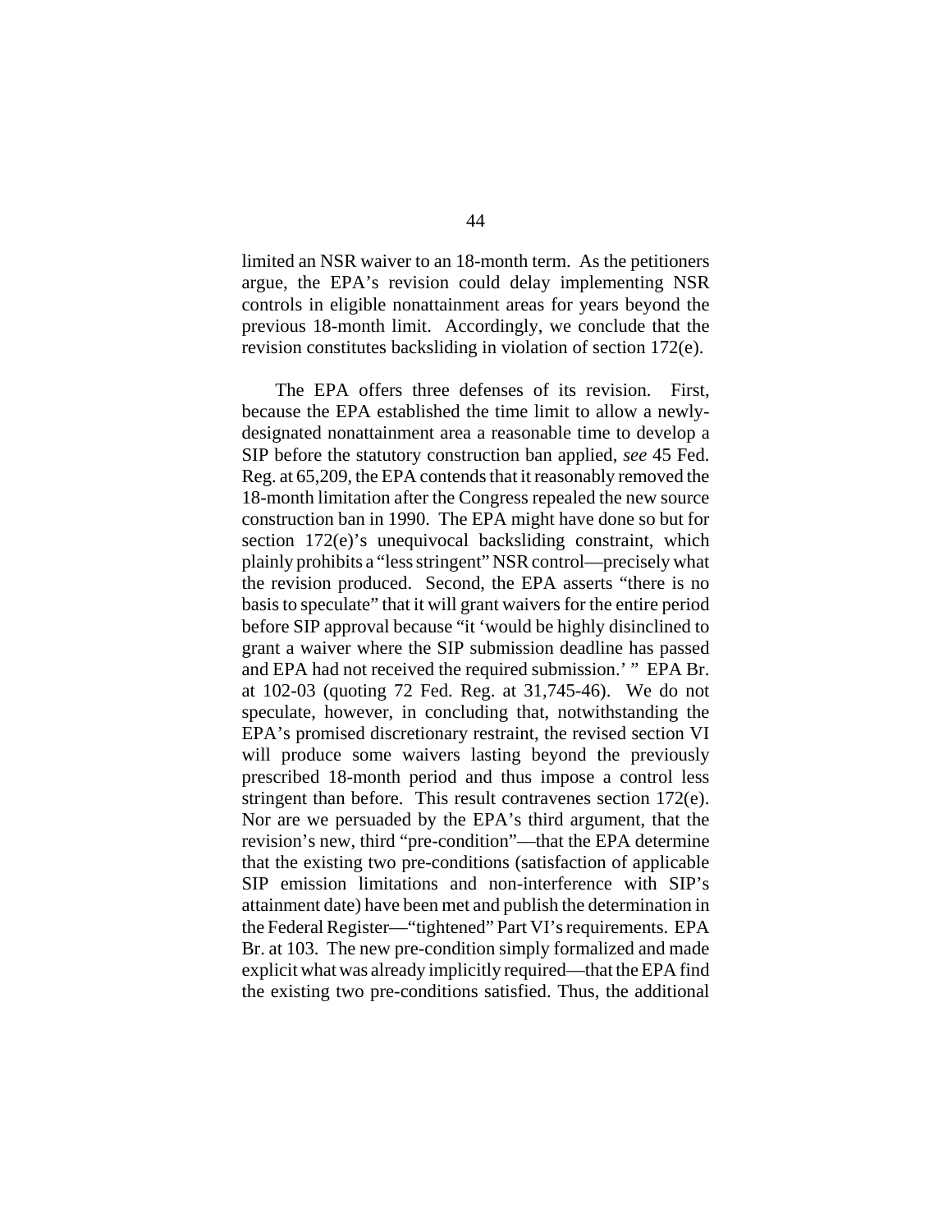limited an NSR waiver to an 18-month term. As the petitioners argue, the EPA's revision could delay implementing NSR controls in eligible nonattainment areas for years beyond the previous 18-month limit. Accordingly, we conclude that the revision constitutes backsliding in violation of section 172(e).

The EPA offers three defenses of its revision. First, because the EPA established the time limit to allow a newly-designated nonattainment area a reasonable time to develop a SIP before the statutory construction ban applied, *see* 45 Fed. Reg. at 65,209, the EPA contends that it reasonably removed the 18-month limitation after the Congress repealed the new source construction ban in 1990. The EPA might have done so but for section 172(e)'s unequivocal backsliding constraint, which plainly prohibits a "less stringent" NSR control—precisely what the revision produced. Second, the EPA asserts "there is no basis to speculate" that it will grant waivers for the entire period before SIP approval because "it 'would be highly disinclined to grant a waiver where the SIP submission deadline has passed and EPA had not received the required submission.' " EPA Br. at 102-03 (quoting 72 Fed. Reg. at 31,745-46). We do not speculate, however, in concluding that, notwithstanding the EPA's promised discretionary restraint, the revised section VI will produce some waivers lasting beyond the previously prescribed 18-month period and thus impose a control less stringent than before. This result contravenes section 172(e). Nor are we persuaded by the EPA's third argument, that the revision's new, third "pre-condition"—that the EPA determine that the existing two pre-conditions (satisfaction of applicable SIP emission limitations and non-interference with SIP's attainment date) have been met and publish the determination in the Federal Register—"tightened" Part VI's requirements. EPA Br. at 103. The new pre-condition simply formalized and made explicit what was already implicitly required—that the EPA find the existing two pre-conditions satisfied. Thus, the additional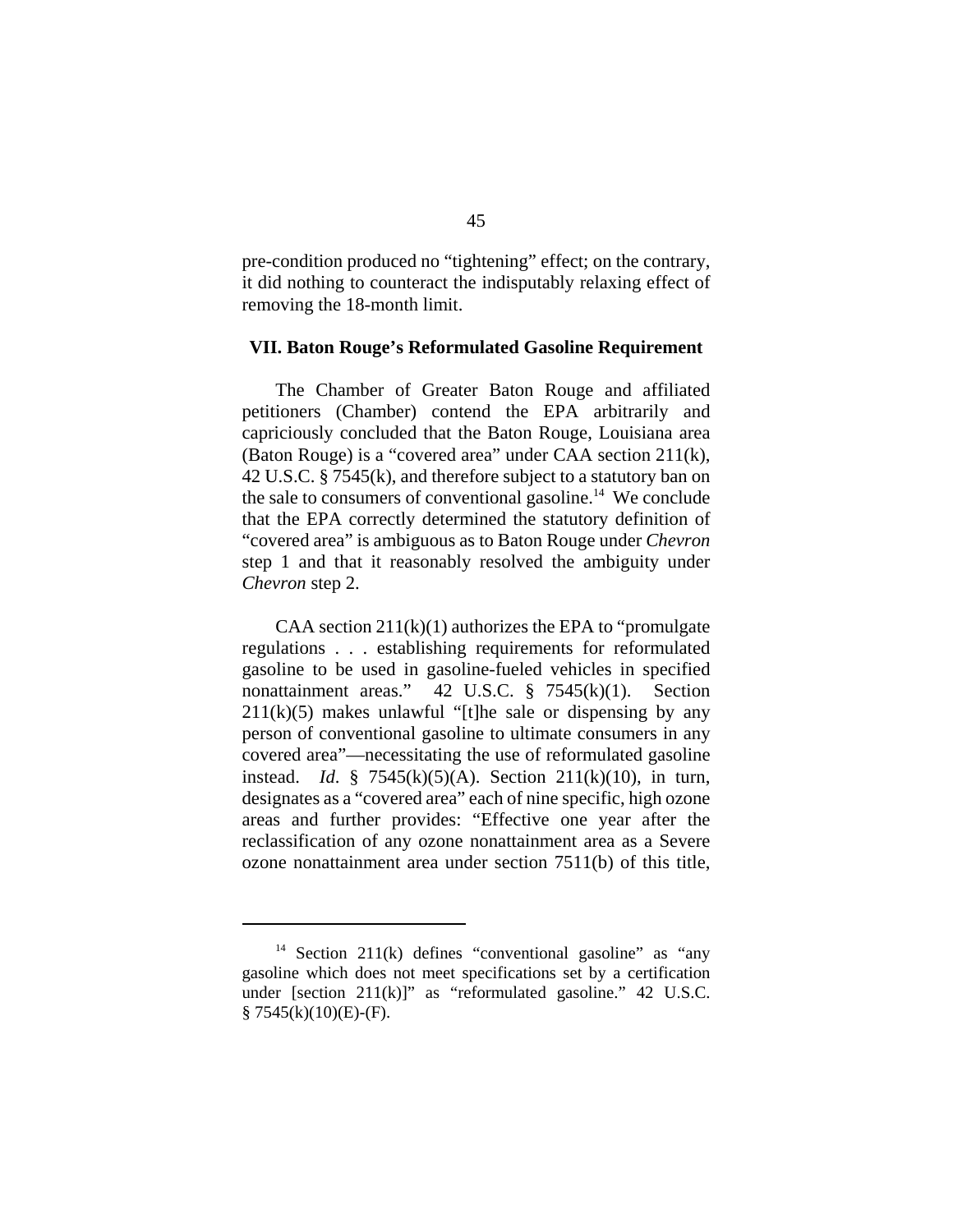pre-condition produced no "tightening" effect; on the contrary, it did nothing to counteract the indisputably relaxing effect of removing the 18-month limit.

### VII. Baton Rouge's Reformulated Gasoline Requirement

The Chamber of Greater Baton Rouge and affiliated petitioners (Chamber) contend the EPA arbitrarily and capriciously concluded that the Baton Rouge, Louisiana area (Baton Rouge) is a "covered area" under CAA section 211(k), 42 U.S.C. § 7545(k), and therefore subject to a statutory ban on the sale to consumers of conventional gasoline.[14] We conclude that the EPA correctly determined the statutory definition of "covered area" is ambiguous as to Baton Rouge under *Chevron* step 1 and that it reasonably resolved the ambiguity under *Chevron* step 2.

CAA section 211(k)(1) authorizes the EPA to "promulgate regulations . . . establishing requirements for reformulated gasoline to be used in gasoline-fueled vehicles in specified nonattainment areas." 42 U.S.C. § 7545(k)(1). Section 211(k)(5) makes unlawful "[t]he sale or dispensing by any person of conventional gasoline to ultimate consumers in any covered area"—necessitating the use of reformulated gasoline instead. *Id.* § 7545(k)(5)(A). Section 211(k)(10), in turn, designates as a "covered area" each of nine specific, high ozone areas and further provides: "Effective one year after the reclassification of any ozone nonattainment area as a Severe ozone nonattainment area under section 7511(b) of this title,

---

[14] Section 211(k) defines "conventional gasoline" as "any gasoline which does not meet specifications set by a certification under [section 211(k)]" as "reformulated gasoline." 42 U.S.C. § 7545(k)(10)(E)-(F).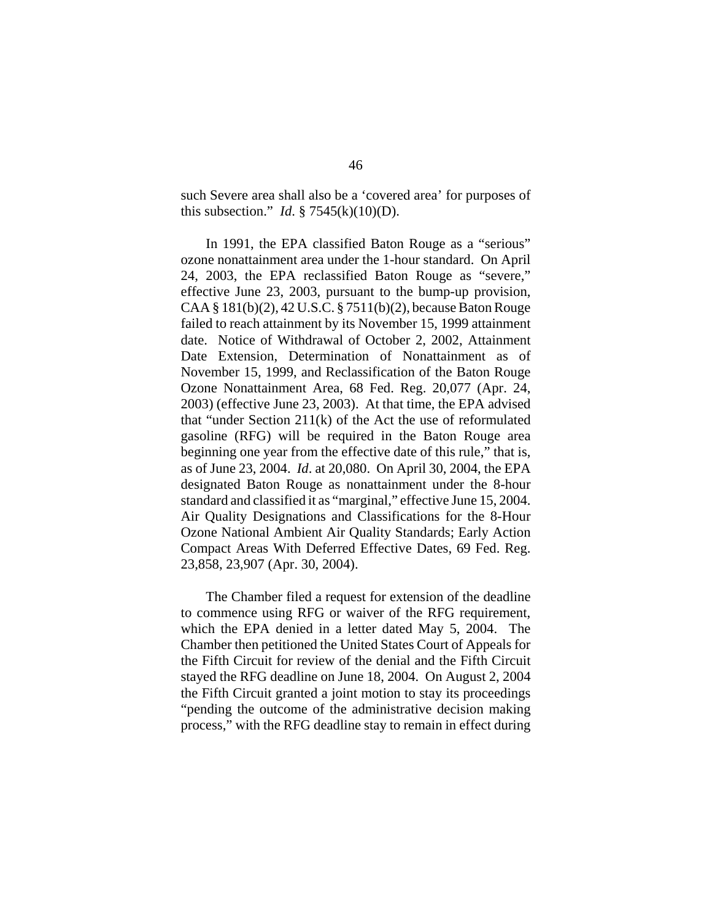such Severe area shall also be a 'covered area' for purposes of this subsection." *Id.* § 7545(k)(10)(D).

In 1991, the EPA classified Baton Rouge as a "serious" ozone nonattainment area under the 1-hour standard. On April 24, 2003, the EPA reclassified Baton Rouge as "severe," effective June 23, 2003, pursuant to the bump-up provision, CAA § 181(b)(2), 42 U.S.C. § 7511(b)(2), because Baton Rouge failed to reach attainment by its November 15, 1999 attainment date. Notice of Withdrawal of October 2, 2002, Attainment Date Extension, Determination of Nonattainment as of November 15, 1999, and Reclassification of the Baton Rouge Ozone Nonattainment Area, 68 Fed. Reg. 20,077 (Apr. 24, 2003) (effective June 23, 2003). At that time, the EPA advised that "under Section 211(k) of the Act the use of reformulated gasoline (RFG) will be required in the Baton Rouge area beginning one year from the effective date of this rule," that is, as of June 23, 2004. *Id*. at 20,080. On April 30, 2004, the EPA designated Baton Rouge as nonattainment under the 8-hour standard and classified it as "marginal," effective June 15, 2004. Air Quality Designations and Classifications for the 8-Hour Ozone National Ambient Air Quality Standards; Early Action Compact Areas With Deferred Effective Dates, 69 Fed. Reg. 23,858, 23,907 (Apr. 30, 2004).

The Chamber filed a request for extension of the deadline to commence using RFG or waiver of the RFG requirement, which the EPA denied in a letter dated May 5, 2004. The Chamber then petitioned the United States Court of Appeals for the Fifth Circuit for review of the denial and the Fifth Circuit stayed the RFG deadline on June 18, 2004. On August 2, 2004 the Fifth Circuit granted a joint motion to stay its proceedings "pending the outcome of the administrative decision making process," with the RFG deadline stay to remain in effect during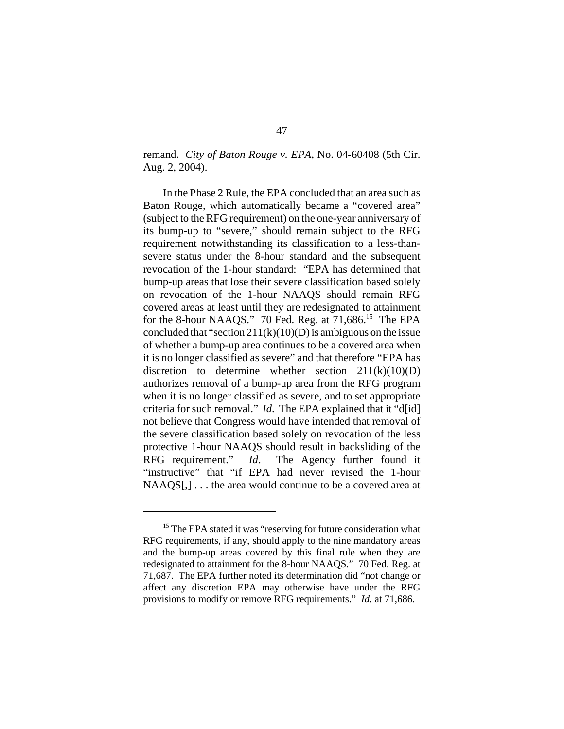remand. *City of Baton Rouge v. EPA*, No. 04-60408 (5th Cir. Aug. 2, 2004).

In the Phase 2 Rule, the EPA concluded that an area such as Baton Rouge, which automatically became a "covered area" (subject to the RFG requirement) on the one-year anniversary of its bump-up to "severe," should remain subject to the RFG requirement notwithstanding its classification to a less-than-severe status under the 8-hour standard and the subsequent revocation of the 1-hour standard: "EPA has determined that bump-up areas that lose their severe classification based solely on revocation of the 1-hour NAAQS should remain RFG covered areas at least until they are redesignated to attainment for the 8-hour NAAQS." 70 Fed. Reg. at 71,686.[15] The EPA concluded that "section 211(k)(10)(D) is ambiguous on the issue of whether a bump-up area continues to be a covered area when it is no longer classified as severe" and that therefore "EPA has discretion to determine whether section 211(k)(10)(D) authorizes removal of a bump-up area from the RFG program when it is no longer classified as severe, and to set appropriate criteria for such removal." *Id*. The EPA explained that it "d[id] not believe that Congress would have intended that removal of the severe classification based solely on revocation of the less protective 1-hour NAAQS should result in backsliding of the RFG requirement." *Id*. The Agency further found it "instructive" that "if EPA had never revised the 1-hour NAAQS[,] . . . the area would continue to be a covered area at

[15] The EPA stated it was "reserving for future consideration what RFG requirements, if any, should apply to the nine mandatory areas and the bump-up areas covered by this final rule when they are redesignated to attainment for the 8-hour NAAQS." 70 Fed. Reg. at 71,687. The EPA further noted its determination did "not change or affect any discretion EPA may otherwise have under the RFG provisions to modify or remove RFG requirements." *Id.* at 71,686.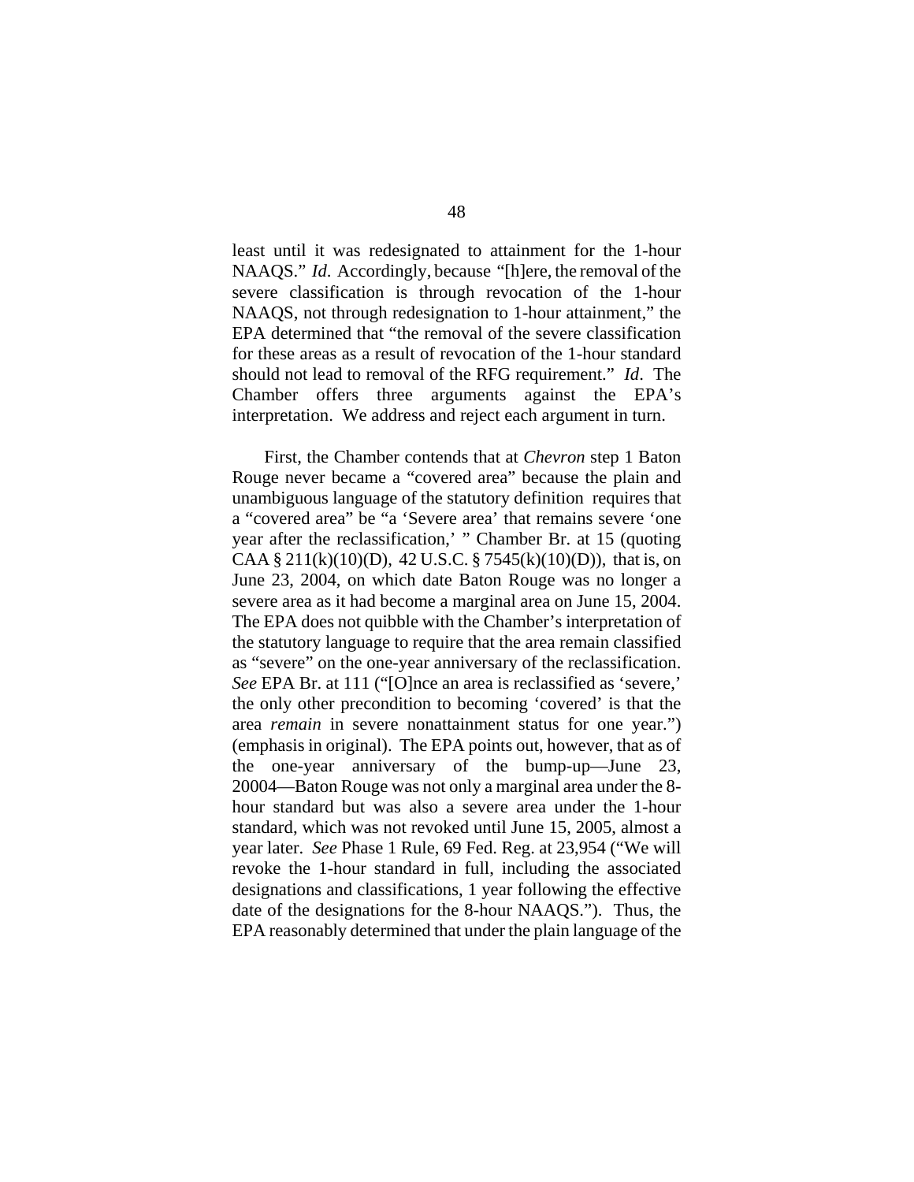least until it was redesignated to attainment for the 1-hour NAAQS." *Id*. Accordingly, because "[h]ere, the removal of the severe classification is through revocation of the 1-hour NAAQS, not through redesignation to 1-hour attainment," the EPA determined that "the removal of the severe classification for these areas as a result of revocation of the 1-hour standard should not lead to removal of the RFG requirement." *Id*. The Chamber offers three arguments against the EPA's interpretation. We address and reject each argument in turn.

First, the Chamber contends that at *Chevron* step 1 Baton Rouge never became a "covered area" because the plain and unambiguous language of the statutory definition requires that a "covered area" be "a 'Severe area' that remains severe 'one year after the reclassification,' " Chamber Br. at 15 (quoting CAA § 211(k)(10)(D), 42 U.S.C. § 7545(k)(10)(D)), that is, on June 23, 2004, on which date Baton Rouge was no longer a severe area as it had become a marginal area on June 15, 2004. The EPA does not quibble with the Chamber's interpretation of the statutory language to require that the area remain classified as "severe" on the one-year anniversary of the reclassification. *See* EPA Br. at 111 ("[O]nce an area is reclassified as 'severe,' the only other precondition to becoming 'covered' is that the area *remain* in severe nonattainment status for one year.") (emphasis in original). The EPA points out, however, that as of the one-year anniversary of the bump-up—June 23, 20004—Baton Rouge was not only a marginal area under the 8-hour standard but was also a severe area under the 1-hour standard, which was not revoked until June 15, 2005, almost a year later. *See* Phase 1 Rule, 69 Fed. Reg. at 23,954 ("We will revoke the 1-hour standard in full, including the associated designations and classifications, 1 year following the effective date of the designations for the 8-hour NAAQS."). Thus, the EPA reasonably determined that under the plain language of the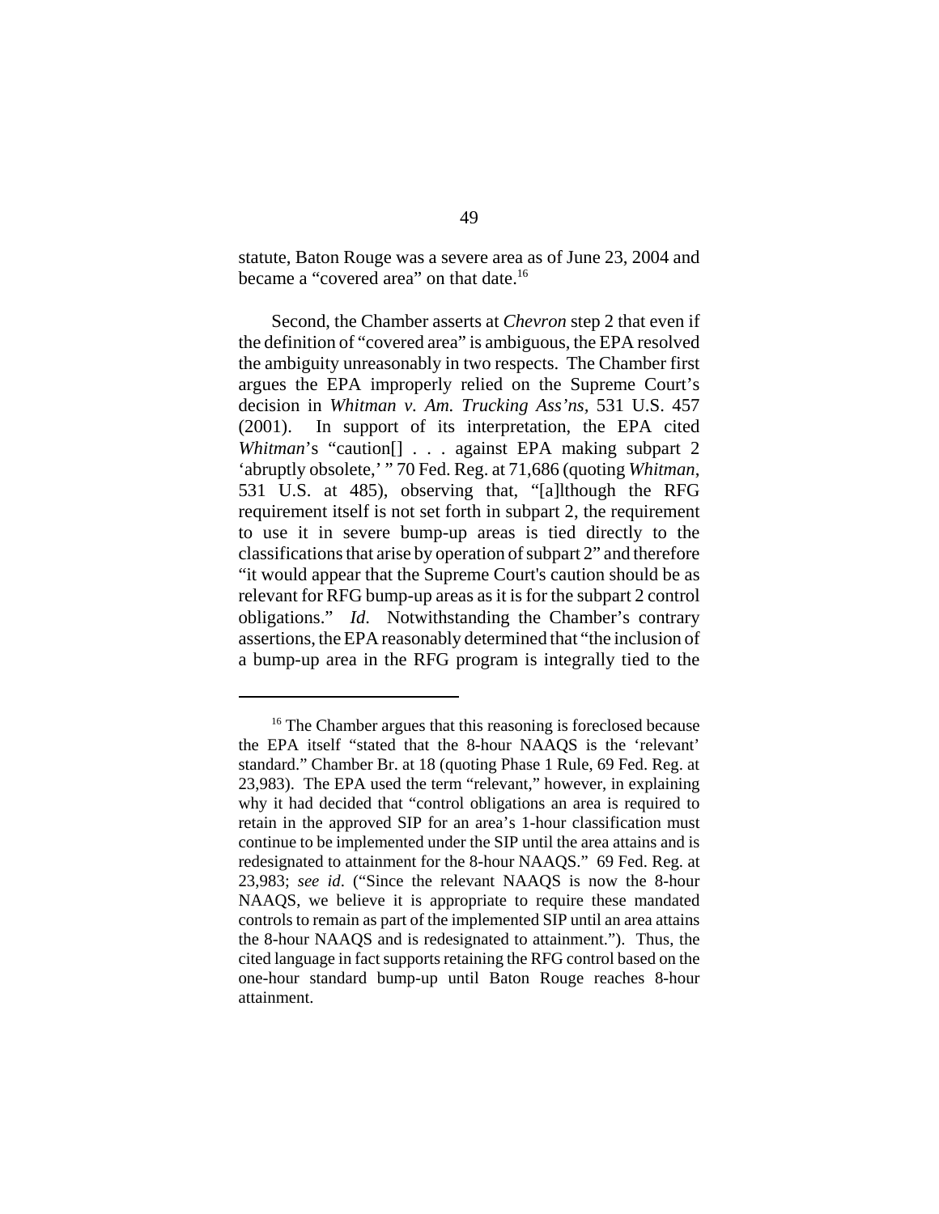statute, Baton Rouge was a severe area as of June 23, 2004 and became a "covered area" on that date.[16]

Second, the Chamber asserts at *Chevron* step 2 that even if the definition of "covered area" is ambiguous, the EPA resolved the ambiguity unreasonably in two respects. The Chamber first argues the EPA improperly relied on the Supreme Court's decision in *Whitman v. Am. Trucking Ass'ns*, 531 U.S. 457 (2001). In support of its interpretation, the EPA cited *Whitman*'s "caution[] . . . against EPA making subpart 2 'abruptly obsolete,' " 70 Fed. Reg. at 71,686 (quoting *Whitman*, 531 U.S. at 485), observing that, "[a]lthough the RFG requirement itself is not set forth in subpart 2, the requirement to use it in severe bump-up areas is tied directly to the classifications that arise by operation of subpart 2" and therefore "it would appear that the Supreme Court's caution should be as relevant for RFG bump-up areas as it is for the subpart 2 control obligations." *Id*. Notwithstanding the Chamber's contrary assertions, the EPA reasonably determined that "the inclusion of a bump-up area in the RFG program is integrally tied to the

---

[16] The Chamber argues that this reasoning is foreclosed because the EPA itself "stated that the 8-hour NAAQS is the 'relevant' standard." Chamber Br. at 18 (quoting Phase 1 Rule, 69 Fed. Reg. at 23,983). The EPA used the term "relevant," however, in explaining why it had decided that "control obligations an area is required to retain in the approved SIP for an area's 1-hour classification must continue to be implemented under the SIP until the area attains and is redesignated to attainment for the 8-hour NAAQS." 69 Fed. Reg. at 23,983; *see id*. ("Since the relevant NAAQS is now the 8-hour NAAQS, we believe it is appropriate to require these mandated controls to remain as part of the implemented SIP until an area attains the 8-hour NAAQS and is redesignated to attainment."). Thus, the cited language in fact supports retaining the RFG control based on the one-hour standard bump-up until Baton Rouge reaches 8-hour attainment.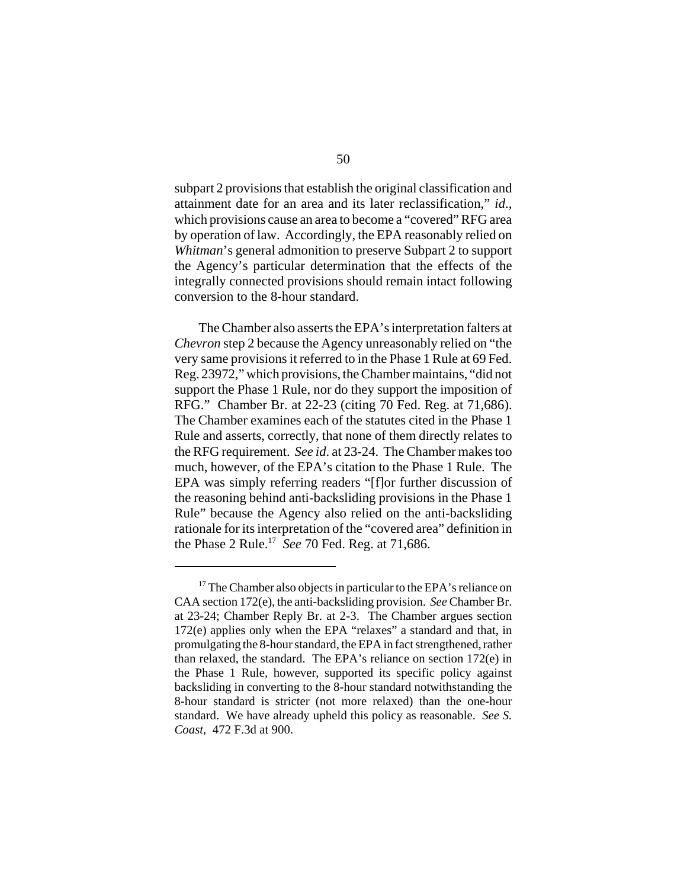subpart 2 provisions that establish the original classification and attainment date for an area and its later reclassification," *id.*, which provisions cause an area to become a "covered" RFG area by operation of law. Accordingly, the EPA reasonably relied on *Whitman*'s general admonition to preserve Subpart 2 to support the Agency's particular determination that the effects of the integrally connected provisions should remain intact following conversion to the 8-hour standard.

The Chamber also asserts the EPA's interpretation falters at *Chevron* step 2 because the Agency unreasonably relied on "the very same provisions it referred to in the Phase 1 Rule at 69 Fed. Reg. 23972," which provisions, the Chamber maintains, "did not support the Phase 1 Rule, nor do they support the imposition of RFG." Chamber Br. at 22-23 (citing 70 Fed. Reg. at 71,686). The Chamber examines each of the statutes cited in the Phase 1 Rule and asserts, correctly, that none of them directly relates to the RFG requirement. *See id.* at 23-24. The Chamber makes too much, however, of the EPA's citation to the Phase 1 Rule. The EPA was simply referring readers "[f]or further discussion of the reasoning behind anti-backsliding provisions in the Phase 1 Rule" because the Agency also relied on the anti-backsliding rationale for its interpretation of the "covered area" definition in the Phase 2 Rule.[17] *See* 70 Fed. Reg. at 71,686.

---

[17] The Chamber also objects in particular to the EPA's reliance on CAA section 172(e), the anti-backsliding provision. *See* Chamber Br. at 23-24; Chamber Reply Br. at 2-3. The Chamber argues section 172(e) applies only when the EPA "relaxes" a standard and that, in promulgating the 8-hour standard, the EPA in fact strengthened, rather than relaxed, the standard. The EPA's reliance on section 172(e) in the Phase 1 Rule, however, supported its specific policy against backsliding in converting to the 8-hour standard notwithstanding the 8-hour standard is stricter (not more relaxed) than the one-hour standard. We have already upheld this policy as reasonable. *See S. Coast*, 472 F.3d at 900.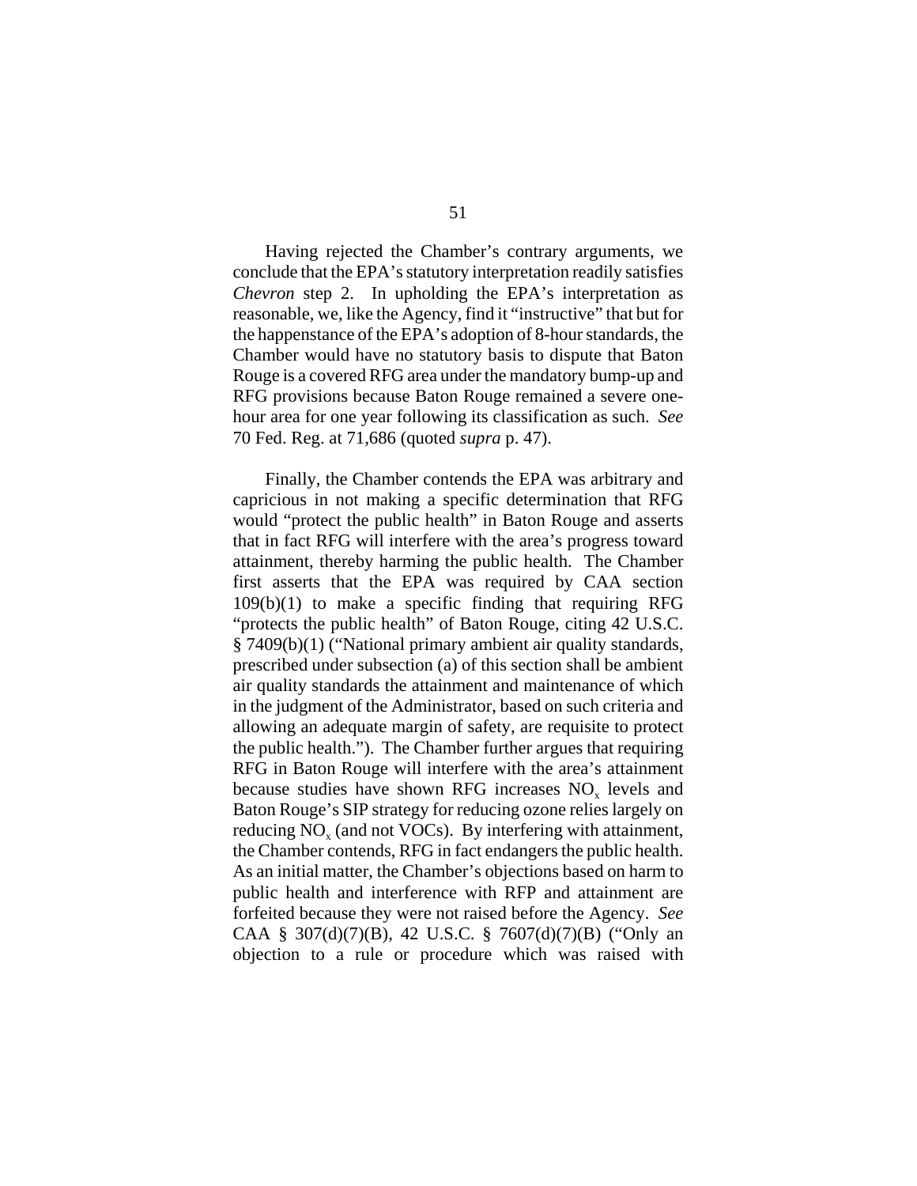Having rejected the Chamber's contrary arguments, we conclude that the EPA's statutory interpretation readily satisfies *Chevron* step 2. In upholding the EPA's interpretation as reasonable, we, like the Agency, find it "instructive" that but for the happenstance of the EPA's adoption of 8-hour standards, the Chamber would have no statutory basis to dispute that Baton Rouge is a covered RFG area under the mandatory bump-up and RFG provisions because Baton Rouge remained a severe one-hour area for one year following its classification as such. *See* 70 Fed. Reg. at 71,686 (quoted *supra* p. 47).

Finally, the Chamber contends the EPA was arbitrary and capricious in not making a specific determination that RFG would "protect the public health" in Baton Rouge and asserts that in fact RFG will interfere with the area's progress toward attainment, thereby harming the public health. The Chamber first asserts that the EPA was required by CAA section 109(b)(1) to make a specific finding that requiring RFG "protects the public health" of Baton Rouge, citing 42 U.S.C. § 7409(b)(1) ("National primary ambient air quality standards, prescribed under subsection (a) of this section shall be ambient air quality standards the attainment and maintenance of which in the judgment of the Administrator, based on such criteria and allowing an adequate margin of safety, are requisite to protect the public health."). The Chamber further argues that requiring RFG in Baton Rouge will interfere with the area's attainment because studies have shown RFG increases $NO_x$ levels and Baton Rouge's SIP strategy for reducing ozone relies largely on reducing $NO_x$ (and not VOCs). By interfering with attainment, the Chamber contends, RFG in fact endangers the public health. As an initial matter, the Chamber's objections based on harm to public health and interference with RFP and attainment are forfeited because they were not raised before the Agency. *See* CAA § 307(d)(7)(B), 42 U.S.C. § 7607(d)(7)(B) ("Only an objection to a rule or procedure which was raised with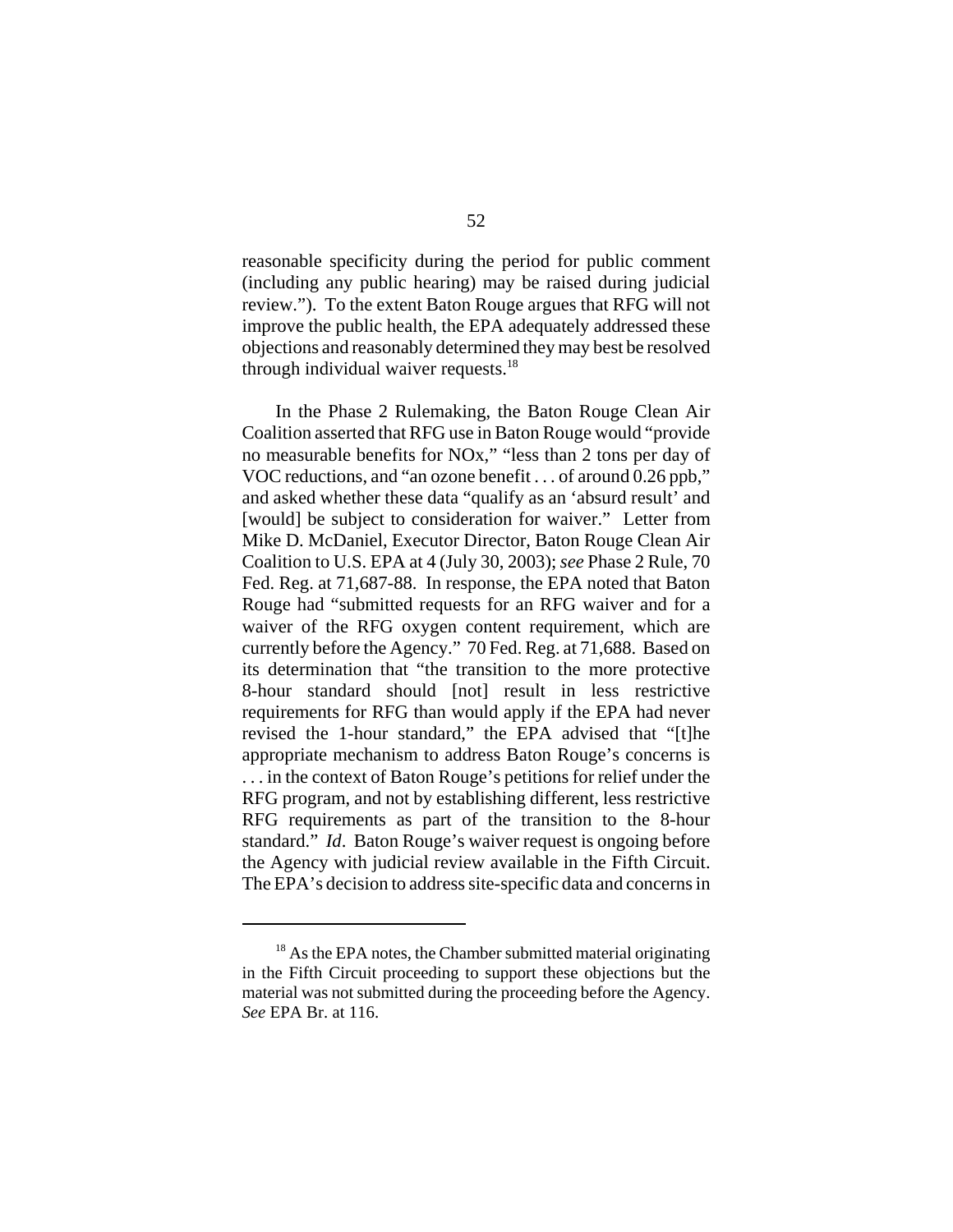reasonable specificity during the period for public comment (including any public hearing) may be raised during judicial review."). To the extent Baton Rouge argues that RFG will not improve the public health, the EPA adequately addressed these objections and reasonably determined they may best be resolved through individual waiver requests.[18]

In the Phase 2 Rulemaking, the Baton Rouge Clean Air Coalition asserted that RFG use in Baton Rouge would "provide no measurable benefits for NOx," "less than 2 tons per day of VOC reductions, and "an ozone benefit . . . of around 0.26 ppb," and asked whether these data "qualify as an 'absurd result' and [would] be subject to consideration for waiver." Letter from Mike D. McDaniel, Executor Director, Baton Rouge Clean Air Coalition to U.S. EPA at 4 (July 30, 2003); *see* Phase 2 Rule, 70 Fed. Reg. at 71,687-88. In response, the EPA noted that Baton Rouge had "submitted requests for an RFG waiver and for a waiver of the RFG oxygen content requirement, which are currently before the Agency." 70 Fed. Reg. at 71,688. Based on its determination that "the transition to the more protective 8-hour standard should [not] result in less restrictive requirements for RFG than would apply if the EPA had never revised the 1-hour standard," the EPA advised that "[t]he appropriate mechanism to address Baton Rouge's concerns is . . . in the context of Baton Rouge's petitions for relief under the RFG program, and not by establishing different, less restrictive RFG requirements as part of the transition to the 8-hour standard." *Id*. Baton Rouge's waiver request is ongoing before the Agency with judicial review available in the Fifth Circuit. The EPA's decision to address site-specific data and concerns in

---

[18] As the EPA notes, the Chamber submitted material originating in the Fifth Circuit proceeding to support these objections but the material was not submitted during the proceeding before the Agency. *See* EPA Br. at 116.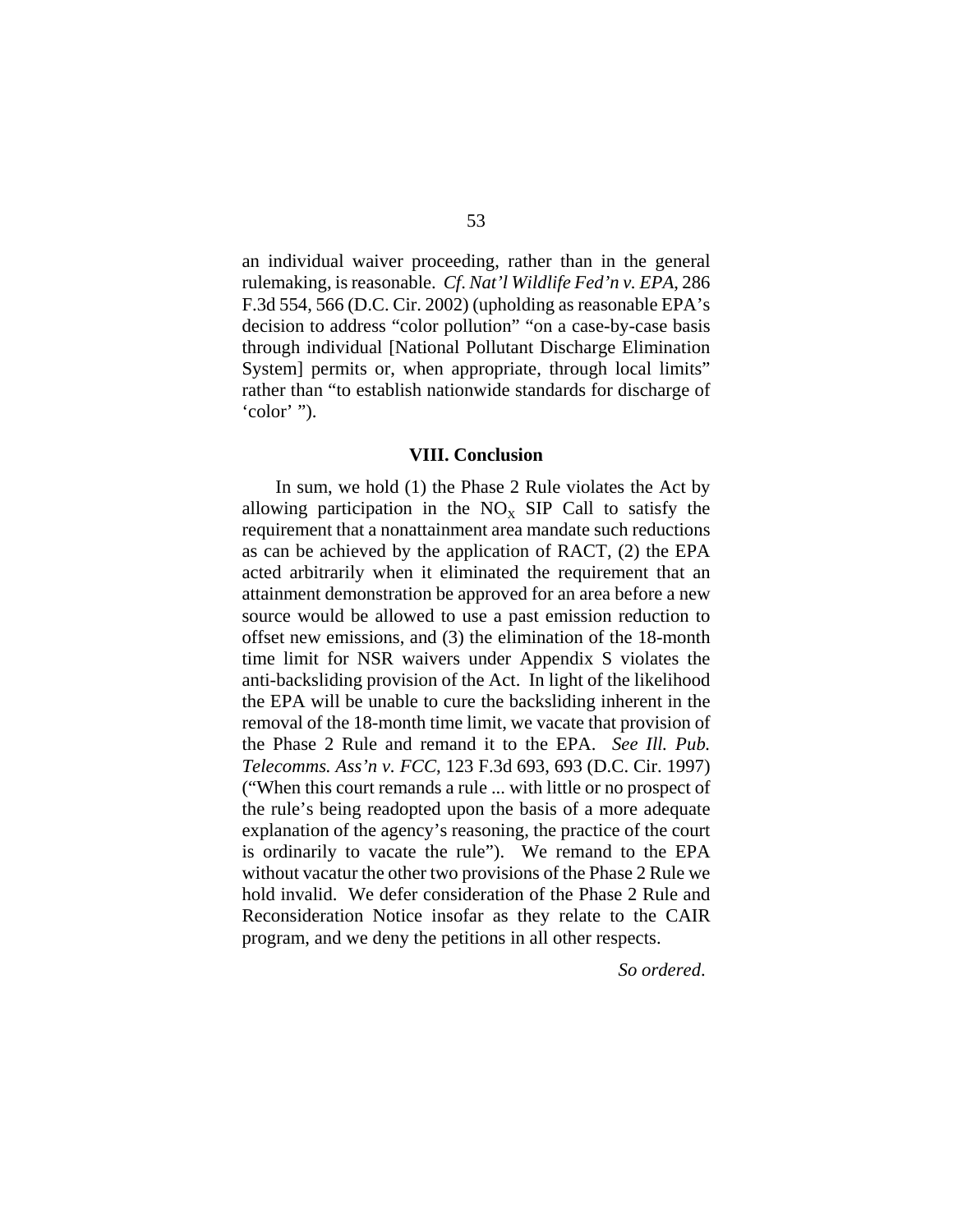an individual waiver proceeding, rather than in the general rulemaking, is reasonable. *Cf. Nat'l Wildlife Fed'n v. EPA*, 286 F.3d 554, 566 (D.C. Cir. 2002) (upholding as reasonable EPA's decision to address "color pollution" "on a case-by-case basis through individual [National Pollutant Discharge Elimination System] permits or, when appropriate, through local limits" rather than "to establish nationwide standards for discharge of 'color' ").

## VIII. Conclusion

In sum, we hold (1) the Phase 2 Rule violates the Act by allowing participation in the $NO_x$ SIP Call to satisfy the requirement that a nonattainment area mandate such reductions as can be achieved by the application of RACT, (2) the EPA acted arbitrarily when it eliminated the requirement that an attainment demonstration be approved for an area before a new source would be allowed to use a past emission reduction to offset new emissions, and (3) the elimination of the 18-month time limit for NSR waivers under Appendix S violates the anti-backsliding provision of the Act. In light of the likelihood the EPA will be unable to cure the backsliding inherent in the removal of the 18-month time limit, we vacate that provision of the Phase 2 Rule and remand it to the EPA. *See Ill. Pub. Telecomms. Ass'n v. FCC*, 123 F.3d 693, 693 (D.C. Cir. 1997) ("When this court remands a rule ... with little or no prospect of the rule's being readopted upon the basis of a more adequate explanation of the agency's reasoning, the practice of the court is ordinarily to vacate the rule"). We remand to the EPA without vacatur the other two provisions of the Phase 2 Rule we hold invalid. We defer consideration of the Phase 2 Rule and Reconsideration Notice insofar as they relate to the CAIR program, and we deny the petitions in all other respects.

*So ordered.*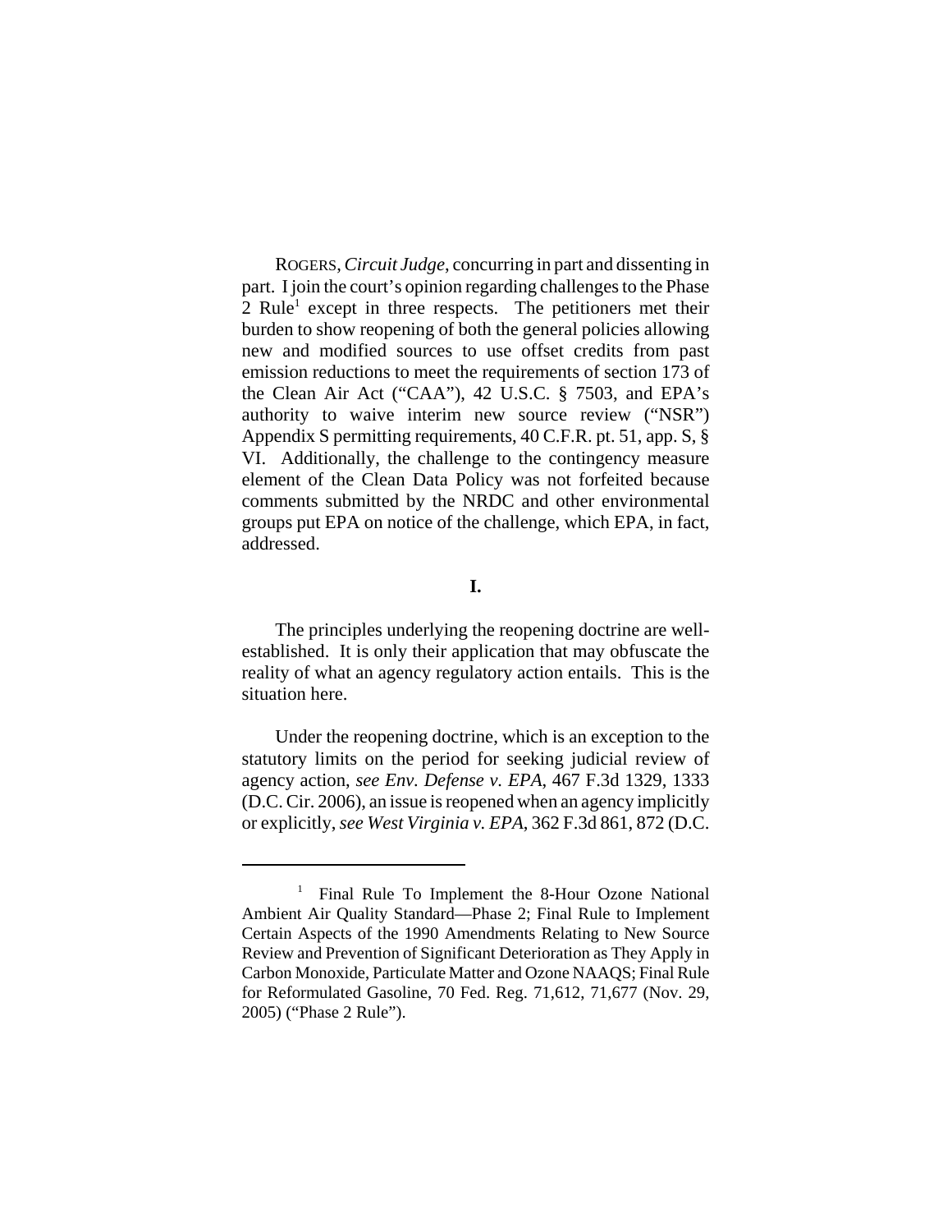ROGERS, *Circuit Judge*, concurring in part and dissenting in part. I join the court's opinion regarding challenges to the Phase 2 Rule[1] except in three respects. The petitioners met their burden to show reopening of both the general policies allowing new and modified sources to use offset credits from past emission reductions to meet the requirements of section 173 of the Clean Air Act ("CAA"), 42 U.S.C. § 7503, and EPA's authority to waive interim new source review ("NSR") Appendix S permitting requirements, 40 C.F.R. pt. 51, app. S, § VI. Additionally, the challenge to the contingency measure element of the Clean Data Policy was not forfeited because comments submitted by the NRDC and other environmental groups put EPA on notice of the challenge, which EPA, in fact, addressed.

**I.**

The principles underlying the reopening doctrine are well-established. It is only their application that may obfuscate the reality of what an agency regulatory action entails. This is the situation here.

Under the reopening doctrine, which is an exception to the statutory limits on the period for seeking judicial review of agency action, *see Env. Defense v. EPA*, 467 F.3d 1329, 1333 (D.C. Cir. 2006), an issue is reopened when an agency implicitly or explicitly, *see West Virginia v. EPA*, 362 F.3d 861, 872 (D.C.

[1] Final Rule To Implement the 8-Hour Ozone National Ambient Air Quality Standard—Phase 2; Final Rule to Implement Certain Aspects of the 1990 Amendments Relating to New Source Review and Prevention of Significant Deterioration as They Apply in Carbon Monoxide, Particulate Matter and Ozone NAAQS; Final Rule for Reformulated Gasoline, 70 Fed. Reg. 71,612, 71,677 (Nov. 29, 2005) ("Phase 2 Rule").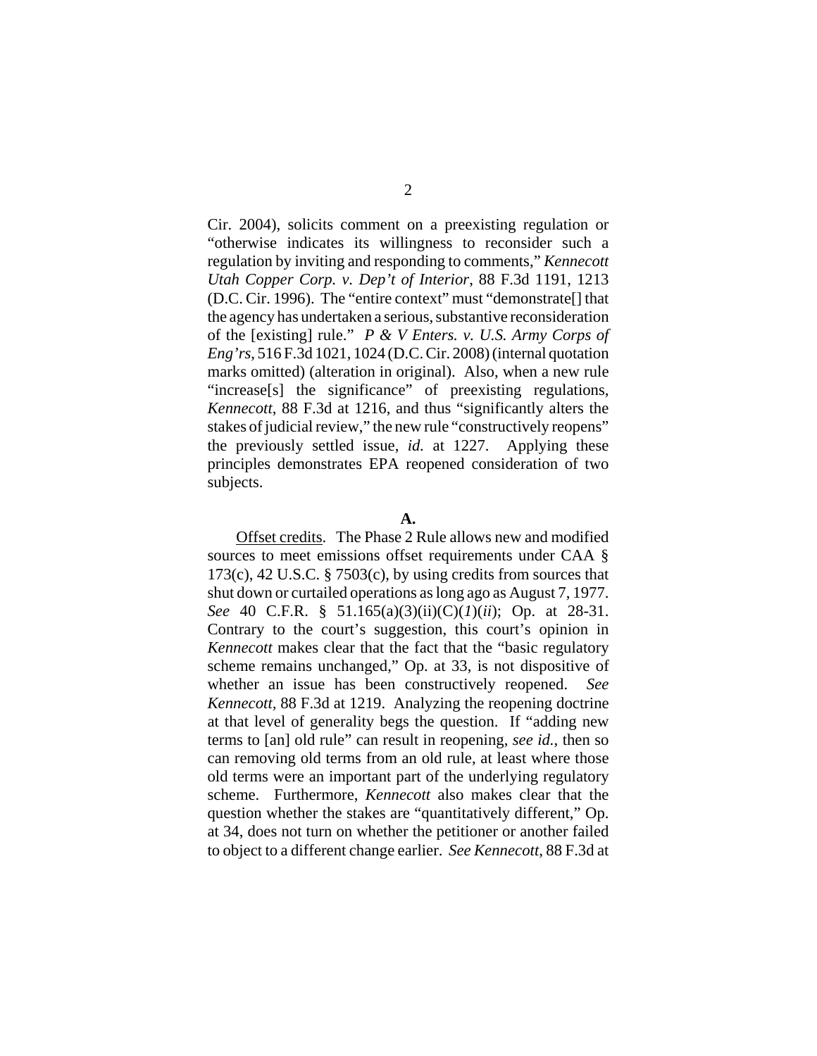Cir. 2004), solicits comment on a preexisting regulation or "otherwise indicates its willingness to reconsider such a regulation by inviting and responding to comments," *Kennecott Utah Copper Corp. v. Dep't of Interior*, 88 F.3d 1191, 1213 (D.C. Cir. 1996). The "entire context" must "demonstrate[] that the agency has undertaken a serious, substantive reconsideration of the [existing] rule." *P & V Enters. v. U.S. Army Corps of Eng'rs*, 516 F.3d 1021, 1024 (D.C. Cir. 2008) (internal quotation marks omitted) (alteration in original). Also, when a new rule "increase[s] the significance" of preexisting regulations, *Kennecott*, 88 F.3d at 1216, and thus "significantly alters the stakes of judicial review," the new rule "constructively reopens" the previously settled issue, *id.* at 1227. Applying these principles demonstrates EPA reopened consideration of two subjects.

**A.**

Offset credits. The Phase 2 Rule allows new and modified sources to meet emissions offset requirements under CAA § 173(c), 42 U.S.C. § 7503(c), by using credits from sources that shut down or curtailed operations as long ago as August 7, 1977. *See* 40 C.F.R. § 51.165(a)(3)(ii)(C)(*1*)(*ii*); Op. at 28-31. Contrary to the court's suggestion, this court's opinion in *Kennecott* makes clear that the fact that the "basic regulatory scheme remains unchanged," Op. at 33, is not dispositive of whether an issue has been constructively reopened. *See Kennecott*, 88 F.3d at 1219. Analyzing the reopening doctrine at that level of generality begs the question. If "adding new terms to [an] old rule" can result in reopening, *see id.*, then so can removing old terms from an old rule, at least where those old terms were an important part of the underlying regulatory scheme. Furthermore, *Kennecott* also makes clear that the question whether the stakes are "quantitatively different," Op. at 34, does not turn on whether the petitioner or another failed to object to a different change earlier. *See Kennecott*, 88 F.3d at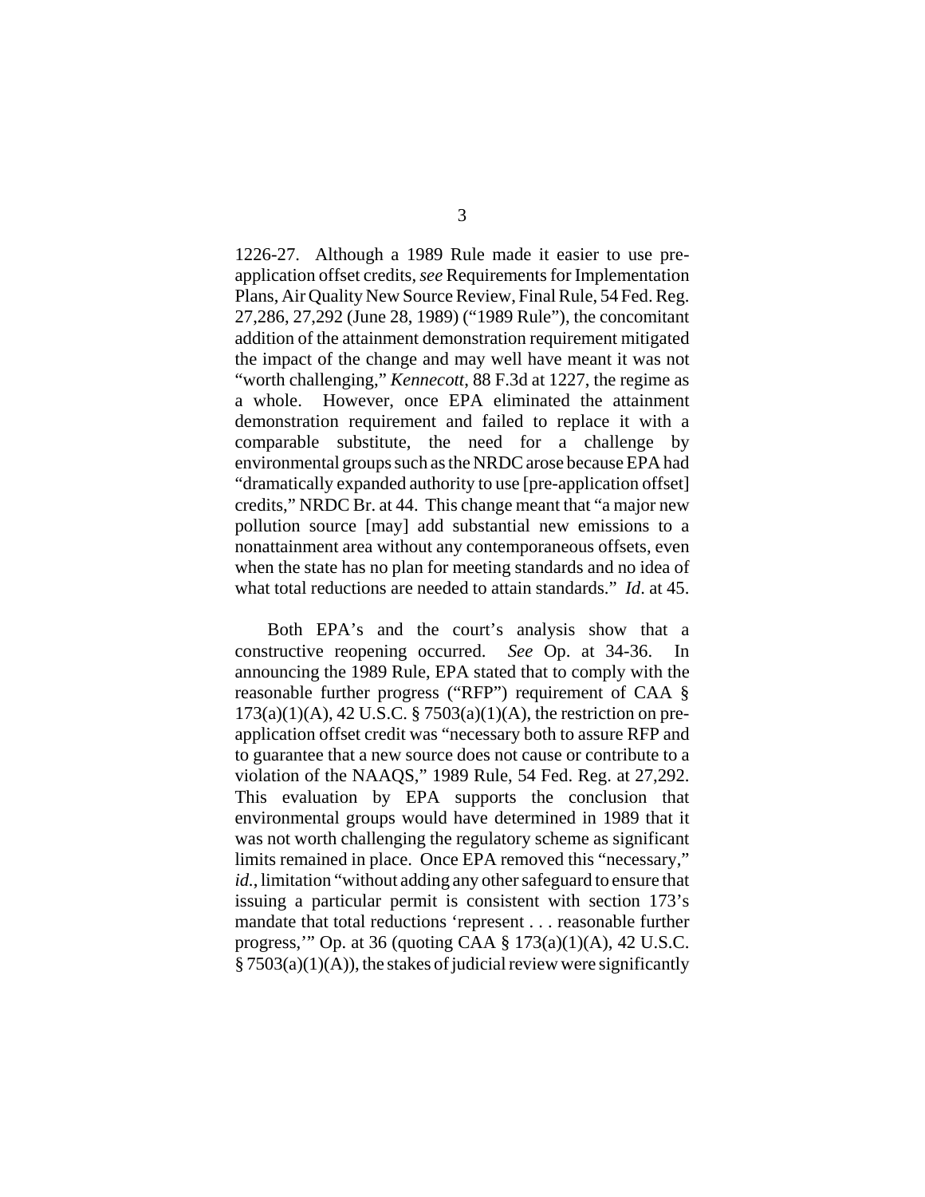1226-27. Although a 1989 Rule made it easier to use pre-application offset credits, *see* Requirements for Implementation Plans, Air Quality New Source Review, Final Rule, 54 Fed. Reg. 27,286, 27,292 (June 28, 1989) ("1989 Rule"), the concomitant addition of the attainment demonstration requirement mitigated the impact of the change and may well have meant it was not "worth challenging," *Kennecott*, 88 F.3d at 1227, the regime as a whole. However, once EPA eliminated the attainment demonstration requirement and failed to replace it with a comparable substitute, the need for a challenge by environmental groups such as the NRDC arose because EPA had "dramatically expanded authority to use [pre-application offset] credits," NRDC Br. at 44. This change meant that "a major new pollution source [may] add substantial new emissions to a nonattainment area without any contemporaneous offsets, even when the state has no plan for meeting standards and no idea of what total reductions are needed to attain standards." *Id*. at 45.

Both EPA's and the court's analysis show that a constructive reopening occurred. *See* Op. at 34-36. In announcing the 1989 Rule, EPA stated that to comply with the reasonable further progress ("RFP") requirement of CAA § 173(a)(1)(A), 42 U.S.C. § 7503(a)(1)(A), the restriction on pre-application offset credit was "necessary both to assure RFP and to guarantee that a new source does not cause or contribute to a violation of the NAAQS," 1989 Rule, 54 Fed. Reg. at 27,292. This evaluation by EPA supports the conclusion that environmental groups would have determined in 1989 that it was not worth challenging the regulatory scheme as significant limits remained in place. Once EPA removed this "necessary," *id.*, limitation "without adding any other safeguard to ensure that issuing a particular permit is consistent with section 173's mandate that total reductions 'represent . . . reasonable further progress,'" Op. at 36 (quoting CAA § 173(a)(1)(A), 42 U.S.C. § 7503(a)(1)(A)), the stakes of judicial review were significantly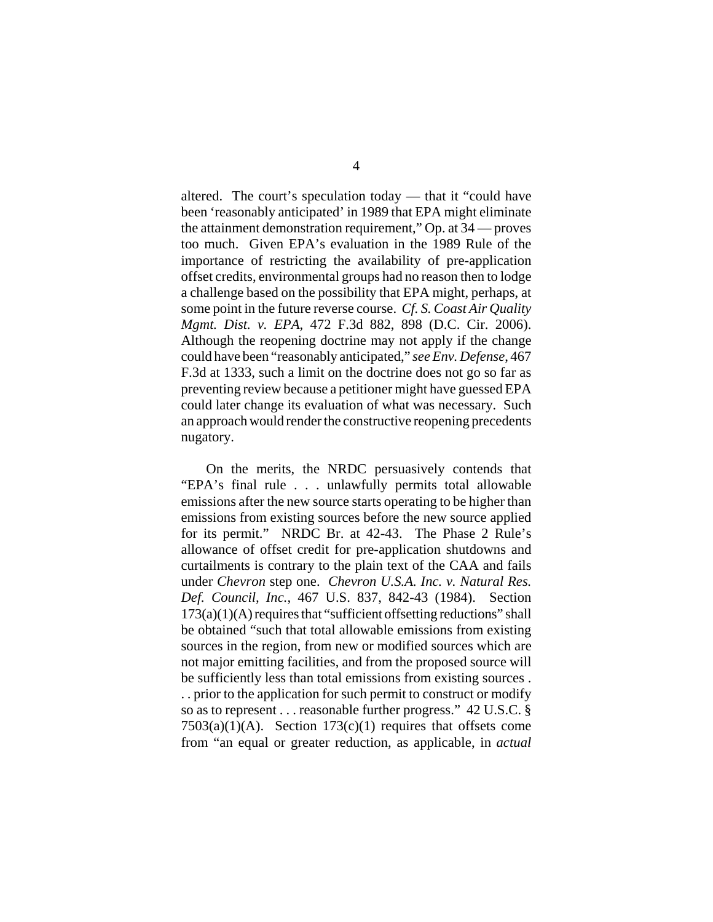altered. The court's speculation today — that it "could have been 'reasonably anticipated' in 1989 that EPA might eliminate the attainment demonstration requirement," Op. at 34 — proves too much. Given EPA's evaluation in the 1989 Rule of the importance of restricting the availability of pre-application offset credits, environmental groups had no reason then to lodge a challenge based on the possibility that EPA might, perhaps, at some point in the future reverse course. *Cf. S. Coast Air Quality Mgmt. Dist. v. EPA*, 472 F.3d 882, 898 (D.C. Cir. 2006). Although the reopening doctrine may not apply if the change could have been "reasonably anticipated," *see Env. Defense*, 467 F.3d at 1333, such a limit on the doctrine does not go so far as preventing review because a petitioner might have guessed EPA could later change its evaluation of what was necessary. Such an approach would render the constructive reopening precedents nugatory.

On the merits, the NRDC persuasively contends that "EPA's final rule . . . unlawfully permits total allowable emissions after the new source starts operating to be higher than emissions from existing sources before the new source applied for its permit." NRDC Br. at 42-43. The Phase 2 Rule's allowance of offset credit for pre-application shutdowns and curtailments is contrary to the plain text of the CAA and fails under *Chevron* step one. *Chevron U.S.A. Inc. v. Natural Res. Def. Council, Inc.*, 467 U.S. 837, 842-43 (1984). Section 173(a)(1)(A) requires that "sufficient offsetting reductions" shall be obtained "such that total allowable emissions from existing sources in the region, from new or modified sources which are not major emitting facilities, and from the proposed source will be sufficiently less than total emissions from existing sources . . . prior to the application for such permit to construct or modify so as to represent . . . reasonable further progress." 42 U.S.C. § 7503(a)(1)(A). Section 173(c)(1) requires that offsets come from "an equal or greater reduction, as applicable, in *actual*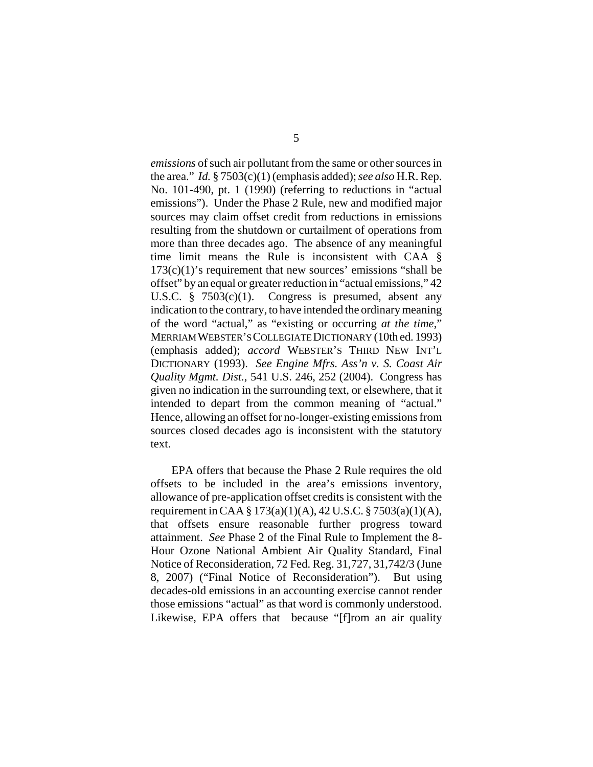*emissions* of such air pollutant from the same or other sources in the area." *Id.* § 7503(c)(1) (emphasis added); *see also* H.R. Rep. No. 101-490, pt. 1 (1990) (referring to reductions in "actual emissions"). Under the Phase 2 Rule, new and modified major sources may claim offset credit from reductions in emissions resulting from the shutdown or curtailment of operations from more than three decades ago. The absence of any meaningful time limit means the Rule is inconsistent with CAA § 173(c)(1)'s requirement that new sources' emissions "shall be offset" by an equal or greater reduction in "actual emissions," 42 U.S.C. § 7503(c)(1). Congress is presumed, absent any indication to the contrary, to have intended the ordinary meaning of the word "actual," as "existing or occurring *at the time*," MERRIAM WEBSTER'S COLLEGIATE DICTIONARY (10th ed. 1993) (emphasis added); *accord* WEBSTER'S THIRD NEW INT'L DICTIONARY (1993). *See Engine Mfrs. Ass'n v. S. Coast Air Quality Mgmt. Dist.*, 541 U.S. 246, 252 (2004). Congress has given no indication in the surrounding text, or elsewhere, that it intended to depart from the common meaning of "actual." Hence, allowing an offset for no-longer-existing emissions from sources closed decades ago is inconsistent with the statutory text.

EPA offers that because the Phase 2 Rule requires the old offsets to be included in the area's emissions inventory, allowance of pre-application offset credits is consistent with the requirement in CAA § 173(a)(1)(A), 42 U.S.C. § 7503(a)(1)(A), that offsets ensure reasonable further progress toward attainment. *See* Phase 2 of the Final Rule to Implement the 8-Hour Ozone National Ambient Air Quality Standard, Final Notice of Reconsideration, 72 Fed. Reg. 31,727, 31,742/3 (June 8, 2007) ("Final Notice of Reconsideration"). But using decades-old emissions in an accounting exercise cannot render those emissions "actual" as that word is commonly understood. Likewise, EPA offers that because "[f]rom an air quality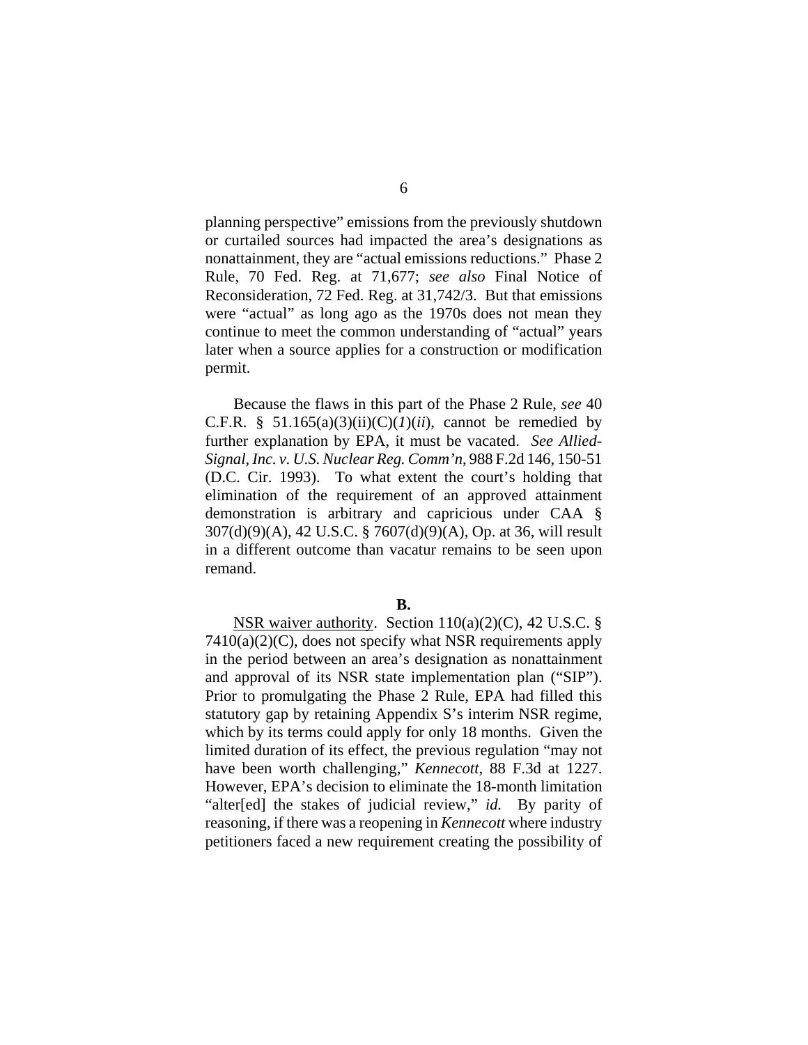planning perspective" emissions from the previously shutdown or curtailed sources had impacted the area's designations as nonattainment, they are "actual emissions reductions." Phase 2 Rule, 70 Fed. Reg. at 71,677; *see also* Final Notice of Reconsideration, 72 Fed. Reg. at 31,742/3. But that emissions were "actual" as long ago as the 1970s does not mean they continue to meet the common understanding of "actual" years later when a source applies for a construction or modification permit.

Because the flaws in this part of the Phase 2 Rule, *see* 40 C.F.R. § 51.165(a)(3)(ii)(C)(*1*)(*ii*), cannot be remedied by further explanation by EPA, it must be vacated. *See Allied-Signal, Inc. v. U.S. Nuclear Reg. Comm'n*, 988 F.2d 146, 150-51 (D.C. Cir. 1993). To what extent the court's holding that elimination of the requirement of an approved attainment demonstration is arbitrary and capricious under CAA § 307(d)(9)(A), 42 U.S.C. § 7607(d)(9)(A), Op. at 36, will result in a different outcome than vacatur remains to be seen upon remand.

**B.**

NSR waiver authority. Section 110(a)(2)(C), 42 U.S.C. § 7410(a)(2)(C), does not specify what NSR requirements apply in the period between an area's designation as nonattainment and approval of its NSR state implementation plan ("SIP"). Prior to promulgating the Phase 2 Rule, EPA had filled this statutory gap by retaining Appendix S's interim NSR regime, which by its terms could apply for only 18 months. Given the limited duration of its effect, the previous regulation "may not have been worth challenging," *Kennecott*, 88 F.3d at 1227. However, EPA's decision to eliminate the 18-month limitation "alter[ed] the stakes of judicial review," *id.* By parity of reasoning, if there was a reopening in *Kennecott* where industry petitioners faced a new requirement creating the possibility of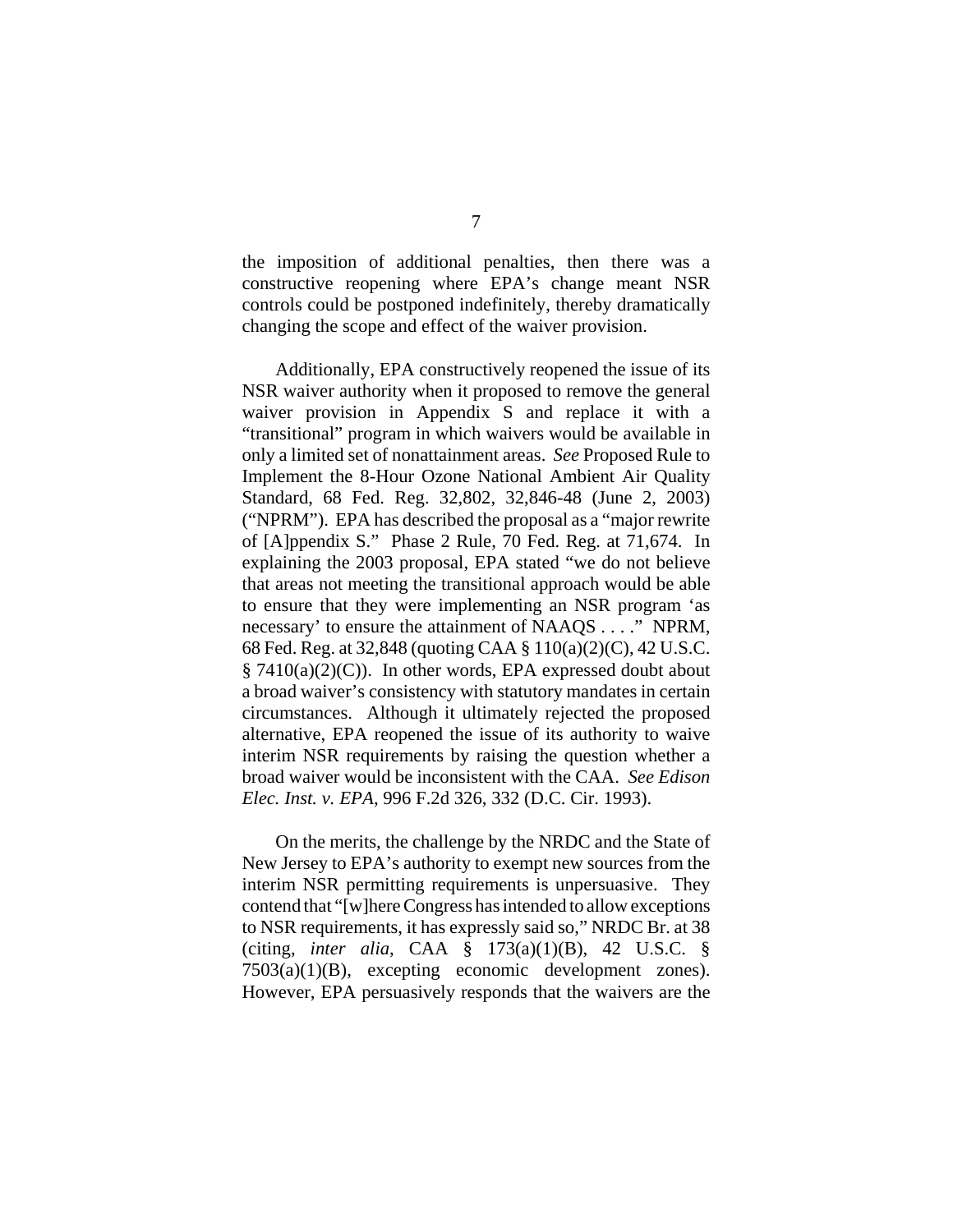the imposition of additional penalties, then there was a constructive reopening where EPA's change meant NSR controls could be postponed indefinitely, thereby dramatically changing the scope and effect of the waiver provision.

Additionally, EPA constructively reopened the issue of its NSR waiver authority when it proposed to remove the general waiver provision in Appendix S and replace it with a "transitional" program in which waivers would be available in only a limited set of nonattainment areas. *See* Proposed Rule to Implement the 8-Hour Ozone National Ambient Air Quality Standard, 68 Fed. Reg. 32,802, 32,846-48 (June 2, 2003) ("NPRM"). EPA has described the proposal as a "major rewrite of [A]ppendix S." Phase 2 Rule, 70 Fed. Reg. at 71,674. In explaining the 2003 proposal, EPA stated "we do not believe that areas not meeting the transitional approach would be able to ensure that they were implementing an NSR program 'as necessary' to ensure the attainment of NAAQS . . . ." NPRM, 68 Fed. Reg. at 32,848 (quoting CAA § 110(a)(2)(C), 42 U.S.C. § 7410(a)(2)(C)). In other words, EPA expressed doubt about a broad waiver's consistency with statutory mandates in certain circumstances. Although it ultimately rejected the proposed alternative, EPA reopened the issue of its authority to waive interim NSR requirements by raising the question whether a broad waiver would be inconsistent with the CAA. *See Edison Elec. Inst. v. EPA*, 996 F.2d 326, 332 (D.C. Cir. 1993).

On the merits, the challenge by the NRDC and the State of New Jersey to EPA's authority to exempt new sources from the interim NSR permitting requirements is unpersuasive. They contend that "[w]here Congress has intended to allow exceptions to NSR requirements, it has expressly said so," NRDC Br. at 38 (citing, *inter alia*, CAA § 173(a)(1)(B), 42 U.S.C. § 7503(a)(1)(B), excepting economic development zones). However, EPA persuasively responds that the waivers are the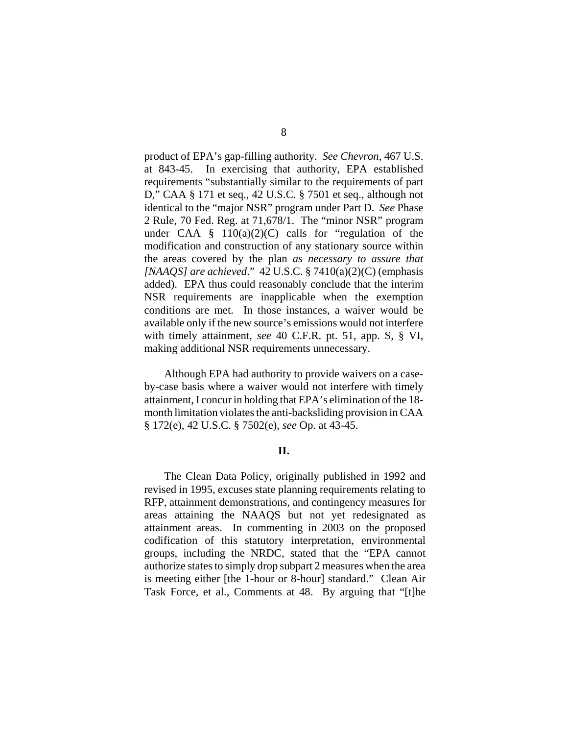product of EPA's gap-filling authority. *See Chevron*, 467 U.S. at 843-45. In exercising that authority, EPA established requirements "substantially similar to the requirements of part D," CAA § 171 et seq., 42 U.S.C. § 7501 et seq., although not identical to the "major NSR" program under Part D. *See* Phase 2 Rule, 70 Fed. Reg. at 71,678/1. The "minor NSR" program under CAA § 110(a)(2)(C) calls for "regulation of the modification and construction of any stationary source within the areas covered by the plan *as necessary to assure that [NAAQS] are achieved*." 42 U.S.C. § 7410(a)(2)(C) (emphasis added). EPA thus could reasonably conclude that the interim NSR requirements are inapplicable when the exemption conditions are met. In those instances, a waiver would be available only if the new source's emissions would not interfere with timely attainment, *see* 40 C.F.R. pt. 51, app. S, § VI, making additional NSR requirements unnecessary.

Although EPA had authority to provide waivers on a case-by-case basis where a waiver would not interfere with timely attainment, I concur in holding that EPA's elimination of the 18-month limitation violates the anti-backsliding provision in CAA § 172(e), 42 U.S.C. § 7502(e), *see* Op. at 43-45.

## II.

The Clean Data Policy, originally published in 1992 and revised in 1995, excuses state planning requirements relating to RFP, attainment demonstrations, and contingency measures for areas attaining the NAAQS but not yet redesignated as attainment areas. In commenting in 2003 on the proposed codification of this statutory interpretation, environmental groups, including the NRDC, stated that the "EPA cannot authorize states to simply drop subpart 2 measures when the area is meeting either [the 1-hour or 8-hour] standard." Clean Air Task Force, et al., Comments at 48. By arguing that "[t]he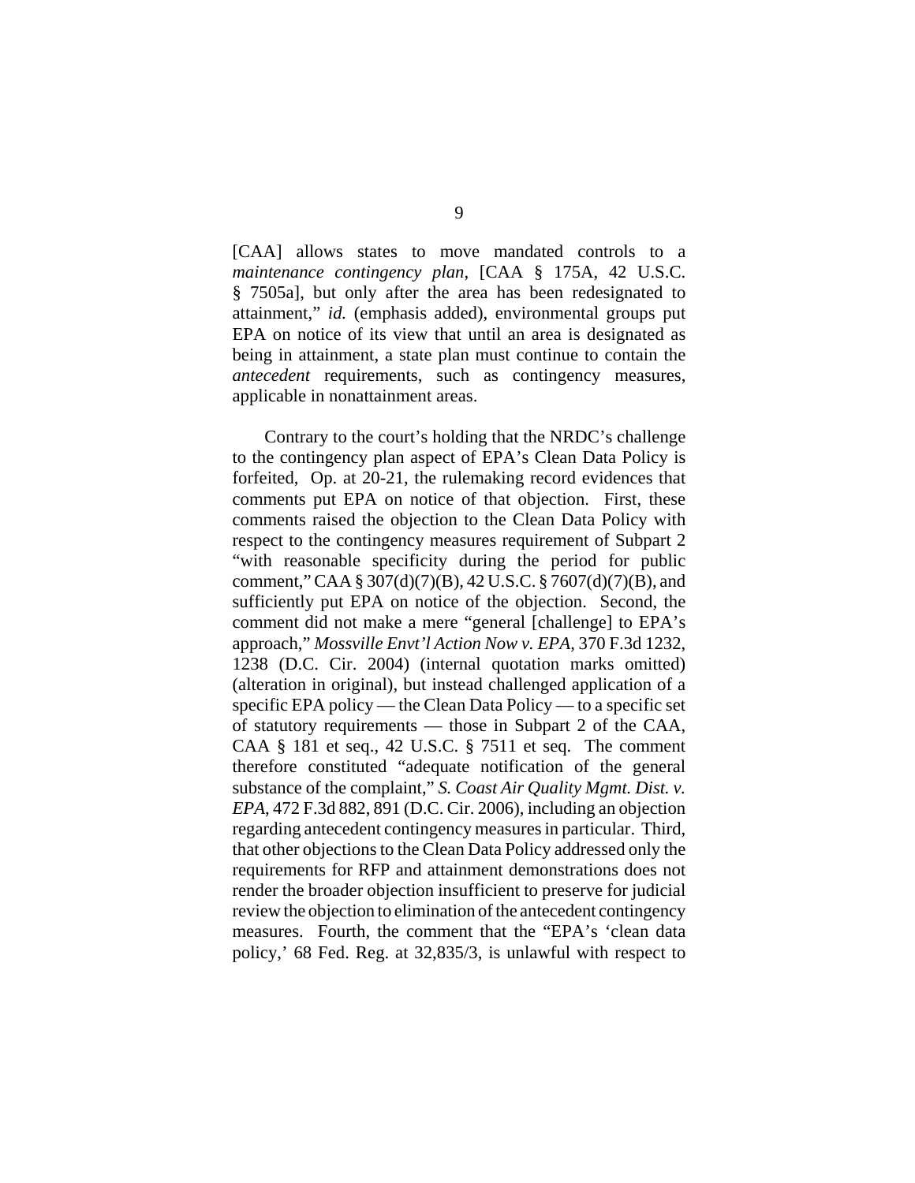[CAA] allows states to move mandated controls to a *maintenance contingency plan*, [CAA § 175A, 42 U.S.C. § 7505a], but only after the area has been redesignated to attainment," *id.* (emphasis added), environmental groups put EPA on notice of its view that until an area is designated as being in attainment, a state plan must continue to contain the *antecedent* requirements, such as contingency measures, applicable in nonattainment areas.

Contrary to the court's holding that the NRDC's challenge to the contingency plan aspect of EPA's Clean Data Policy is forfeited, Op. at 20-21, the rulemaking record evidences that comments put EPA on notice of that objection. First, these comments raised the objection to the Clean Data Policy with respect to the contingency measures requirement of Subpart 2 "with reasonable specificity during the period for public comment," CAA § 307(d)(7)(B), 42 U.S.C. § 7607(d)(7)(B), and sufficiently put EPA on notice of the objection. Second, the comment did not make a mere "general [challenge] to EPA's approach," *Mossville Envt'l Action Now v. EPA*, 370 F.3d 1232, 1238 (D.C. Cir. 2004) (internal quotation marks omitted) (alteration in original), but instead challenged application of a specific EPA policy — the Clean Data Policy — to a specific set of statutory requirements — those in Subpart 2 of the CAA, CAA § 181 et seq., 42 U.S.C. § 7511 et seq. The comment therefore constituted "adequate notification of the general substance of the complaint," *S. Coast Air Quality Mgmt. Dist. v. EPA*, 472 F.3d 882, 891 (D.C. Cir. 2006), including an objection regarding antecedent contingency measures in particular. Third, that other objections to the Clean Data Policy addressed only the requirements for RFP and attainment demonstrations does not render the broader objection insufficient to preserve for judicial review the objection to elimination of the antecedent contingency measures. Fourth, the comment that the "EPA's 'clean data policy,' 68 Fed. Reg. at 32,835/3, is unlawful with respect to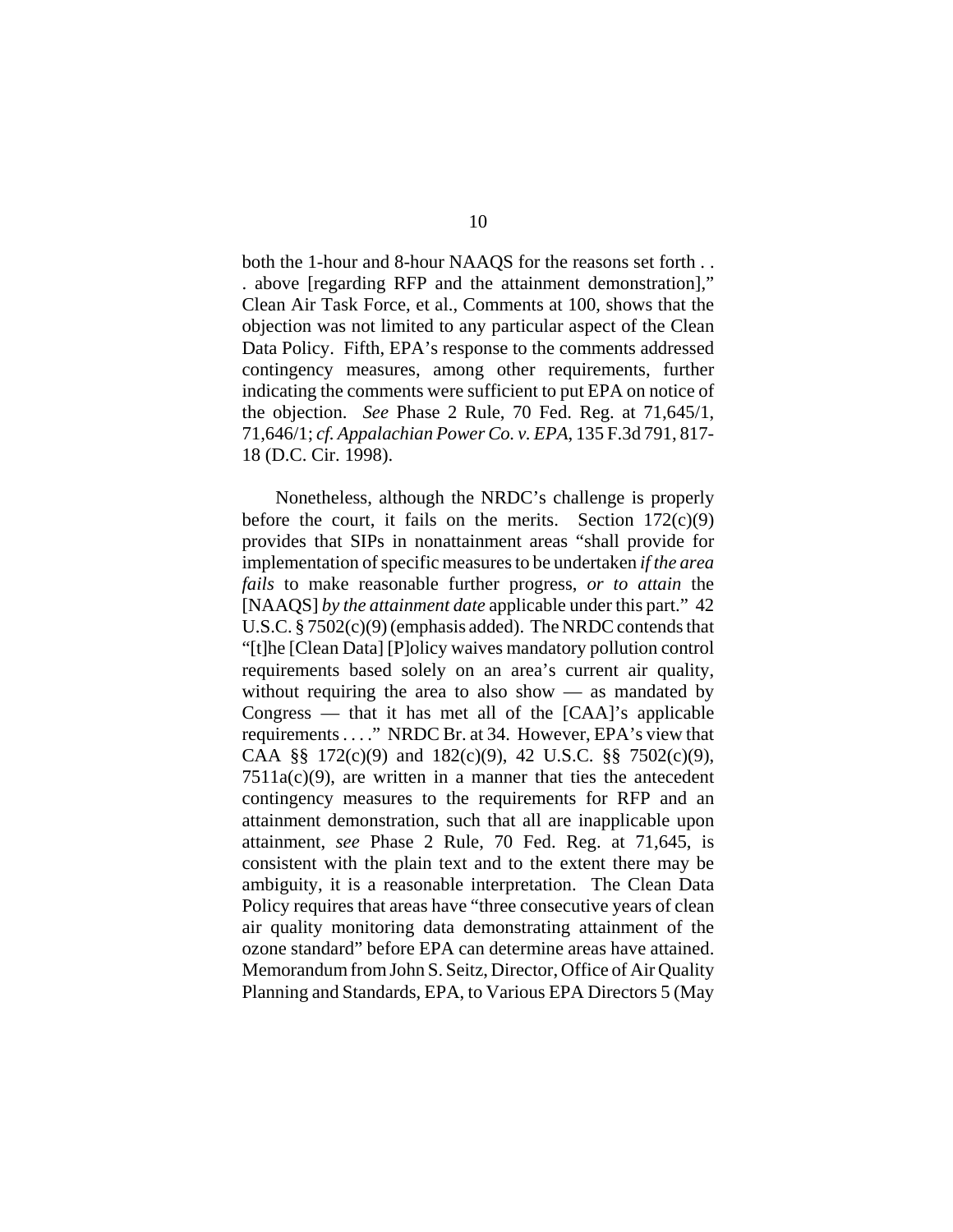both the 1-hour and 8-hour NAAQS for the reasons set forth . . . above [regarding RFP and the attainment demonstration]," Clean Air Task Force, et al., Comments at 100, shows that the objection was not limited to any particular aspect of the Clean Data Policy. Fifth, EPA's response to the comments addressed contingency measures, among other requirements, further indicating the comments were sufficient to put EPA on notice of the objection. *See* Phase 2 Rule, 70 Fed. Reg. at 71,645/1, 71,646/1; *cf. Appalachian Power Co. v. EPA*, 135 F.3d 791, 817-18 (D.C. Cir. 1998).

Nonetheless, although the NRDC's challenge is properly before the court, it fails on the merits. Section 172(c)(9) provides that SIPs in nonattainment areas "shall provide for implementation of specific measures to be undertaken *if the area fails* to make reasonable further progress, *or to attain* the [NAAQS] *by the attainment date* applicable under this part." 42 U.S.C. § 7502(c)(9) (emphasis added). The NRDC contends that "[t]he [Clean Data] [P]olicy waives mandatory pollution control requirements based solely on an area's current air quality, without requiring the area to also show — as mandated by Congress — that it has met all of the [CAA]'s applicable requirements . . . ." NRDC Br. at 34. However, EPA's view that CAA §§ 172(c)(9) and 182(c)(9), 42 U.S.C. §§ 7502(c)(9), 7511a(c)(9), are written in a manner that ties the antecedent contingency measures to the requirements for RFP and an attainment demonstration, such that all are inapplicable upon attainment, *see* Phase 2 Rule, 70 Fed. Reg. at 71,645, is consistent with the plain text and to the extent there may be ambiguity, it is a reasonable interpretation. The Clean Data Policy requires that areas have "three consecutive years of clean air quality monitoring data demonstrating attainment of the ozone standard" before EPA can determine areas have attained. Memorandum from John S. Seitz, Director, Office of Air Quality Planning and Standards, EPA, to Various EPA Directors 5 (May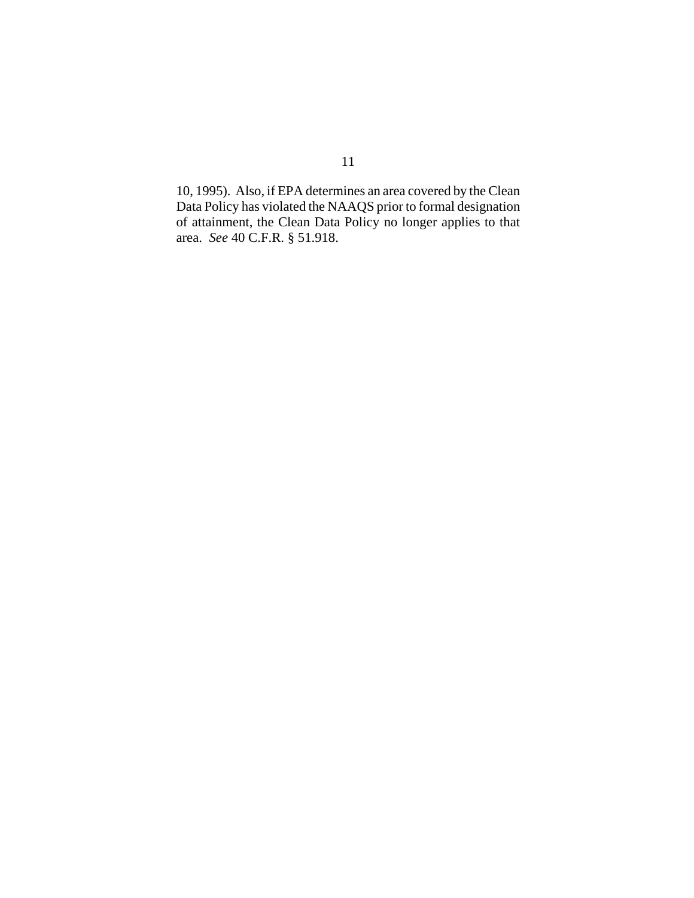10, 1995). Also, if EPA determines an area covered by the Clean Data Policy has violated the NAAQS prior to formal designation of attainment, the Clean Data Policy no longer applies to that area. *See* 40 C.F.R. § 51.918.